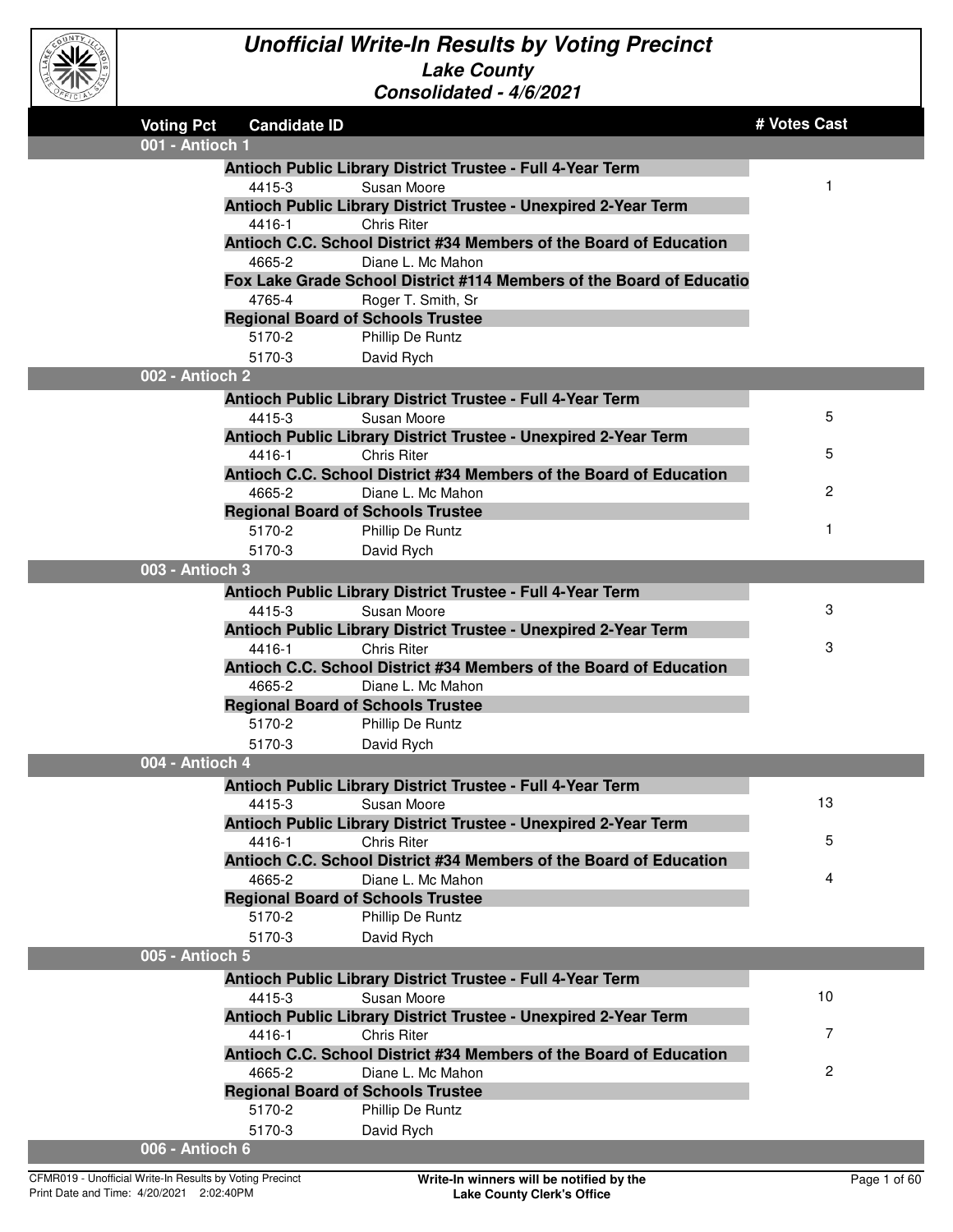# Unofficial Write-In Results by Voting Precinct

## Lake County

### Consolidated - 4/6/2021

| Voting Pct | Candidate ID | | # Votes Cast |
|---|---|---|---|
| **001 - Antioch 1** | | | |
| | **Antioch Public Library District Trustee - Full 4-Year Term** | | |
| | 4415-3 | Susan Moore | 1 |
| | **Antioch Public Library District Trustee - Unexpired 2-Year Term** | | |
| | 4416-1 | Chris Riter | |
| | **Antioch C.C. School District #34 Members of the Board of Education** | | |
| | 4665-2 | Diane L. Mc Mahon | |
| | **Fox Lake Grade School District #114 Members of the Board of Educatio** | | |
| | 4765-4 | Roger T. Smith, Sr | |
| | **Regional Board of Schools Trustee** | | |
| | 5170-2 | Phillip De Runtz | |
| | 5170-3 | David Rych | |
| **002 - Antioch 2** | | | |
| | **Antioch Public Library District Trustee - Full 4-Year Term** | | |
| | 4415-3 | Susan Moore | 5 |
| | **Antioch Public Library District Trustee - Unexpired 2-Year Term** | | |
| | 4416-1 | Chris Riter | 5 |
| | **Antioch C.C. School District #34 Members of the Board of Education** | | |
| | 4665-2 | Diane L. Mc Mahon | 2 |
| | **Regional Board of Schools Trustee** | | |
| | 5170-2 | Phillip De Runtz | 1 |
| | 5170-3 | David Rych | |
| **003 - Antioch 3** | | | |
| | **Antioch Public Library District Trustee - Full 4-Year Term** | | |
| | 4415-3 | Susan Moore | 3 |
| | **Antioch Public Library District Trustee - Unexpired 2-Year Term** | | |
| | 4416-1 | Chris Riter | 3 |
| | **Antioch C.C. School District #34 Members of the Board of Education** | | |
| | 4665-2 | Diane L. Mc Mahon | |
| | **Regional Board of Schools Trustee** | | |
| | 5170-2 | Phillip De Runtz | |
| | 5170-3 | David Rych | |
| **004 - Antioch 4** | | | |
| | **Antioch Public Library District Trustee - Full 4-Year Term** | | |
| | 4415-3 | Susan Moore | 13 |
| | **Antioch Public Library District Trustee - Unexpired 2-Year Term** | | |
| | 4416-1 | Chris Riter | 5 |
| | **Antioch C.C. School District #34 Members of the Board of Education** | | |
| | 4665-2 | Diane L. Mc Mahon | 4 |
| | **Regional Board of Schools Trustee** | | |
| | 5170-2 | Phillip De Runtz | |
| | 5170-3 | David Rych | |
| **005 - Antioch 5** | | | |
| | **Antioch Public Library District Trustee - Full 4-Year Term** | | |
| | 4415-3 | Susan Moore | 10 |
| | **Antioch Public Library District Trustee - Unexpired 2-Year Term** | | |
| | 4416-1 | Chris Riter | 7 |
| | **Antioch C.C. School District #34 Members of the Board of Education** | | |
| | 4665-2 | Diane L. Mc Mahon | 2 |
| | **Regional Board of Schools Trustee** | | |
| | 5170-2 | Phillip De Runtz | |
| | 5170-3 | David Rych | |
| **006 - Antioch 6** | | | |

CFMR019 - Unofficial Write-In Results by Voting Precinct
Print Date and Time: 4/20/2021 2:02:40PM

**Write-In winners will be notified by the Lake County Clerk's Office**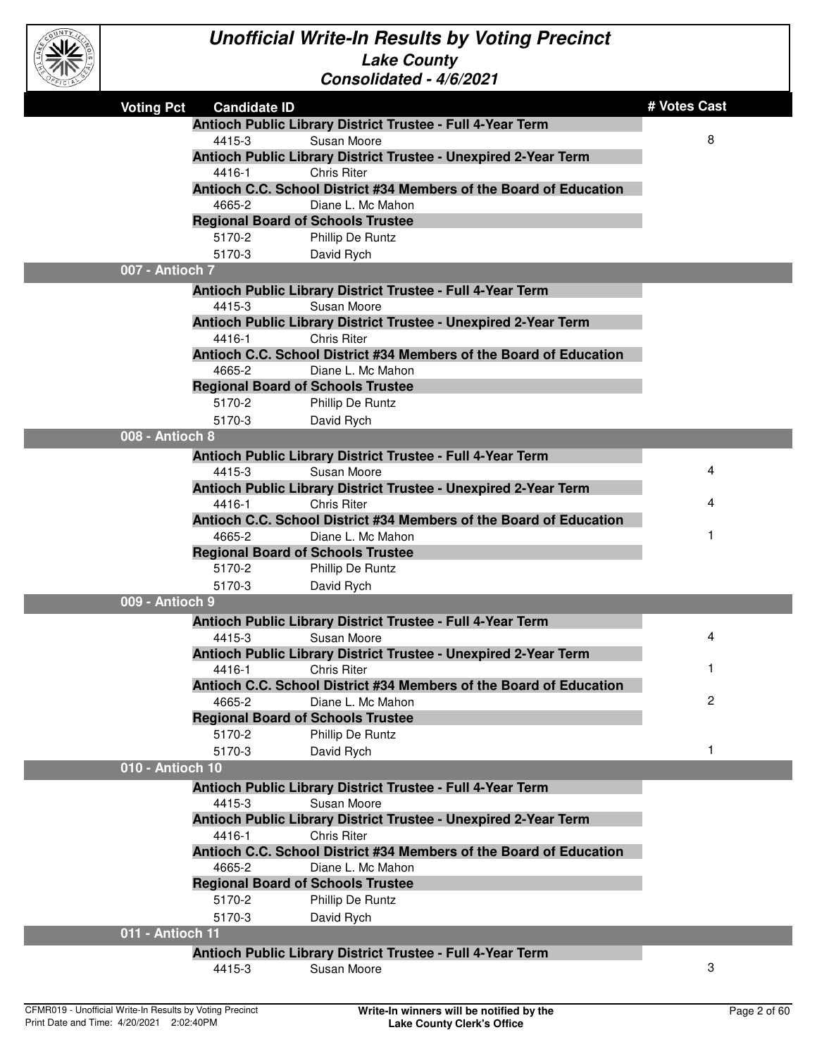# Unofficial Write-In Results by Voting Precinct

## Lake County

## Consolidated - 4/6/2021

| Voting Pct | Candidate ID | | # Votes Cast |
|---|---|---|---|
| | **Antioch Public Library District Trustee - Full 4-Year Term** | | |
| | 4415-3 | Susan Moore | 8 |
| | **Antioch Public Library District Trustee - Unexpired 2-Year Term** | | |
| | 4416-1 | Chris Riter | |
| | **Antioch C.C. School District #34 Members of the Board of Education** | | |
| | 4665-2 | Diane L. Mc Mahon | |
| | **Regional Board of Schools Trustee** | | |
| | 5170-2 | Phillip De Runtz | |
| | 5170-3 | David Rych | |
| **007 - Antioch 7** | | | |
| | **Antioch Public Library District Trustee - Full 4-Year Term** | | |
| | 4415-3 | Susan Moore | |
| | **Antioch Public Library District Trustee - Unexpired 2-Year Term** | | |
| | 4416-1 | Chris Riter | |
| | **Antioch C.C. School District #34 Members of the Board of Education** | | |
| | 4665-2 | Diane L. Mc Mahon | |
| | **Regional Board of Schools Trustee** | | |
| | 5170-2 | Phillip De Runtz | |
| | 5170-3 | David Rych | |
| **008 - Antioch 8** | | | |
| | **Antioch Public Library District Trustee - Full 4-Year Term** | | |
| | 4415-3 | Susan Moore | 4 |
| | **Antioch Public Library District Trustee - Unexpired 2-Year Term** | | |
| | 4416-1 | Chris Riter | 4 |
| | **Antioch C.C. School District #34 Members of the Board of Education** | | |
| | 4665-2 | Diane L. Mc Mahon | 1 |
| | **Regional Board of Schools Trustee** | | |
| | 5170-2 | Phillip De Runtz | |
| | 5170-3 | David Rych | |
| **009 - Antioch 9** | | | |
| | **Antioch Public Library District Trustee - Full 4-Year Term** | | |
| | 4415-3 | Susan Moore | 4 |
| | **Antioch Public Library District Trustee - Unexpired 2-Year Term** | | |
| | 4416-1 | Chris Riter | 1 |
| | **Antioch C.C. School District #34 Members of the Board of Education** | | |
| | 4665-2 | Diane L. Mc Mahon | 2 |
| | **Regional Board of Schools Trustee** | | |
| | 5170-2 | Phillip De Runtz | |
| | 5170-3 | David Rych | 1 |
| **010 - Antioch 10** | | | |
| | **Antioch Public Library District Trustee - Full 4-Year Term** | | |
| | 4415-3 | Susan Moore | |
| | **Antioch Public Library District Trustee - Unexpired 2-Year Term** | | |
| | 4416-1 | Chris Riter | |
| | **Antioch C.C. School District #34 Members of the Board of Education** | | |
| | 4665-2 | Diane L. Mc Mahon | |
| | **Regional Board of Schools Trustee** | | |
| | 5170-2 | Phillip De Runtz | |
| | 5170-3 | David Rych | |
| **011 - Antioch 11** | | | |
| | **Antioch Public Library District Trustee - Full 4-Year Term** | | |
| | 4415-3 | Susan Moore | 3 |

CFMR019 - Unofficial Write-In Results by Voting Precinct
Print Date and Time: 4/20/2021 2:02:40PM

**Write-In winners will be notified by the Lake County Clerk's Office**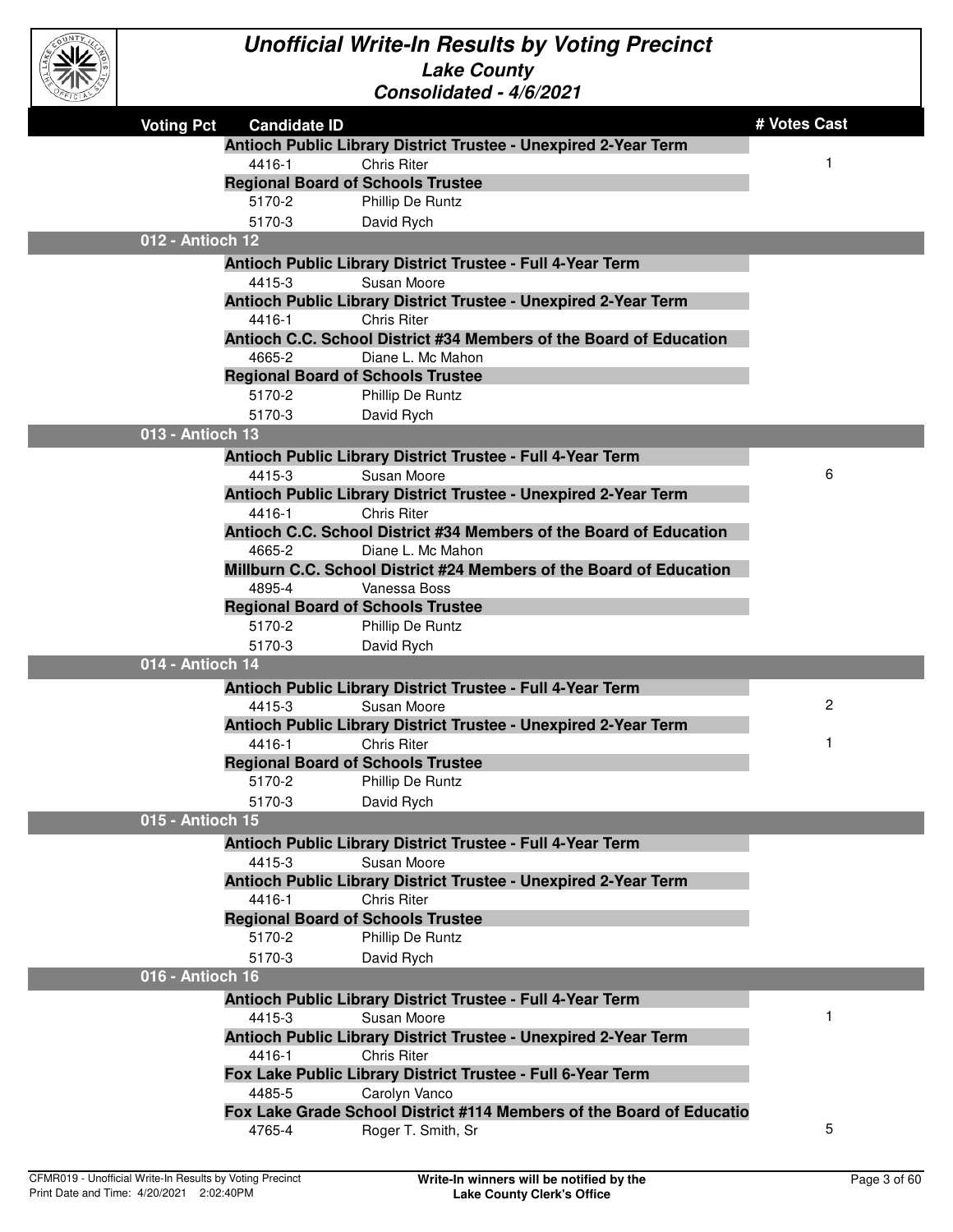# Unofficial Write-In Results by Voting Precinct

## Lake County

### Consolidated - 4/6/2021

| Voting Pct | Candidate ID | | # Votes Cast |
|---|---|---|---|
| | **Antioch Public Library District Trustee - Unexpired 2-Year Term** | | |
| | 4416-1 | Chris Riter | 1 |
| | **Regional Board of Schools Trustee** | | |
| | 5170-2 | Phillip De Runtz | |
| | 5170-3 | David Rych | |
| **012 - Antioch 12** | | | |
| | **Antioch Public Library District Trustee - Full 4-Year Term** | | |
| | 4415-3 | Susan Moore | |
| | **Antioch Public Library District Trustee - Unexpired 2-Year Term** | | |
| | 4416-1 | Chris Riter | |
| | **Antioch C.C. School District #34 Members of the Board of Education** | | |
| | 4665-2 | Diane L. Mc Mahon | |
| | **Regional Board of Schools Trustee** | | |
| | 5170-2 | Phillip De Runtz | |
| | 5170-3 | David Rych | |
| **013 - Antioch 13** | | | |
| | **Antioch Public Library District Trustee - Full 4-Year Term** | | |
| | 4415-3 | Susan Moore | 6 |
| | **Antioch Public Library District Trustee - Unexpired 2-Year Term** | | |
| | 4416-1 | Chris Riter | |
| | **Antioch C.C. School District #34 Members of the Board of Education** | | |
| | 4665-2 | Diane L. Mc Mahon | |
| | **Millburn C.C. School District #24 Members of the Board of Education** | | |
| | 4895-4 | Vanessa Boss | |
| | **Regional Board of Schools Trustee** | | |
| | 5170-2 | Phillip De Runtz | |
| | 5170-3 | David Rych | |
| **014 - Antioch 14** | | | |
| | **Antioch Public Library District Trustee - Full 4-Year Term** | | |
| | 4415-3 | Susan Moore | 2 |
| | **Antioch Public Library District Trustee - Unexpired 2-Year Term** | | |
| | 4416-1 | Chris Riter | 1 |
| | **Regional Board of Schools Trustee** | | |
| | 5170-2 | Phillip De Runtz | |
| | 5170-3 | David Rych | |
| **015 - Antioch 15** | | | |
| | **Antioch Public Library District Trustee - Full 4-Year Term** | | |
| | 4415-3 | Susan Moore | |
| | **Antioch Public Library District Trustee - Unexpired 2-Year Term** | | |
| | 4416-1 | Chris Riter | |
| | **Regional Board of Schools Trustee** | | |
| | 5170-2 | Phillip De Runtz | |
| | 5170-3 | David Rych | |
| **016 - Antioch 16** | | | |
| | **Antioch Public Library District Trustee - Full 4-Year Term** | | |
| | 4415-3 | Susan Moore | 1 |
| | **Antioch Public Library District Trustee - Unexpired 2-Year Term** | | |
| | 4416-1 | Chris Riter | |
| | **Fox Lake Public Library District Trustee - Full 6-Year Term** | | |
| | 4485-5 | Carolyn Vanco | |
| | **Fox Lake Grade School District #114 Members of the Board of Educatio** | | |
| | 4765-4 | Roger T. Smith, Sr | 5 |

Write-In winners will be notified by the Lake County Clerk's Office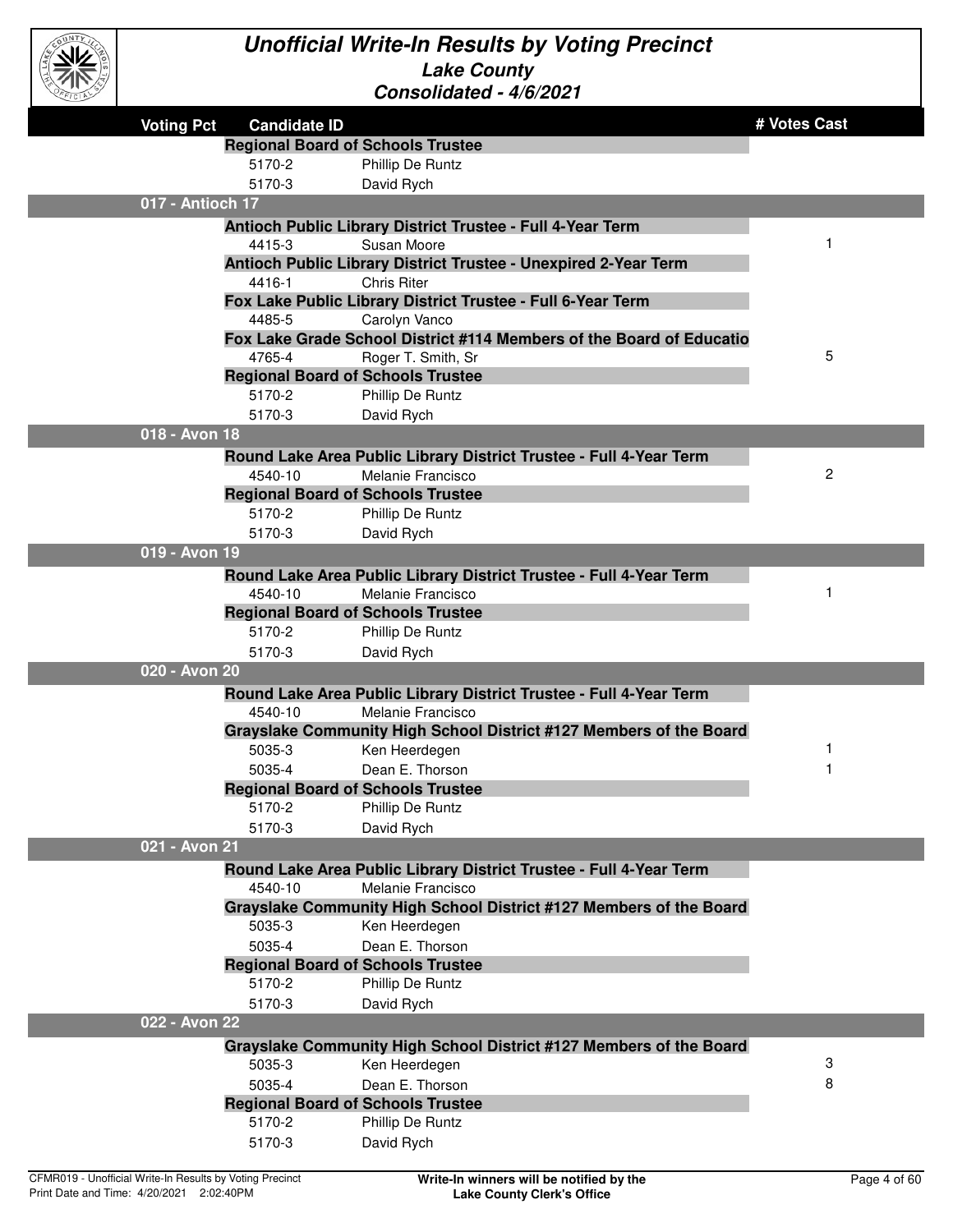# Unofficial Write-In Results by Voting Precinct

## Lake County

### Consolidated - 4/6/2021

| Voting Pct | Candidate ID | | # Votes Cast |
|---|---|---|---|
| | **Regional Board of Schools Trustee** | | |
| | 5170-2 | Phillip De Runtz | |
| | 5170-3 | David Rych | |
| **017 - Antioch 17** | | | |
| | **Antioch Public Library District Trustee - Full 4-Year Term** | | |
| | 4415-3 | Susan Moore | 1 |
| | **Antioch Public Library District Trustee - Unexpired 2-Year Term** | | |
| | 4416-1 | Chris Riter | |
| | **Fox Lake Public Library District Trustee - Full 6-Year Term** | | |
| | 4485-5 | Carolyn Vanco | |
| | **Fox Lake Grade School District #114 Members of the Board of Educatio** | | |
| | 4765-4 | Roger T. Smith, Sr | 5 |
| | **Regional Board of Schools Trustee** | | |
| | 5170-2 | Phillip De Runtz | |
| | 5170-3 | David Rych | |
| **018 - Avon 18** | | | |
| | **Round Lake Area Public Library District Trustee - Full 4-Year Term** | | |
| | 4540-10 | Melanie Francisco | 2 |
| | **Regional Board of Schools Trustee** | | |
| | 5170-2 | Phillip De Runtz | |
| | 5170-3 | David Rych | |
| **019 - Avon 19** | | | |
| | **Round Lake Area Public Library District Trustee - Full 4-Year Term** | | |
| | 4540-10 | Melanie Francisco | 1 |
| | **Regional Board of Schools Trustee** | | |
| | 5170-2 | Phillip De Runtz | |
| | 5170-3 | David Rych | |
| **020 - Avon 20** | | | |
| | **Round Lake Area Public Library District Trustee - Full 4-Year Term** | | |
| | 4540-10 | Melanie Francisco | |
| | **Grayslake Community High School District #127 Members of the Board** | | |
| | 5035-3 | Ken Heerdegen | 1 |
| | 5035-4 | Dean E. Thorson | 1 |
| | **Regional Board of Schools Trustee** | | |
| | 5170-2 | Phillip De Runtz | |
| | 5170-3 | David Rych | |
| **021 - Avon 21** | | | |
| | **Round Lake Area Public Library District Trustee - Full 4-Year Term** | | |
| | 4540-10 | Melanie Francisco | |
| | **Grayslake Community High School District #127 Members of the Board** | | |
| | 5035-3 | Ken Heerdegen | |
| | 5035-4 | Dean E. Thorson | |
| | **Regional Board of Schools Trustee** | | |
| | 5170-2 | Phillip De Runtz | |
| | 5170-3 | David Rych | |
| **022 - Avon 22** | | | |
| | **Grayslake Community High School District #127 Members of the Board** | | |
| | 5035-3 | Ken Heerdegen | 3 |
| | 5035-4 | Dean E. Thorson | 8 |
| | **Regional Board of Schools Trustee** | | |
| | 5170-2 | Phillip De Runtz | |
| | 5170-3 | David Rych | |

Write-In winners will be notified by the Lake County Clerk's Office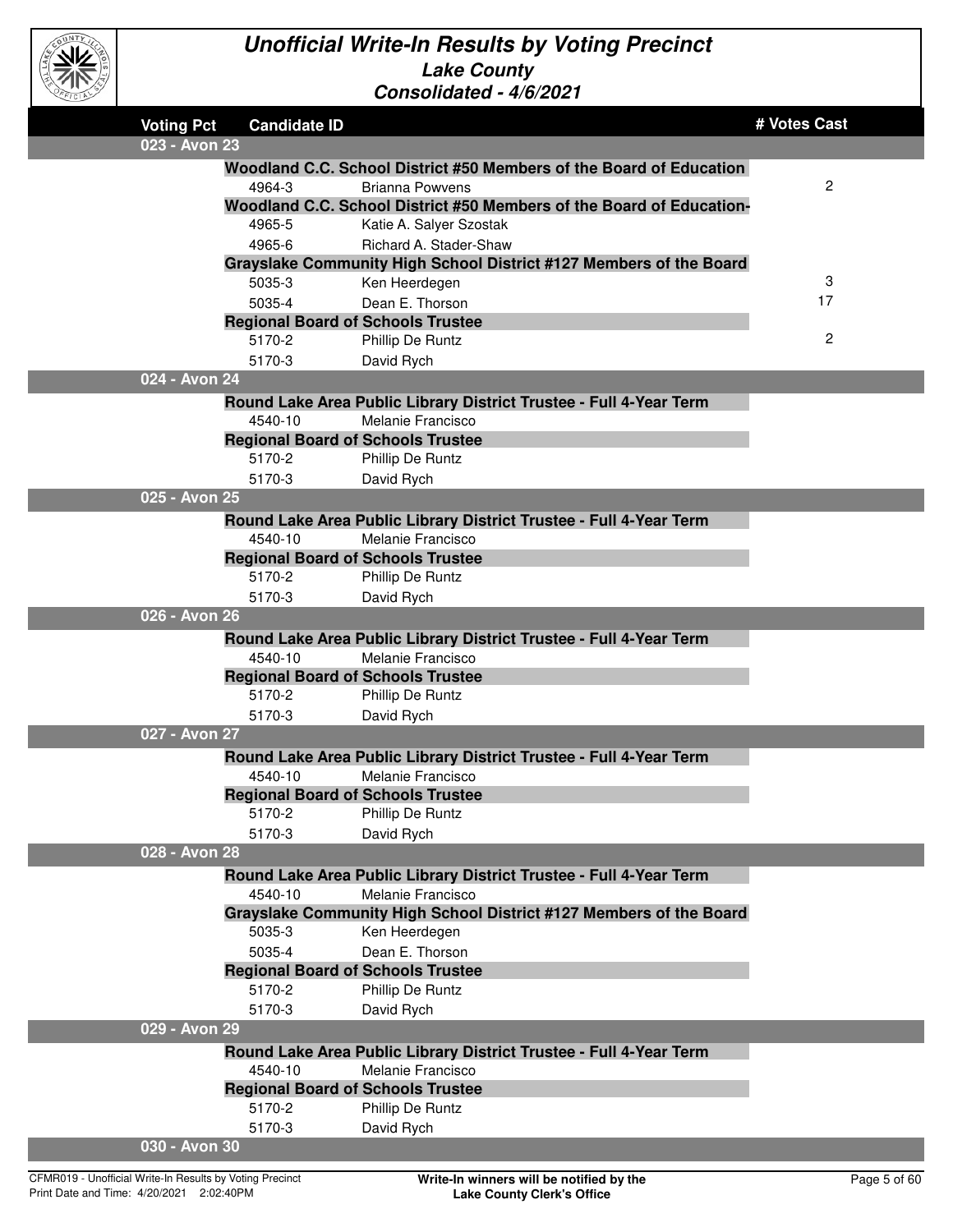# Unofficial Write-In Results by Voting Precinct

## Lake County

### Consolidated - 4/6/2021

| Voting Pct | Candidate ID | | # Votes Cast |
|---|---|---|---|
| **023 - Avon 23** | | | |
| | **Woodland C.C. School District #50 Members of the Board of Education** | | |
| | 4964-3 | Brianna Powvens | 2 |
| | **Woodland C.C. School District #50 Members of the Board of Education-** | | |
| | 4965-5 | Katie A. Salyer Szostak | |
| | 4965-6 | Richard A. Stader-Shaw | |
| | **Grayslake Community High School District #127 Members of the Board** | | |
| | 5035-3 | Ken Heerdegen | 3 |
| | 5035-4 | Dean E. Thorson | 17 |
| | **Regional Board of Schools Trustee** | | |
| | 5170-2 | Phillip De Runtz | 2 |
| | 5170-3 | David Rych | |
| **024 - Avon 24** | | | |
| | **Round Lake Area Public Library District Trustee - Full 4-Year Term** | | |
| | 4540-10 | Melanie Francisco | |
| | **Regional Board of Schools Trustee** | | |
| | 5170-2 | Phillip De Runtz | |
| | 5170-3 | David Rych | |
| **025 - Avon 25** | | | |
| | **Round Lake Area Public Library District Trustee - Full 4-Year Term** | | |
| | 4540-10 | Melanie Francisco | |
| | **Regional Board of Schools Trustee** | | |
| | 5170-2 | Phillip De Runtz | |
| | 5170-3 | David Rych | |
| **026 - Avon 26** | | | |
| | **Round Lake Area Public Library District Trustee - Full 4-Year Term** | | |
| | 4540-10 | Melanie Francisco | |
| | **Regional Board of Schools Trustee** | | |
| | 5170-2 | Phillip De Runtz | |
| | 5170-3 | David Rych | |
| **027 - Avon 27** | | | |
| | **Round Lake Area Public Library District Trustee - Full 4-Year Term** | | |
| | 4540-10 | Melanie Francisco | |
| | **Regional Board of Schools Trustee** | | |
| | 5170-2 | Phillip De Runtz | |
| | 5170-3 | David Rych | |
| **028 - Avon 28** | | | |
| | **Round Lake Area Public Library District Trustee - Full 4-Year Term** | | |
| | 4540-10 | Melanie Francisco | |
| | **Grayslake Community High School District #127 Members of the Board** | | |
| | 5035-3 | Ken Heerdegen | |
| | 5035-4 | Dean E. Thorson | |
| | **Regional Board of Schools Trustee** | | |
| | 5170-2 | Phillip De Runtz | |
| | 5170-3 | David Rych | |
| **029 - Avon 29** | | | |
| | **Round Lake Area Public Library District Trustee - Full 4-Year Term** | | |
| | 4540-10 | Melanie Francisco | |
| | **Regional Board of Schools Trustee** | | |
| | 5170-2 | Phillip De Runtz | |
| | 5170-3 | David Rych | |
| **030 - Avon 30** | | | |

CFMR019 - Unofficial Write-In Results by Voting Precinct
Print Date and Time: 4/20/2021 2:02:40PM

**Write-In winners will be notified by the Lake County Clerk's Office**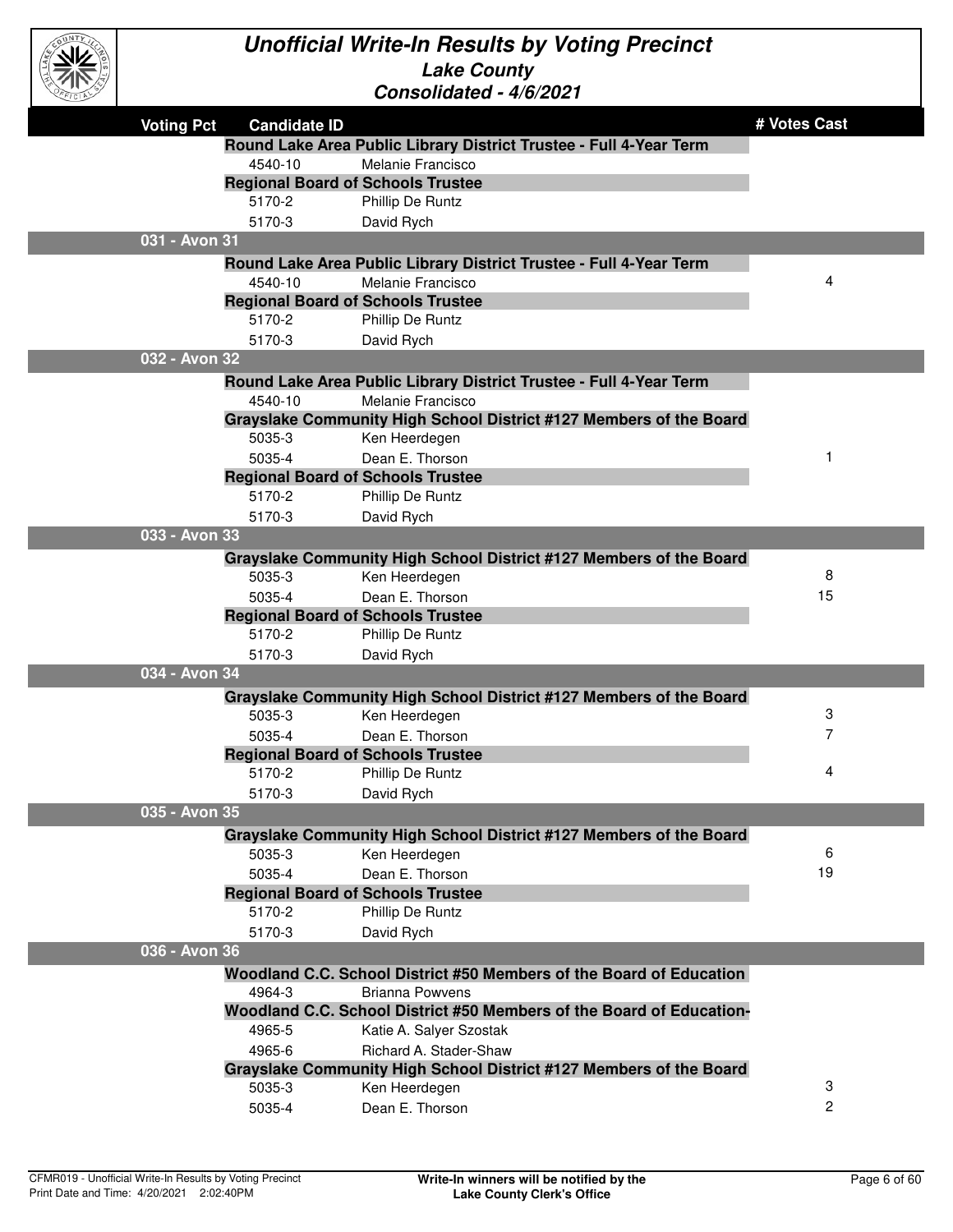# Unofficial Write-In Results by Voting Precinct

## Lake County

### Consolidated - 4/6/2021

| Voting Pct | Candidate ID | | # Votes Cast |
|---|---|---|---|
| | **Round Lake Area Public Library District Trustee - Full 4-Year Term** | | |
| | 4540-10 | Melanie Francisco | |
| | **Regional Board of Schools Trustee** | | |
| | 5170-2 | Phillip De Runtz | |
| | 5170-3 | David Rych | |
| **031 - Avon 31** | | | |
| | **Round Lake Area Public Library District Trustee - Full 4-Year Term** | | |
| | 4540-10 | Melanie Francisco | 4 |
| | **Regional Board of Schools Trustee** | | |
| | 5170-2 | Phillip De Runtz | |
| | 5170-3 | David Rych | |
| **032 - Avon 32** | | | |
| | **Round Lake Area Public Library District Trustee - Full 4-Year Term** | | |
| | 4540-10 | Melanie Francisco | |
| | **Grayslake Community High School District #127 Members of the Board** | | |
| | 5035-3 | Ken Heerdegen | |
| | 5035-4 | Dean E. Thorson | 1 |
| | **Regional Board of Schools Trustee** | | |
| | 5170-2 | Phillip De Runtz | |
| | 5170-3 | David Rych | |
| **033 - Avon 33** | | | |
| | **Grayslake Community High School District #127 Members of the Board** | | |
| | 5035-3 | Ken Heerdegen | 8 |
| | 5035-4 | Dean E. Thorson | 15 |
| | **Regional Board of Schools Trustee** | | |
| | 5170-2 | Phillip De Runtz | |
| | 5170-3 | David Rych | |
| **034 - Avon 34** | | | |
| | **Grayslake Community High School District #127 Members of the Board** | | |
| | 5035-3 | Ken Heerdegen | 3 |
| | 5035-4 | Dean E. Thorson | 7 |
| | **Regional Board of Schools Trustee** | | |
| | 5170-2 | Phillip De Runtz | 4 |
| | 5170-3 | David Rych | |
| **035 - Avon 35** | | | |
| | **Grayslake Community High School District #127 Members of the Board** | | |
| | 5035-3 | Ken Heerdegen | 6 |
| | 5035-4 | Dean E. Thorson | 19 |
| | **Regional Board of Schools Trustee** | | |
| | 5170-2 | Phillip De Runtz | |
| | 5170-3 | David Rych | |
| **036 - Avon 36** | | | |
| | **Woodland C.C. School District #50 Members of the Board of Education** | | |
| | 4964-3 | Brianna Powvens | |
| | **Woodland C.C. School District #50 Members of the Board of Education-** | | |
| | 4965-5 | Katie A. Salyer Szostak | |
| | 4965-6 | Richard A. Stader-Shaw | |
| | **Grayslake Community High School District #127 Members of the Board** | | |
| | 5035-3 | Ken Heerdegen | 3 |
| | 5035-4 | Dean E. Thorson | 2 |

CFMR019 - Unofficial Write-In Results by Voting Precinct
Print Date and Time: 4/20/2021 2:02:40PM

**Write-In winners will be notified by the Lake County Clerk's Office**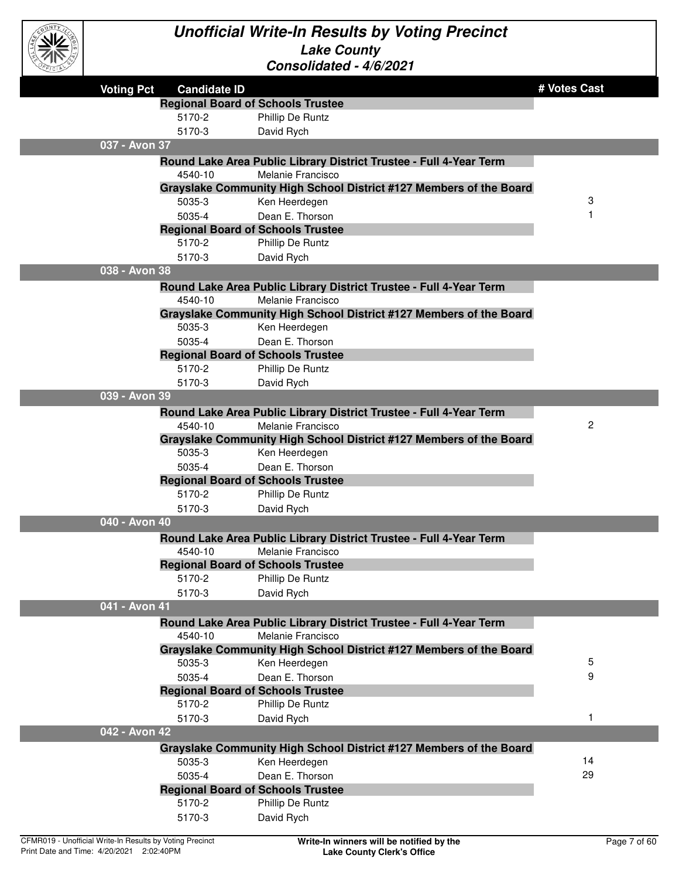# Unofficial Write-In Results by Voting Precinct

## Lake County

### Consolidated - 4/6/2021

| Voting Pct | Candidate ID | | # Votes Cast |
|---|---|---|---|
| | **Regional Board of Schools Trustee** | | |
| | 5170-2 | Phillip De Runtz | |
| | 5170-3 | David Rych | |
| **037 - Avon 37** | | | |
| | **Round Lake Area Public Library District Trustee - Full 4-Year Term** | | |
| | 4540-10 | Melanie Francisco | |
| | **Grayslake Community High School District #127 Members of the Board** | | |
| | 5035-3 | Ken Heerdegen | 3 |
| | 5035-4 | Dean E. Thorson | 1 |
| | **Regional Board of Schools Trustee** | | |
| | 5170-2 | Phillip De Runtz | |
| | 5170-3 | David Rych | |
| **038 - Avon 38** | | | |
| | **Round Lake Area Public Library District Trustee - Full 4-Year Term** | | |
| | 4540-10 | Melanie Francisco | |
| | **Grayslake Community High School District #127 Members of the Board** | | |
| | 5035-3 | Ken Heerdegen | |
| | 5035-4 | Dean E. Thorson | |
| | **Regional Board of Schools Trustee** | | |
| | 5170-2 | Phillip De Runtz | |
| | 5170-3 | David Rych | |
| **039 - Avon 39** | | | |
| | **Round Lake Area Public Library District Trustee - Full 4-Year Term** | | |
| | 4540-10 | Melanie Francisco | 2 |
| | **Grayslake Community High School District #127 Members of the Board** | | |
| | 5035-3 | Ken Heerdegen | |
| | 5035-4 | Dean E. Thorson | |
| | **Regional Board of Schools Trustee** | | |
| | 5170-2 | Phillip De Runtz | |
| | 5170-3 | David Rych | |
| **040 - Avon 40** | | | |
| | **Round Lake Area Public Library District Trustee - Full 4-Year Term** | | |
| | 4540-10 | Melanie Francisco | |
| | **Regional Board of Schools Trustee** | | |
| | 5170-2 | Phillip De Runtz | |
| | 5170-3 | David Rych | |
| **041 - Avon 41** | | | |
| | **Round Lake Area Public Library District Trustee - Full 4-Year Term** | | |
| | 4540-10 | Melanie Francisco | |
| | **Grayslake Community High School District #127 Members of the Board** | | |
| | 5035-3 | Ken Heerdegen | 5 |
| | 5035-4 | Dean E. Thorson | 9 |
| | **Regional Board of Schools Trustee** | | |
| | 5170-2 | Phillip De Runtz | |
| | 5170-3 | David Rych | 1 |
| **042 - Avon 42** | | | |
| | **Grayslake Community High School District #127 Members of the Board** | | |
| | 5035-3 | Ken Heerdegen | 14 |
| | 5035-4 | Dean E. Thorson | 29 |
| | **Regional Board of Schools Trustee** | | |
| | 5170-2 | Phillip De Runtz | |
| | 5170-3 | David Rych | |

CFMR019 - Unofficial Write-In Results by Voting Precinct
Print Date and Time: 4/20/2021 2:02:40PM

**Write-In winners will be notified by the Lake County Clerk's Office**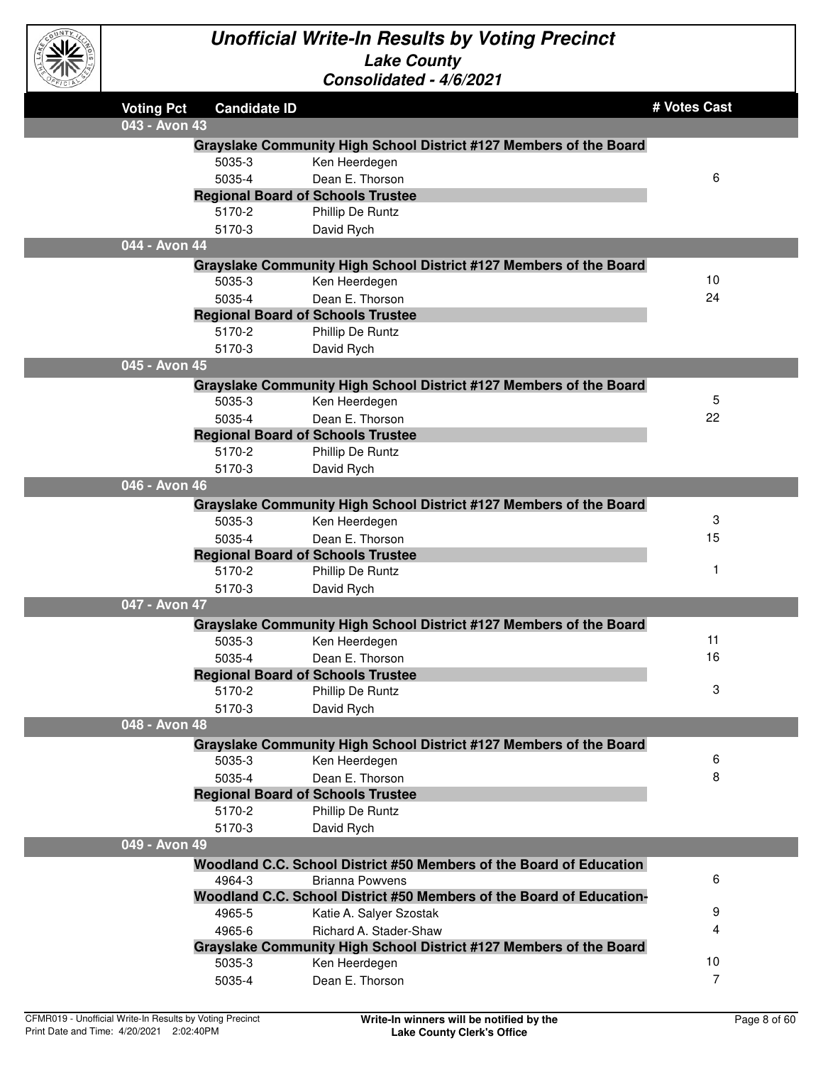# Unofficial Write-In Results by Voting Precinct

## Lake County

### Consolidated - 4/6/2021

| Voting Pct | Candidate ID | | # Votes Cast |
|---|---|---|---|
| **043 - Avon 43** | | | |
| | **Grayslake Community High School District #127 Members of the Board** | | |
| | 5035-3 | Ken Heerdegen | |
| | 5035-4 | Dean E. Thorson | 6 |
| | **Regional Board of Schools Trustee** | | |
| | 5170-2 | Phillip De Runtz | |
| | 5170-3 | David Rych | |
| **044 - Avon 44** | | | |
| | **Grayslake Community High School District #127 Members of the Board** | | |
| | 5035-3 | Ken Heerdegen | 10 |
| | 5035-4 | Dean E. Thorson | 24 |
| | **Regional Board of Schools Trustee** | | |
| | 5170-2 | Phillip De Runtz | |
| | 5170-3 | David Rych | |
| **045 - Avon 45** | | | |
| | **Grayslake Community High School District #127 Members of the Board** | | |
| | 5035-3 | Ken Heerdegen | 5 |
| | 5035-4 | Dean E. Thorson | 22 |
| | **Regional Board of Schools Trustee** | | |
| | 5170-2 | Phillip De Runtz | |
| | 5170-3 | David Rych | |
| **046 - Avon 46** | | | |
| | **Grayslake Community High School District #127 Members of the Board** | | |
| | 5035-3 | Ken Heerdegen | 3 |
| | 5035-4 | Dean E. Thorson | 15 |
| | **Regional Board of Schools Trustee** | | |
| | 5170-2 | Phillip De Runtz | 1 |
| | 5170-3 | David Rych | |
| **047 - Avon 47** | | | |
| | **Grayslake Community High School District #127 Members of the Board** | | |
| | 5035-3 | Ken Heerdegen | 11 |
| | 5035-4 | Dean E. Thorson | 16 |
| | **Regional Board of Schools Trustee** | | |
| | 5170-2 | Phillip De Runtz | 3 |
| | 5170-3 | David Rych | |
| **048 - Avon 48** | | | |
| | **Grayslake Community High School District #127 Members of the Board** | | |
| | 5035-3 | Ken Heerdegen | 6 |
| | 5035-4 | Dean E. Thorson | 8 |
| | **Regional Board of Schools Trustee** | | |
| | 5170-2 | Phillip De Runtz | |
| | 5170-3 | David Rych | |
| **049 - Avon 49** | | | |
| | **Woodland C.C. School District #50 Members of the Board of Education** | | |
| | 4964-3 | Brianna Powvens | 6 |
| | **Woodland C.C. School District #50 Members of the Board of Education-** | | |
| | 4965-5 | Katie A. Salyer Szostak | 9 |
| | 4965-6 | Richard A. Stader-Shaw | 4 |
| | **Grayslake Community High School District #127 Members of the Board** | | |
| | 5035-3 | Ken Heerdegen | 10 |
| | 5035-4 | Dean E. Thorson | 7 |

CFMR019 - Unofficial Write-In Results by Voting Precinct
Print Date and Time: 4/20/2021 2:02:40PM

**Write-In winners will be notified by the Lake County Clerk's Office**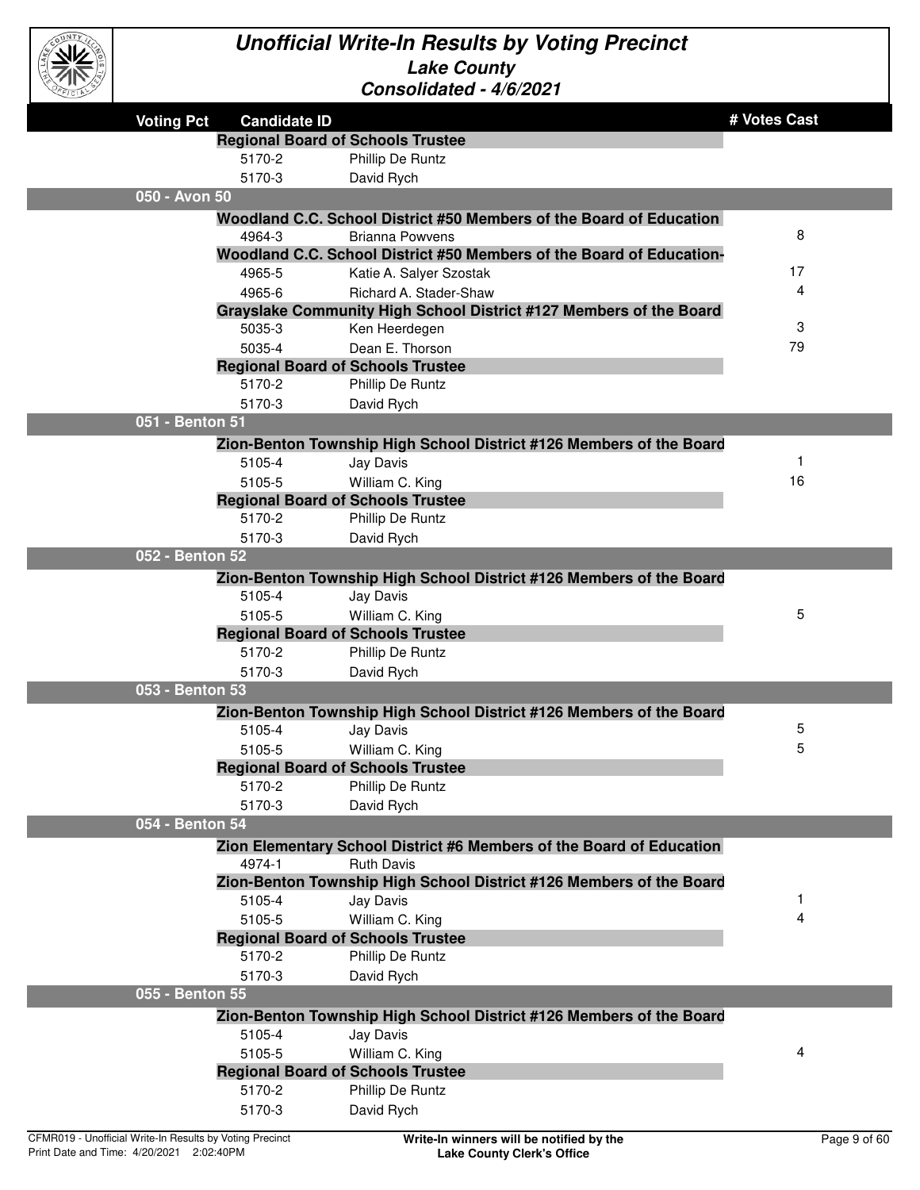# Unofficial Write-In Results by Voting Precinct

## Lake County

### Consolidated - 4/6/2021

| Voting Pct | Candidate ID | | # Votes Cast |
|---|---|---|---|
| | **Regional Board of Schools Trustee** | | |
| | 5170-2 | Phillip De Runtz | |
| | 5170-3 | David Rych | |
| **050 - Avon 50** | | | |
| | **Woodland C.C. School District #50 Members of the Board of Education** | | |
| | 4964-3 | Brianna Powvens | 8 |
| | **Woodland C.C. School District #50 Members of the Board of Education-** | | |
| | 4965-5 | Katie A. Salyer Szostak | 17 |
| | 4965-6 | Richard A. Stader-Shaw | 4 |
| | **Grayslake Community High School District #127 Members of the Board** | | |
| | 5035-3 | Ken Heerdegen | 3 |
| | 5035-4 | Dean E. Thorson | 79 |
| | **Regional Board of Schools Trustee** | | |
| | 5170-2 | Phillip De Runtz | |
| | 5170-3 | David Rych | |
| **051 - Benton 51** | | | |
| | **Zion-Benton Township High School District #126 Members of the Board** | | |
| | 5105-4 | Jay Davis | 1 |
| | 5105-5 | William C. King | 16 |
| | **Regional Board of Schools Trustee** | | |
| | 5170-2 | Phillip De Runtz | |
| | 5170-3 | David Rych | |
| **052 - Benton 52** | | | |
| | **Zion-Benton Township High School District #126 Members of the Board** | | |
| | 5105-4 | Jay Davis | |
| | 5105-5 | William C. King | 5 |
| | **Regional Board of Schools Trustee** | | |
| | 5170-2 | Phillip De Runtz | |
| | 5170-3 | David Rych | |
| **053 - Benton 53** | | | |
| | **Zion-Benton Township High School District #126 Members of the Board** | | |
| | 5105-4 | Jay Davis | 5 |
| | 5105-5 | William C. King | 5 |
| | **Regional Board of Schools Trustee** | | |
| | 5170-2 | Phillip De Runtz | |
| | 5170-3 | David Rych | |
| **054 - Benton 54** | | | |
| | **Zion Elementary School District #6 Members of the Board of Education** | | |
| | 4974-1 | Ruth Davis | |
| | **Zion-Benton Township High School District #126 Members of the Board** | | |
| | 5105-4 | Jay Davis | 1 |
| | 5105-5 | William C. King | 4 |
| | **Regional Board of Schools Trustee** | | |
| | 5170-2 | Phillip De Runtz | |
| | 5170-3 | David Rych | |
| **055 - Benton 55** | | | |
| | **Zion-Benton Township High School District #126 Members of the Board** | | |
| | 5105-4 | Jay Davis | |
| | 5105-5 | William C. King | 4 |
| | **Regional Board of Schools Trustee** | | |
| | 5170-2 | Phillip De Runtz | |
| | 5170-3 | David Rych | |

CFMR019 - Unofficial Write-In Results by Voting Precinct
Print Date and Time: 4/20/2021 2:02:40PM

**Write-In winners will be notified by the Lake County Clerk's Office**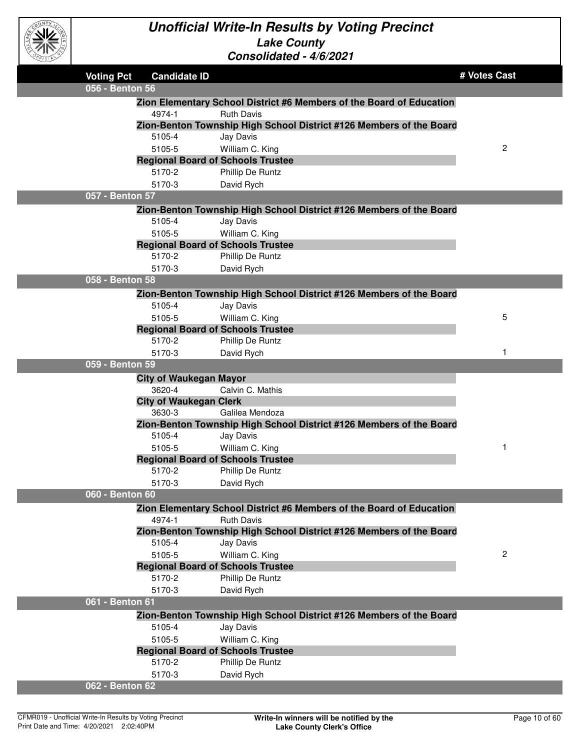# Unofficial Write-In Results by Voting Precinct

## Lake County

### Consolidated - 4/6/2021

| Voting Pct | Candidate ID | | # Votes Cast |
|---|---|---|---|
| **056 - Benton 56** | | | |
| | **Zion Elementary School District #6 Members of the Board of Education** | | |
| | 4974-1 | Ruth Davis | |
| | **Zion-Benton Township High School District #126 Members of the Board** | | |
| | 5105-4 | Jay Davis | |
| | 5105-5 | William C. King | 2 |
| | **Regional Board of Schools Trustee** | | |
| | 5170-2 | Phillip De Runtz | |
| | 5170-3 | David Rych | |
| **057 - Benton 57** | | | |
| | **Zion-Benton Township High School District #126 Members of the Board** | | |
| | 5105-4 | Jay Davis | |
| | 5105-5 | William C. King | |
| | **Regional Board of Schools Trustee** | | |
| | 5170-2 | Phillip De Runtz | |
| | 5170-3 | David Rych | |
| **058 - Benton 58** | | | |
| | **Zion-Benton Township High School District #126 Members of the Board** | | |
| | 5105-4 | Jay Davis | |
| | 5105-5 | William C. King | 5 |
| | **Regional Board of Schools Trustee** | | |
| | 5170-2 | Phillip De Runtz | |
| | 5170-3 | David Rych | 1 |
| **059 - Benton 59** | | | |
| | **City of Waukegan Mayor** | | |
| | 3620-4 | Calvin C. Mathis | |
| | **City of Waukegan Clerk** | | |
| | 3630-3 | Galilea Mendoza | |
| | **Zion-Benton Township High School District #126 Members of the Board** | | |
| | 5105-4 | Jay Davis | |
| | 5105-5 | William C. King | 1 |
| | **Regional Board of Schools Trustee** | | |
| | 5170-2 | Phillip De Runtz | |
| | 5170-3 | David Rych | |
| **060 - Benton 60** | | | |
| | **Zion Elementary School District #6 Members of the Board of Education** | | |
| | 4974-1 | Ruth Davis | |
| | **Zion-Benton Township High School District #126 Members of the Board** | | |
| | 5105-4 | Jay Davis | |
| | 5105-5 | William C. King | 2 |
| | **Regional Board of Schools Trustee** | | |
| | 5170-2 | Phillip De Runtz | |
| | 5170-3 | David Rych | |
| **061 - Benton 61** | | | |
| | **Zion-Benton Township High School District #126 Members of the Board** | | |
| | 5105-4 | Jay Davis | |
| | 5105-5 | William C. King | |
| | **Regional Board of Schools Trustee** | | |
| | 5170-2 | Phillip De Runtz | |
| | 5170-3 | David Rych | |
| **062 - Benton 62** | | | |

CFMR019 - Unofficial Write-In Results by Voting Precinct
Print Date and Time: 4/20/2021 2:02:40PM

**Write-In winners will be notified by the Lake County Clerk's Office**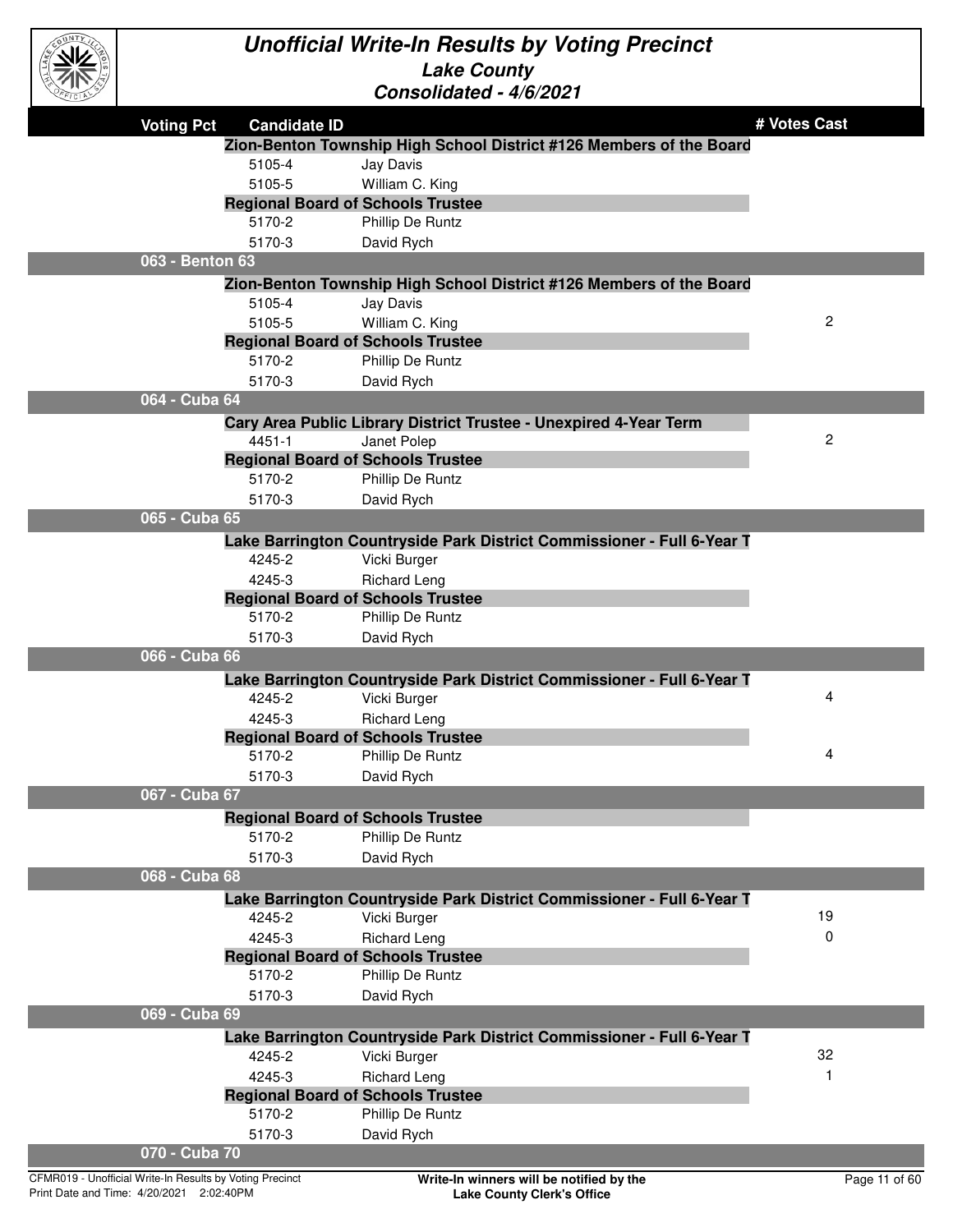# Unofficial Write-In Results by Voting Precinct

## Lake County

### Consolidated - 4/6/2021

| Voting Pct | Candidate ID | | # Votes Cast |
|---|---|---|---|
| | **Zion-Benton Township High School District #126 Members of the Board** | | |
| | 5105-4 | Jay Davis | |
| | 5105-5 | William C. King | |
| | **Regional Board of Schools Trustee** | | |
| | 5170-2 | Phillip De Runtz | |
| | 5170-3 | David Rych | |
| **063 - Benton 63** | | | |
| | **Zion-Benton Township High School District #126 Members of the Board** | | |
| | 5105-4 | Jay Davis | |
| | 5105-5 | William C. King | 2 |
| | **Regional Board of Schools Trustee** | | |
| | 5170-2 | Phillip De Runtz | |
| | 5170-3 | David Rych | |
| **064 - Cuba 64** | | | |
| | **Cary Area Public Library District Trustee - Unexpired 4-Year Term** | | |
| | 4451-1 | Janet Polep | 2 |
| | **Regional Board of Schools Trustee** | | |
| | 5170-2 | Phillip De Runtz | |
| | 5170-3 | David Rych | |
| **065 - Cuba 65** | | | |
| | **Lake Barrington Countryside Park District Commissioner - Full 6-Year T** | | |
| | 4245-2 | Vicki Burger | |
| | 4245-3 | Richard Leng | |
| | **Regional Board of Schools Trustee** | | |
| | 5170-2 | Phillip De Runtz | |
| | 5170-3 | David Rych | |
| **066 - Cuba 66** | | | |
| | **Lake Barrington Countryside Park District Commissioner - Full 6-Year T** | | |
| | 4245-2 | Vicki Burger | 4 |
| | 4245-3 | Richard Leng | |
| | **Regional Board of Schools Trustee** | | |
| | 5170-2 | Phillip De Runtz | 4 |
| | 5170-3 | David Rych | |
| **067 - Cuba 67** | | | |
| | **Regional Board of Schools Trustee** | | |
| | 5170-2 | Phillip De Runtz | |
| | 5170-3 | David Rych | |
| **068 - Cuba 68** | | | |
| | **Lake Barrington Countryside Park District Commissioner - Full 6-Year T** | | |
| | 4245-2 | Vicki Burger | 19 |
| | 4245-3 | Richard Leng | 0 |
| | **Regional Board of Schools Trustee** | | |
| | 5170-2 | Phillip De Runtz | |
| | 5170-3 | David Rych | |
| **069 - Cuba 69** | | | |
| | **Lake Barrington Countryside Park District Commissioner - Full 6-Year T** | | |
| | 4245-2 | Vicki Burger | 32 |
| | 4245-3 | Richard Leng | 1 |
| | **Regional Board of Schools Trustee** | | |
| | 5170-2 | Phillip De Runtz | |
| | 5170-3 | David Rych | |
| **070 - Cuba 70** | | | |

CFMR019 - Unofficial Write-In Results by Voting Precinct
Print Date and Time: 4/20/2021 2:02:40PM

**Write-In winners will be notified by the Lake County Clerk's Office**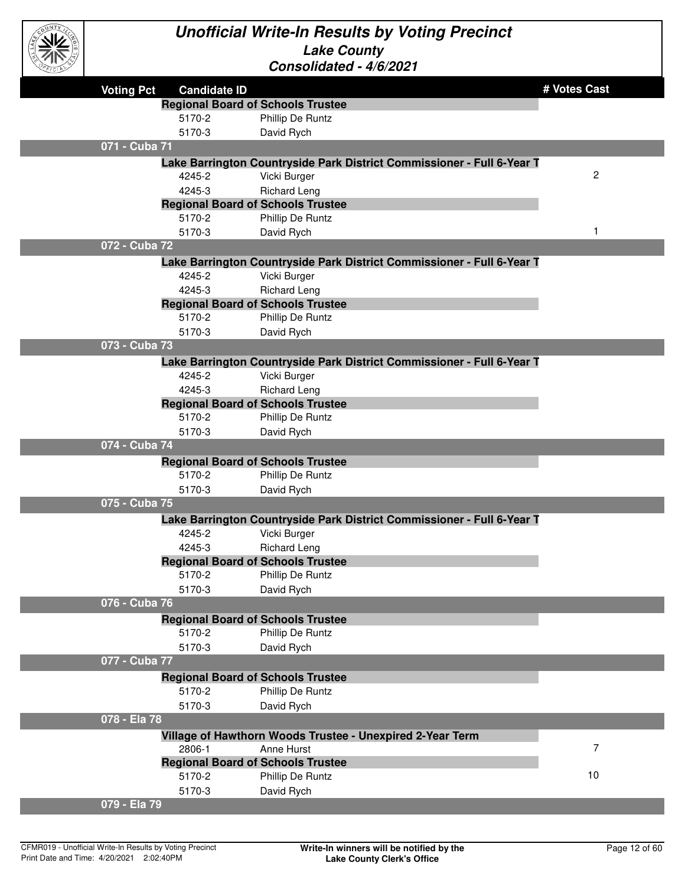# Unofficial Write-In Results by Voting Precinct

## Lake County

### Consolidated - 4/6/2021

| Voting Pct | Candidate ID | | # Votes Cast |
|---|---|---|---|
| | **Regional Board of Schools Trustee** | | |
| | 5170-2 | Phillip De Runtz | |
| | 5170-3 | David Rych | |
| **071 - Cuba 71** | | | |
| | **Lake Barrington Countryside Park District Commissioner - Full 6-Year T** | | |
| | 4245-2 | Vicki Burger | 2 |
| | 4245-3 | Richard Leng | |
| | **Regional Board of Schools Trustee** | | |
| | 5170-2 | Phillip De Runtz | |
| | 5170-3 | David Rych | 1 |
| **072 - Cuba 72** | | | |
| | **Lake Barrington Countryside Park District Commissioner - Full 6-Year T** | | |
| | 4245-2 | Vicki Burger | |
| | 4245-3 | Richard Leng | |
| | **Regional Board of Schools Trustee** | | |
| | 5170-2 | Phillip De Runtz | |
| | 5170-3 | David Rych | |
| **073 - Cuba 73** | | | |
| | **Lake Barrington Countryside Park District Commissioner - Full 6-Year T** | | |
| | 4245-2 | Vicki Burger | |
| | 4245-3 | Richard Leng | |
| | **Regional Board of Schools Trustee** | | |
| | 5170-2 | Phillip De Runtz | |
| | 5170-3 | David Rych | |
| **074 - Cuba 74** | | | |
| | **Regional Board of Schools Trustee** | | |
| | 5170-2 | Phillip De Runtz | |
| | 5170-3 | David Rych | |
| **075 - Cuba 75** | | | |
| | **Lake Barrington Countryside Park District Commissioner - Full 6-Year T** | | |
| | 4245-2 | Vicki Burger | |
| | 4245-3 | Richard Leng | |
| | **Regional Board of Schools Trustee** | | |
| | 5170-2 | Phillip De Runtz | |
| | 5170-3 | David Rych | |
| **076 - Cuba 76** | | | |
| | **Regional Board of Schools Trustee** | | |
| | 5170-2 | Phillip De Runtz | |
| | 5170-3 | David Rych | |
| **077 - Cuba 77** | | | |
| | **Regional Board of Schools Trustee** | | |
| | 5170-2 | Phillip De Runtz | |
| | 5170-3 | David Rych | |
| **078 - Ela 78** | | | |
| | **Village of Hawthorn Woods Trustee - Unexpired 2-Year Term** | | |
| | 2806-1 | Anne Hurst | 7 |
| | **Regional Board of Schools Trustee** | | |
| | 5170-2 | Phillip De Runtz | 10 |
| | 5170-3 | David Rych | |
| **079 - Ela 79** | | | |

CFMR019 - Unofficial Write-In Results by Voting Precinct
Print Date and Time: 4/20/2021 2:02:40PM

**Write-In winners will be notified by the Lake County Clerk's Office**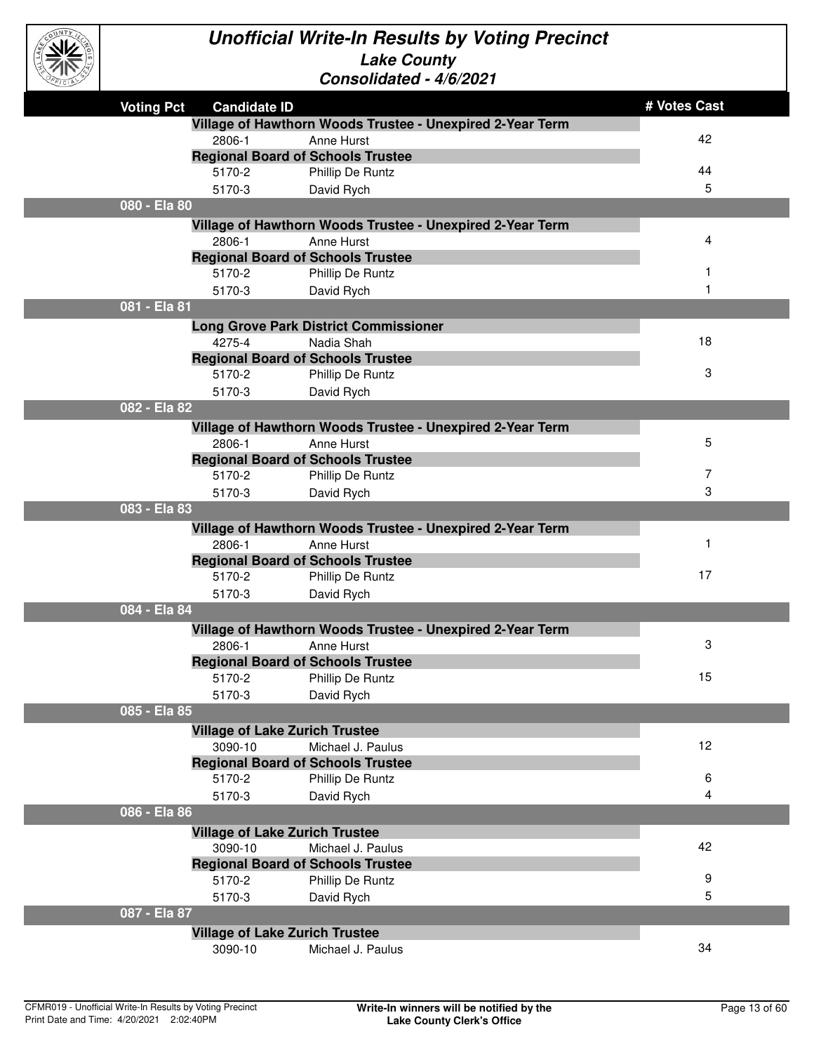# Unofficial Write-In Results by Voting Precinct

## Lake County

### Consolidated - 4/6/2021

| Voting Pct | Candidate ID | | # Votes Cast |
|---|---|---|---|
| | **Village of Hawthorn Woods Trustee - Unexpired 2-Year Term** | | |
| | 2806-1 | Anne Hurst | 42 |
| | **Regional Board of Schools Trustee** | | |
| | 5170-2 | Phillip De Runtz | 44 |
| | 5170-3 | David Rych | 5 |
| **080 - Ela 80** | | | |
| | **Village of Hawthorn Woods Trustee - Unexpired 2-Year Term** | | |
| | 2806-1 | Anne Hurst | 4 |
| | **Regional Board of Schools Trustee** | | |
| | 5170-2 | Phillip De Runtz | 1 |
| | 5170-3 | David Rych | 1 |
| **081 - Ela 81** | | | |
| | **Long Grove Park District Commissioner** | | |
| | 4275-4 | Nadia Shah | 18 |
| | **Regional Board of Schools Trustee** | | |
| | 5170-2 | Phillip De Runtz | 3 |
| | 5170-3 | David Rych | |
| **082 - Ela 82** | | | |
| | **Village of Hawthorn Woods Trustee - Unexpired 2-Year Term** | | |
| | 2806-1 | Anne Hurst | 5 |
| | **Regional Board of Schools Trustee** | | |
| | 5170-2 | Phillip De Runtz | 7 |
| | 5170-3 | David Rych | 3 |
| **083 - Ela 83** | | | |
| | **Village of Hawthorn Woods Trustee - Unexpired 2-Year Term** | | |
| | 2806-1 | Anne Hurst | 1 |
| | **Regional Board of Schools Trustee** | | |
| | 5170-2 | Phillip De Runtz | 17 |
| | 5170-3 | David Rych | |
| **084 - Ela 84** | | | |
| | **Village of Hawthorn Woods Trustee - Unexpired 2-Year Term** | | |
| | 2806-1 | Anne Hurst | 3 |
| | **Regional Board of Schools Trustee** | | |
| | 5170-2 | Phillip De Runtz | 15 |
| | 5170-3 | David Rych | |
| **085 - Ela 85** | | | |
| | **Village of Lake Zurich Trustee** | | |
| | 3090-10 | Michael J. Paulus | 12 |
| | **Regional Board of Schools Trustee** | | |
| | 5170-2 | Phillip De Runtz | 6 |
| | 5170-3 | David Rych | 4 |
| **086 - Ela 86** | | | |
| | **Village of Lake Zurich Trustee** | | |
| | 3090-10 | Michael J. Paulus | 42 |
| | **Regional Board of Schools Trustee** | | |
| | 5170-2 | Phillip De Runtz | 9 |
| | 5170-3 | David Rych | 5 |
| **087 - Ela 87** | | | |
| | **Village of Lake Zurich Trustee** | | |
| | 3090-10 | Michael J. Paulus | 34 |

CFMR019 - Unofficial Write-In Results by Voting Precinct
Print Date and Time: 4/20/2021 2:02:40PM

**Write-In winners will be notified by the Lake County Clerk's Office**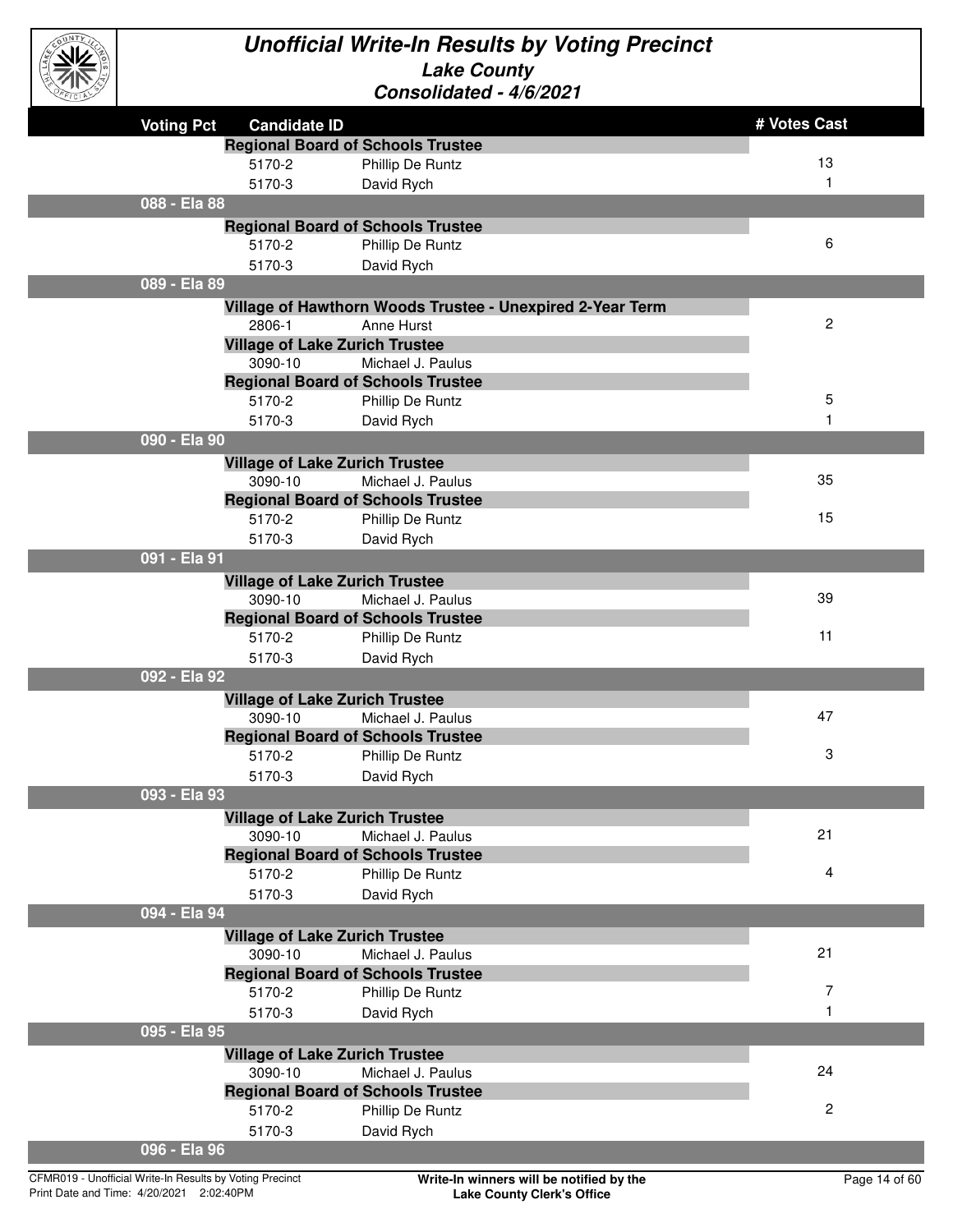# Unofficial Write-In Results by Voting Precinct

## Lake County

### Consolidated - 4/6/2021

| Voting Pct | Candidate ID | | # Votes Cast |
|---|---|---|---|
| | **Regional Board of Schools Trustee** | | |
| | 5170-2 | Phillip De Runtz | 13 |
| | 5170-3 | David Rych | 1 |
| **088 - Ela 88** | | | |
| | **Regional Board of Schools Trustee** | | |
| | 5170-2 | Phillip De Runtz | 6 |
| | 5170-3 | David Rych | |
| **089 - Ela 89** | | | |
| | **Village of Hawthorn Woods Trustee - Unexpired 2-Year Term** | | |
| | 2806-1 | Anne Hurst | 2 |
| | **Village of Lake Zurich Trustee** | | |
| | 3090-10 | Michael J. Paulus | |
| | **Regional Board of Schools Trustee** | | |
| | 5170-2 | Phillip De Runtz | 5 |
| | 5170-3 | David Rych | 1 |
| **090 - Ela 90** | | | |
| | **Village of Lake Zurich Trustee** | | |
| | 3090-10 | Michael J. Paulus | 35 |
| | **Regional Board of Schools Trustee** | | |
| | 5170-2 | Phillip De Runtz | 15 |
| | 5170-3 | David Rych | |
| **091 - Ela 91** | | | |
| | **Village of Lake Zurich Trustee** | | |
| | 3090-10 | Michael J. Paulus | 39 |
| | **Regional Board of Schools Trustee** | | |
| | 5170-2 | Phillip De Runtz | 11 |
| | 5170-3 | David Rych | |
| **092 - Ela 92** | | | |
| | **Village of Lake Zurich Trustee** | | |
| | 3090-10 | Michael J. Paulus | 47 |
| | **Regional Board of Schools Trustee** | | |
| | 5170-2 | Phillip De Runtz | 3 |
| | 5170-3 | David Rych | |
| **093 - Ela 93** | | | |
| | **Village of Lake Zurich Trustee** | | |
| | 3090-10 | Michael J. Paulus | 21 |
| | **Regional Board of Schools Trustee** | | |
| | 5170-2 | Phillip De Runtz | 4 |
| | 5170-3 | David Rych | |
| **094 - Ela 94** | | | |
| | **Village of Lake Zurich Trustee** | | |
| | 3090-10 | Michael J. Paulus | 21 |
| | **Regional Board of Schools Trustee** | | |
| | 5170-2 | Phillip De Runtz | 7 |
| | 5170-3 | David Rych | 1 |
| **095 - Ela 95** | | | |
| | **Village of Lake Zurich Trustee** | | |
| | 3090-10 | Michael J. Paulus | 24 |
| | **Regional Board of Schools Trustee** | | |
| | 5170-2 | Phillip De Runtz | 2 |
| | 5170-3 | David Rych | |
| **096 - Ela 96** | | | |

CFMR019 - Unofficial Write-In Results by Voting Precinct
Print Date and Time: 4/20/2021 2:02:40PM

**Write-In winners will be notified by the Lake County Clerk's Office**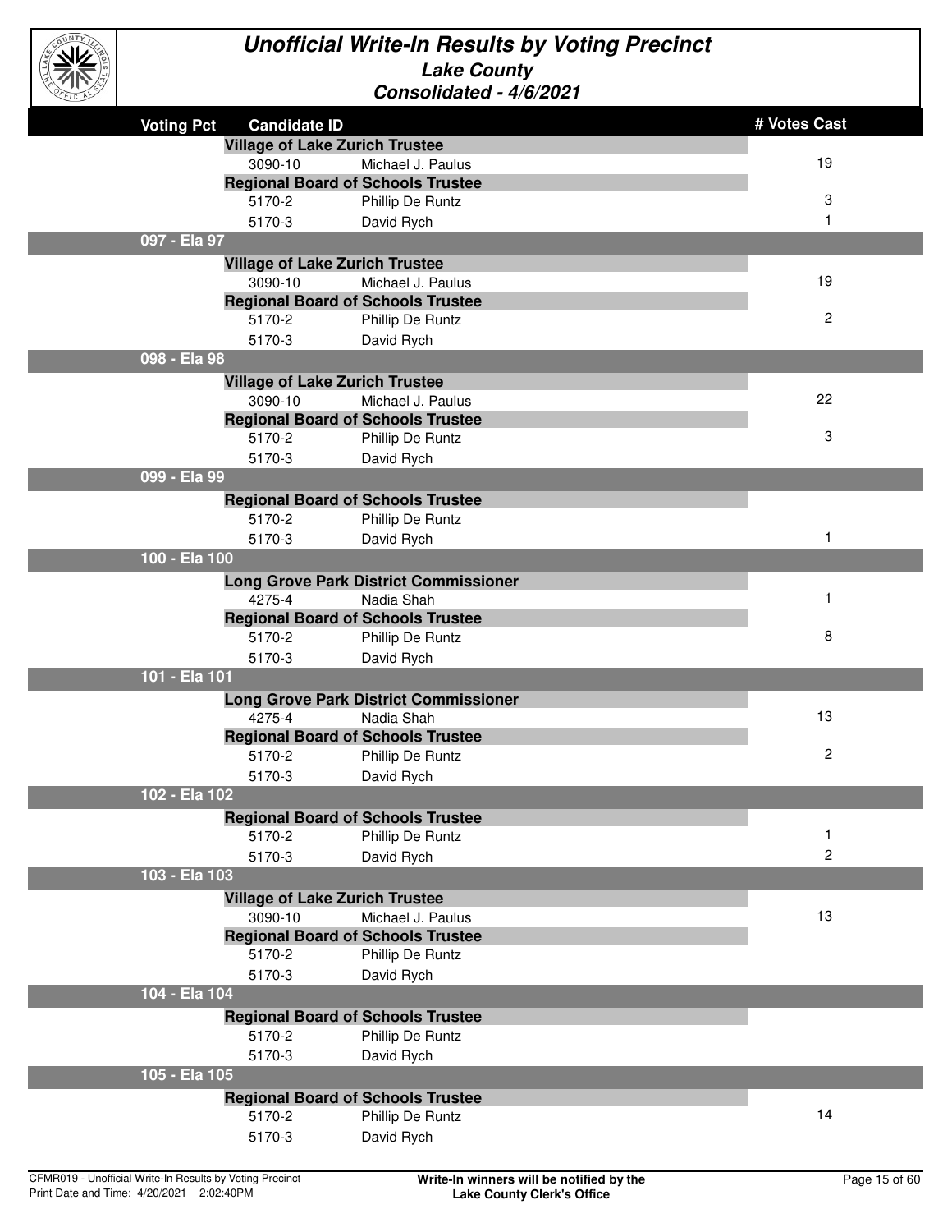# Unofficial Write-In Results by Voting Precinct

## Lake County

### Consolidated - 4/6/2021

| Voting Pct | Candidate ID | | # Votes Cast |
|---|---|---|---|
| | **Village of Lake Zurich Trustee** | | |
| | 3090-10 | Michael J. Paulus | 19 |
| | **Regional Board of Schools Trustee** | | |
| | 5170-2 | Phillip De Runtz | 3 |
| | 5170-3 | David Rych | 1 |
| **097 - Ela 97** | | | |
| | **Village of Lake Zurich Trustee** | | |
| | 3090-10 | Michael J. Paulus | 19 |
| | **Regional Board of Schools Trustee** | | |
| | 5170-2 | Phillip De Runtz | 2 |
| | 5170-3 | David Rych | |
| **098 - Ela 98** | | | |
| | **Village of Lake Zurich Trustee** | | |
| | 3090-10 | Michael J. Paulus | 22 |
| | **Regional Board of Schools Trustee** | | |
| | 5170-2 | Phillip De Runtz | 3 |
| | 5170-3 | David Rych | |
| **099 - Ela 99** | | | |
| | **Regional Board of Schools Trustee** | | |
| | 5170-2 | Phillip De Runtz | |
| | 5170-3 | David Rych | 1 |
| **100 - Ela 100** | | | |
| | **Long Grove Park District Commissioner** | | |
| | 4275-4 | Nadia Shah | 1 |
| | **Regional Board of Schools Trustee** | | |
| | 5170-2 | Phillip De Runtz | 8 |
| | 5170-3 | David Rych | |
| **101 - Ela 101** | | | |
| | **Long Grove Park District Commissioner** | | |
| | 4275-4 | Nadia Shah | 13 |
| | **Regional Board of Schools Trustee** | | |
| | 5170-2 | Phillip De Runtz | 2 |
| | 5170-3 | David Rych | |
| **102 - Ela 102** | | | |
| | **Regional Board of Schools Trustee** | | |
| | 5170-2 | Phillip De Runtz | 1 |
| | 5170-3 | David Rych | 2 |
| **103 - Ela 103** | | | |
| | **Village of Lake Zurich Trustee** | | |
| | 3090-10 | Michael J. Paulus | 13 |
| | **Regional Board of Schools Trustee** | | |
| | 5170-2 | Phillip De Runtz | |
| | 5170-3 | David Rych | |
| **104 - Ela 104** | | | |
| | **Regional Board of Schools Trustee** | | |
| | 5170-2 | Phillip De Runtz | |
| | 5170-3 | David Rych | |
| **105 - Ela 105** | | | |
| | **Regional Board of Schools Trustee** | | |
| | 5170-2 | Phillip De Runtz | 14 |
| | 5170-3 | David Rych | |

CFMR019 - Unofficial Write-In Results by Voting Precinct
Print Date and Time: 4/20/2021 2:02:40PM

**Write-In winners will be notified by the Lake County Clerk's Office**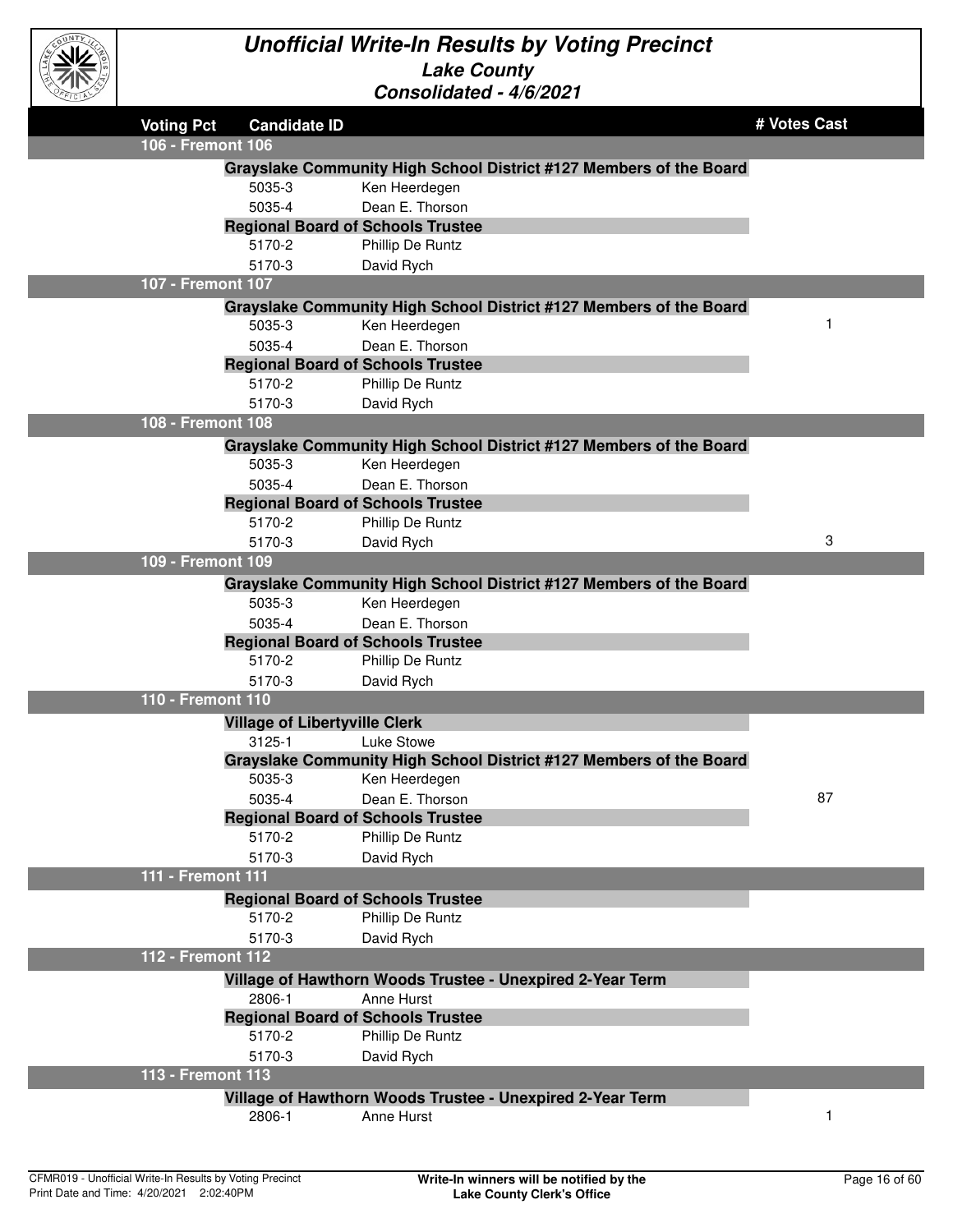# Unofficial Write-In Results by Voting Precinct

## Lake County

### Consolidated - 4/6/2021

| Voting Pct | Candidate ID | | # Votes Cast |
|---|---|---|---|
| **106 - Fremont 106** | | | |
| | **Grayslake Community High School District #127 Members of the Board** | | |
| | 5035-3 | Ken Heerdegen | |
| | 5035-4 | Dean E. Thorson | |
| | **Regional Board of Schools Trustee** | | |
| | 5170-2 | Phillip De Runtz | |
| | 5170-3 | David Rych | |
| **107 - Fremont 107** | | | |
| | **Grayslake Community High School District #127 Members of the Board** | | |
| | 5035-3 | Ken Heerdegen | 1 |
| | 5035-4 | Dean E. Thorson | |
| | **Regional Board of Schools Trustee** | | |
| | 5170-2 | Phillip De Runtz | |
| | 5170-3 | David Rych | |
| **108 - Fremont 108** | | | |
| | **Grayslake Community High School District #127 Members of the Board** | | |
| | 5035-3 | Ken Heerdegen | |
| | 5035-4 | Dean E. Thorson | |
| | **Regional Board of Schools Trustee** | | |
| | 5170-2 | Phillip De Runtz | |
| | 5170-3 | David Rych | 3 |
| **109 - Fremont 109** | | | |
| | **Grayslake Community High School District #127 Members of the Board** | | |
| | 5035-3 | Ken Heerdegen | |
| | 5035-4 | Dean E. Thorson | |
| | **Regional Board of Schools Trustee** | | |
| | 5170-2 | Phillip De Runtz | |
| | 5170-3 | David Rych | |
| **110 - Fremont 110** | | | |
| | **Village of Libertyville Clerk** | | |
| | 3125-1 | Luke Stowe | |
| | **Grayslake Community High School District #127 Members of the Board** | | |
| | 5035-3 | Ken Heerdegen | |
| | 5035-4 | Dean E. Thorson | 87 |
| | **Regional Board of Schools Trustee** | | |
| | 5170-2 | Phillip De Runtz | |
| | 5170-3 | David Rych | |
| **111 - Fremont 111** | | | |
| | **Regional Board of Schools Trustee** | | |
| | 5170-2 | Phillip De Runtz | |
| | 5170-3 | David Rych | |
| **112 - Fremont 112** | | | |
| | **Village of Hawthorn Woods Trustee - Unexpired 2-Year Term** | | |
| | 2806-1 | Anne Hurst | |
| | **Regional Board of Schools Trustee** | | |
| | 5170-2 | Phillip De Runtz | |
| | 5170-3 | David Rych | |
| **113 - Fremont 113** | | | |
| | **Village of Hawthorn Woods Trustee - Unexpired 2-Year Term** | | |
| | 2806-1 | Anne Hurst | 1 |

CFMR019 - Unofficial Write-In Results by Voting Precinct
Print Date and Time: 4/20/2021 2:02:40PM

**Write-In winners will be notified by the Lake County Clerk's Office**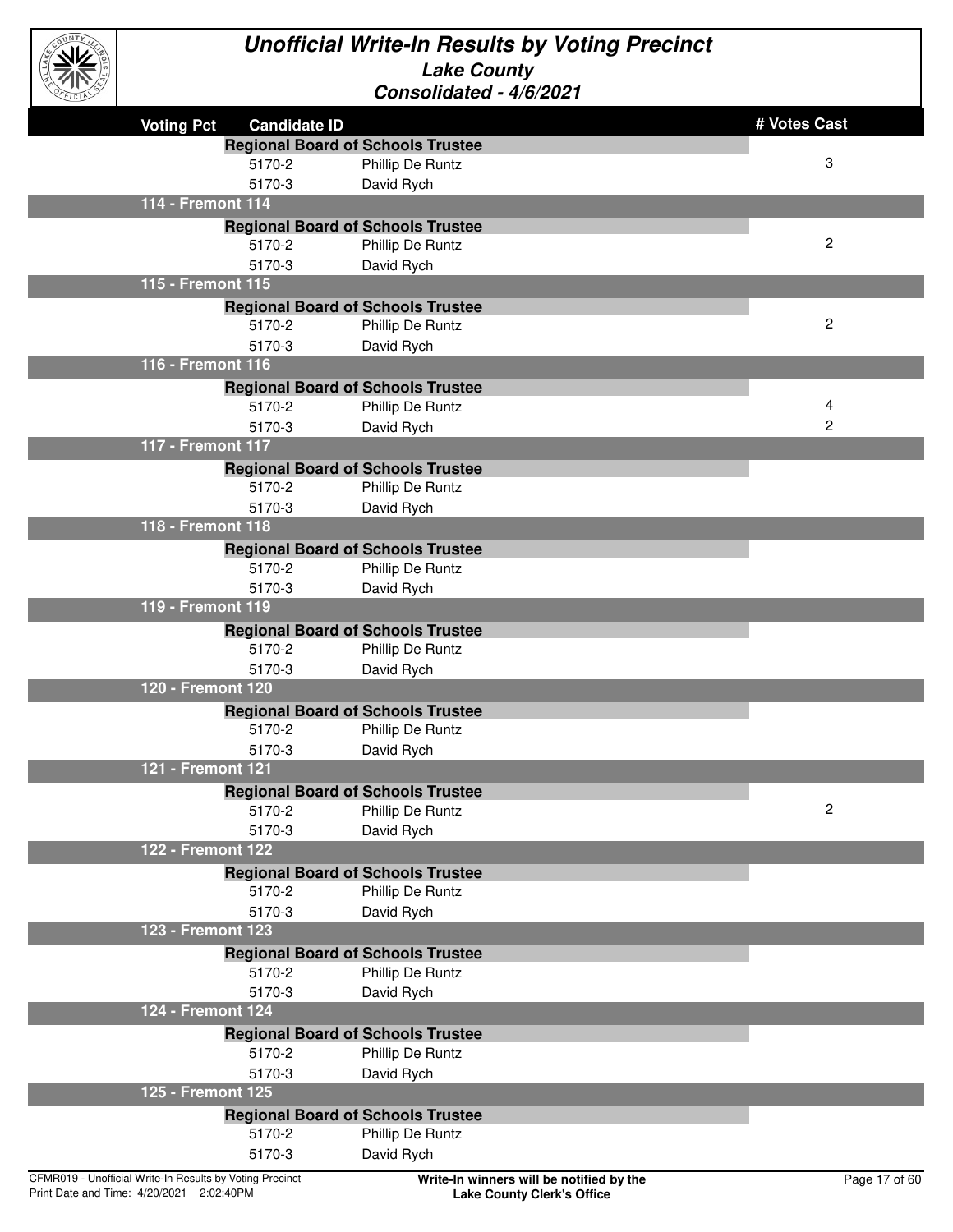# Unofficial Write-In Results by Voting Precinct

## Lake County

### Consolidated - 4/6/2021

| Voting Pct | Candidate ID | | # Votes Cast |
|---|---|---|---|
| | **Regional Board of Schools Trustee** | | |
| | 5170-2 | Phillip De Runtz | 3 |
| | 5170-3 | David Rych | |
| **114 - Fremont 114** | | | |
| | **Regional Board of Schools Trustee** | | |
| | 5170-2 | Phillip De Runtz | 2 |
| | 5170-3 | David Rych | |
| **115 - Fremont 115** | | | |
| | **Regional Board of Schools Trustee** | | |
| | 5170-2 | Phillip De Runtz | 2 |
| | 5170-3 | David Rych | |
| **116 - Fremont 116** | | | |
| | **Regional Board of Schools Trustee** | | |
| | 5170-2 | Phillip De Runtz | 4 |
| | 5170-3 | David Rych | 2 |
| **117 - Fremont 117** | | | |
| | **Regional Board of Schools Trustee** | | |
| | 5170-2 | Phillip De Runtz | |
| | 5170-3 | David Rych | |
| **118 - Fremont 118** | | | |
| | **Regional Board of Schools Trustee** | | |
| | 5170-2 | Phillip De Runtz | |
| | 5170-3 | David Rych | |
| **119 - Fremont 119** | | | |
| | **Regional Board of Schools Trustee** | | |
| | 5170-2 | Phillip De Runtz | |
| | 5170-3 | David Rych | |
| **120 - Fremont 120** | | | |
| | **Regional Board of Schools Trustee** | | |
| | 5170-2 | Phillip De Runtz | |
| | 5170-3 | David Rych | |
| **121 - Fremont 121** | | | |
| | **Regional Board of Schools Trustee** | | |
| | 5170-2 | Phillip De Runtz | 2 |
| | 5170-3 | David Rych | |
| **122 - Fremont 122** | | | |
| | **Regional Board of Schools Trustee** | | |
| | 5170-2 | Phillip De Runtz | |
| | 5170-3 | David Rych | |
| **123 - Fremont 123** | | | |
| | **Regional Board of Schools Trustee** | | |
| | 5170-2 | Phillip De Runtz | |
| | 5170-3 | David Rych | |
| **124 - Fremont 124** | | | |
| | **Regional Board of Schools Trustee** | | |
| | 5170-2 | Phillip De Runtz | |
| | 5170-3 | David Rych | |
| **125 - Fremont 125** | | | |
| | **Regional Board of Schools Trustee** | | |
| | 5170-2 | Phillip De Runtz | |
| | 5170-3 | David Rych | |

CFMR019 - Unofficial Write-In Results by Voting Precinct
Print Date and Time: 4/20/2021 2:02:40PM

**Write-In winners will be notified by the Lake County Clerk's Office**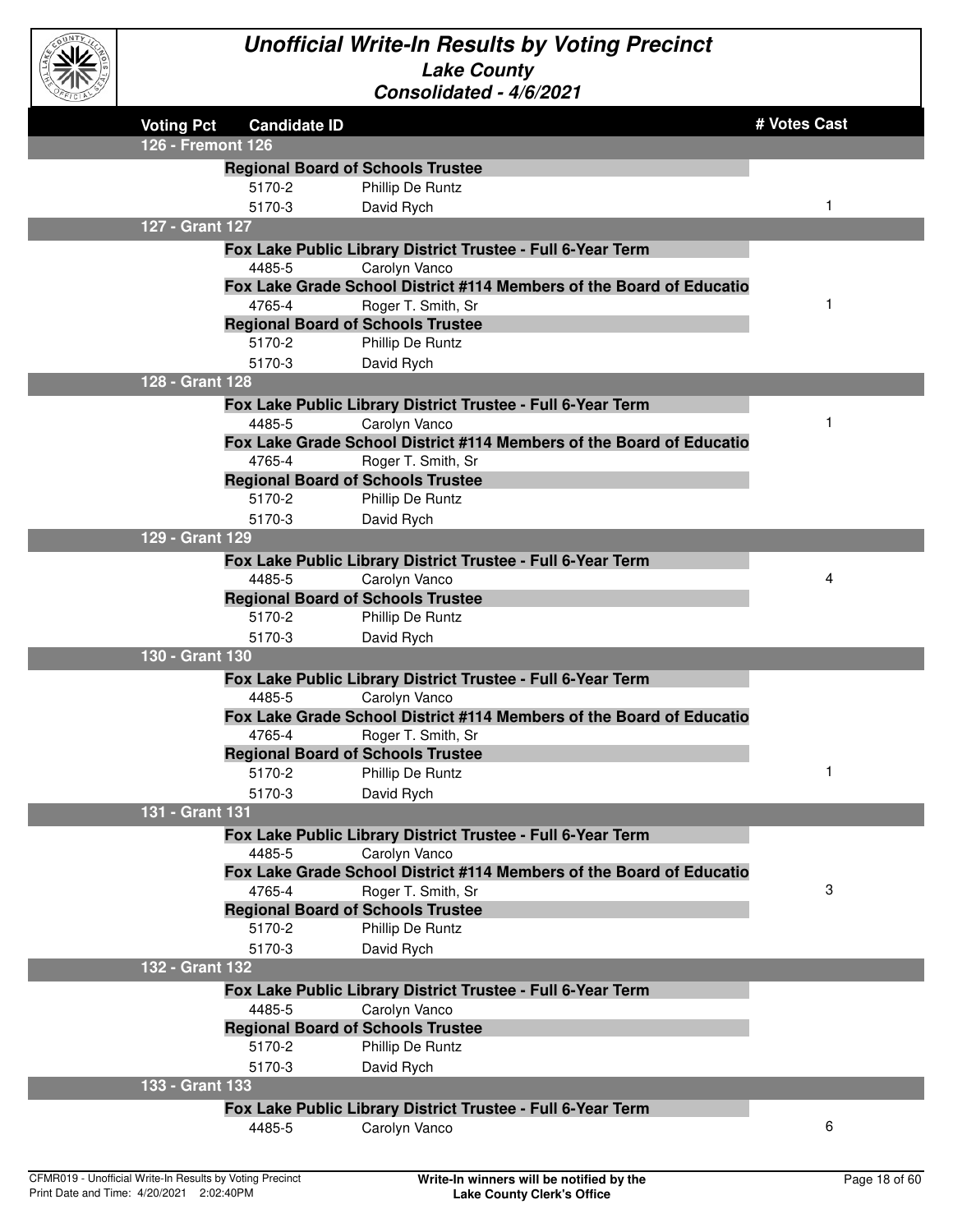# Unofficial Write-In Results by Voting Precinct

## Lake County

### Consolidated - 4/6/2021

| Voting Pct | Candidate ID | | # Votes Cast |
|---|---|---|---|
| **126 - Fremont 126** | | | |
| | **Regional Board of Schools Trustee** | | |
| | 5170-2 | Phillip De Runtz | |
| | 5170-3 | David Rych | 1 |
| **127 - Grant 127** | | | |
| | **Fox Lake Public Library District Trustee - Full 6-Year Term** | | |
| | 4485-5 | Carolyn Vanco | |
| | **Fox Lake Grade School District #114 Members of the Board of Educatio** | | |
| | 4765-4 | Roger T. Smith, Sr | 1 |
| | **Regional Board of Schools Trustee** | | |
| | 5170-2 | Phillip De Runtz | |
| | 5170-3 | David Rych | |
| **128 - Grant 128** | | | |
| | **Fox Lake Public Library District Trustee - Full 6-Year Term** | | |
| | 4485-5 | Carolyn Vanco | 1 |
| | **Fox Lake Grade School District #114 Members of the Board of Educatio** | | |
| | 4765-4 | Roger T. Smith, Sr | |
| | **Regional Board of Schools Trustee** | | |
| | 5170-2 | Phillip De Runtz | |
| | 5170-3 | David Rych | |
| **129 - Grant 129** | | | |
| | **Fox Lake Public Library District Trustee - Full 6-Year Term** | | |
| | 4485-5 | Carolyn Vanco | 4 |
| | **Regional Board of Schools Trustee** | | |
| | 5170-2 | Phillip De Runtz | |
| | 5170-3 | David Rych | |
| **130 - Grant 130** | | | |
| | **Fox Lake Public Library District Trustee - Full 6-Year Term** | | |
| | 4485-5 | Carolyn Vanco | |
| | **Fox Lake Grade School District #114 Members of the Board of Educatio** | | |
| | 4765-4 | Roger T. Smith, Sr | |
| | **Regional Board of Schools Trustee** | | |
| | 5170-2 | Phillip De Runtz | 1 |
| | 5170-3 | David Rych | |
| **131 - Grant 131** | | | |
| | **Fox Lake Public Library District Trustee - Full 6-Year Term** | | |
| | 4485-5 | Carolyn Vanco | |
| | **Fox Lake Grade School District #114 Members of the Board of Educatio** | | |
| | 4765-4 | Roger T. Smith, Sr | 3 |
| | **Regional Board of Schools Trustee** | | |
| | 5170-2 | Phillip De Runtz | |
| | 5170-3 | David Rych | |
| **132 - Grant 132** | | | |
| | **Fox Lake Public Library District Trustee - Full 6-Year Term** | | |
| | 4485-5 | Carolyn Vanco | |
| | **Regional Board of Schools Trustee** | | |
| | 5170-2 | Phillip De Runtz | |
| | 5170-3 | David Rych | |
| **133 - Grant 133** | | | |
| | **Fox Lake Public Library District Trustee - Full 6-Year Term** | | |
| | 4485-5 | Carolyn Vanco | 6 |

CFMR019 - Unofficial Write-In Results by Voting Precinct
Print Date and Time: 4/20/2021 2:02:40PM

**Write-In winners will be notified by the Lake County Clerk's Office**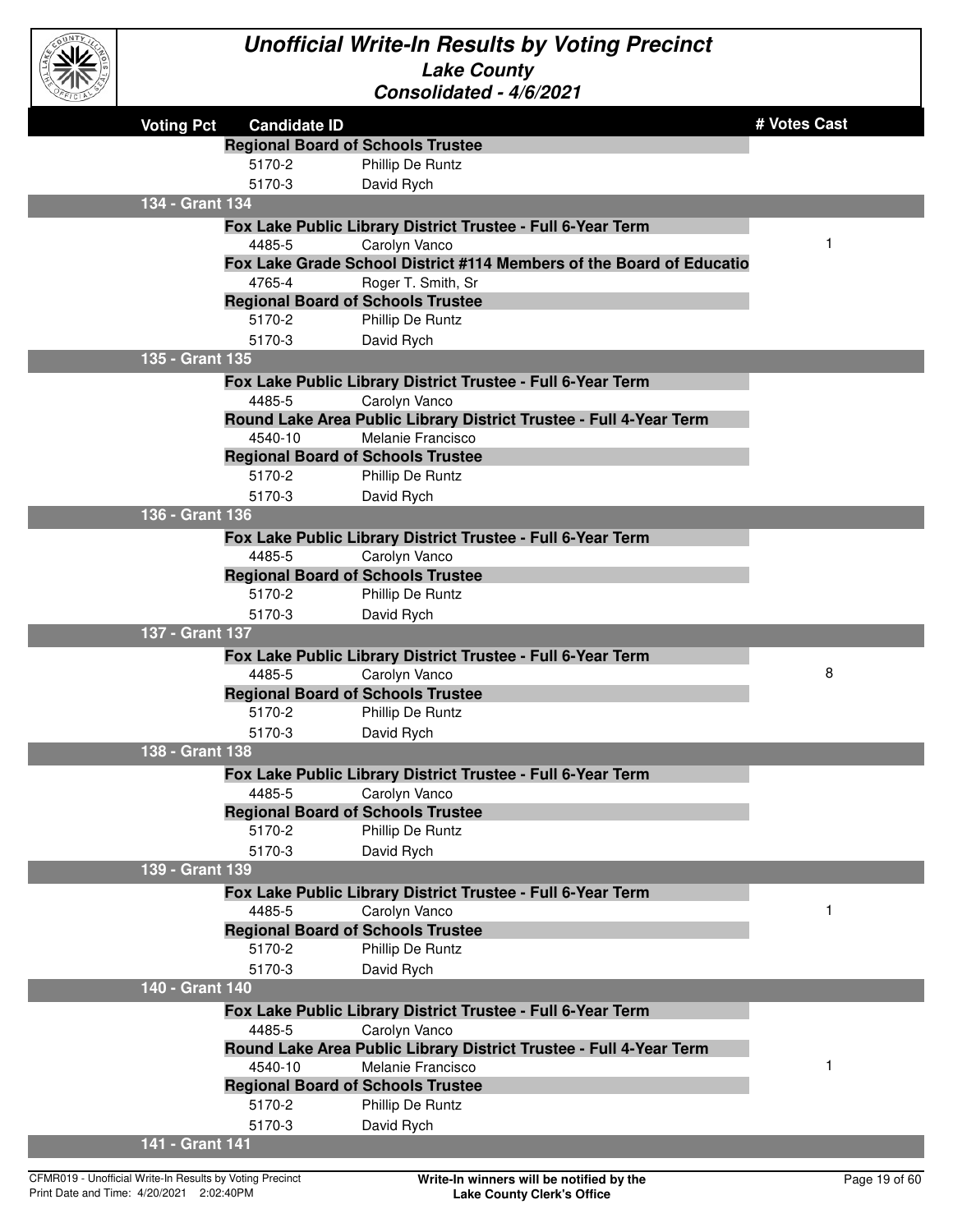# Unofficial Write-In Results by Voting Precinct

## Lake County

### Consolidated - 4/6/2021

| Voting Pct | Candidate ID | | # Votes Cast |
|---|---|---|---|
| | **Regional Board of Schools Trustee** | | |
| | 5170-2 | Phillip De Runtz | |
| | 5170-3 | David Rych | |
| **134 - Grant 134** | | | |
| | **Fox Lake Public Library District Trustee - Full 6-Year Term** | | |
| | 4485-5 | Carolyn Vanco | 1 |
| | **Fox Lake Grade School District #114 Members of the Board of Educatio** | | |
| | 4765-4 | Roger T. Smith, Sr | |
| | **Regional Board of Schools Trustee** | | |
| | 5170-2 | Phillip De Runtz | |
| | 5170-3 | David Rych | |
| **135 - Grant 135** | | | |
| | **Fox Lake Public Library District Trustee - Full 6-Year Term** | | |
| | 4485-5 | Carolyn Vanco | |
| | **Round Lake Area Public Library District Trustee - Full 4-Year Term** | | |
| | 4540-10 | Melanie Francisco | |
| | **Regional Board of Schools Trustee** | | |
| | 5170-2 | Phillip De Runtz | |
| | 5170-3 | David Rych | |
| **136 - Grant 136** | | | |
| | **Fox Lake Public Library District Trustee - Full 6-Year Term** | | |
| | 4485-5 | Carolyn Vanco | |
| | **Regional Board of Schools Trustee** | | |
| | 5170-2 | Phillip De Runtz | |
| | 5170-3 | David Rych | |
| **137 - Grant 137** | | | |
| | **Fox Lake Public Library District Trustee - Full 6-Year Term** | | |
| | 4485-5 | Carolyn Vanco | 8 |
| | **Regional Board of Schools Trustee** | | |
| | 5170-2 | Phillip De Runtz | |
| | 5170-3 | David Rych | |
| **138 - Grant 138** | | | |
| | **Fox Lake Public Library District Trustee - Full 6-Year Term** | | |
| | 4485-5 | Carolyn Vanco | |
| | **Regional Board of Schools Trustee** | | |
| | 5170-2 | Phillip De Runtz | |
| | 5170-3 | David Rych | |
| **139 - Grant 139** | | | |
| | **Fox Lake Public Library District Trustee - Full 6-Year Term** | | |
| | 4485-5 | Carolyn Vanco | 1 |
| | **Regional Board of Schools Trustee** | | |
| | 5170-2 | Phillip De Runtz | |
| | 5170-3 | David Rych | |
| **140 - Grant 140** | | | |
| | **Fox Lake Public Library District Trustee - Full 6-Year Term** | | |
| | 4485-5 | Carolyn Vanco | |
| | **Round Lake Area Public Library District Trustee - Full 4-Year Term** | | |
| | 4540-10 | Melanie Francisco | 1 |
| | **Regional Board of Schools Trustee** | | |
| | 5170-2 | Phillip De Runtz | |
| | 5170-3 | David Rych | |
| **141 - Grant 141** | | | |

CFMR019 - Unofficial Write-In Results by Voting Precinct
Print Date and Time: 4/20/2021 2:02:40PM

**Write-In winners will be notified by the Lake County Clerk's Office**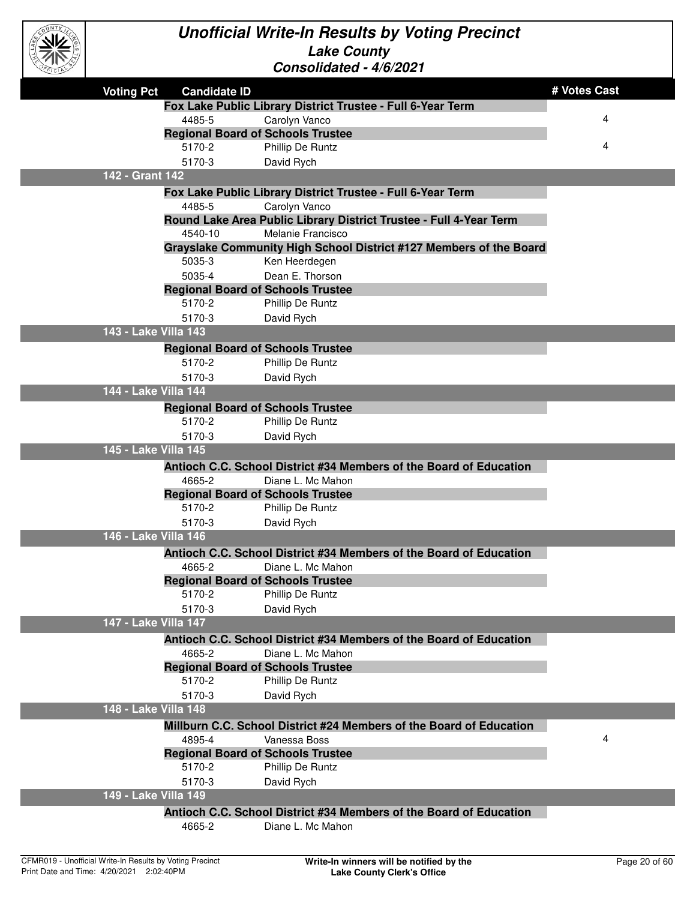# Unofficial Write-In Results by Voting Precinct

## Lake County

### Consolidated - 4/6/2021

| Voting Pct | Candidate ID | | # Votes Cast |
|---|---|---|---|
| | **Fox Lake Public Library District Trustee - Full 6-Year Term** | | |
| | 4485-5 | Carolyn Vanco | 4 |
| | **Regional Board of Schools Trustee** | | |
| | 5170-2 | Phillip De Runtz | 4 |
| | 5170-3 | David Rych | |
| **142 - Grant 142** | | | |
| | **Fox Lake Public Library District Trustee - Full 6-Year Term** | | |
| | 4485-5 | Carolyn Vanco | |
| | **Round Lake Area Public Library District Trustee - Full 4-Year Term** | | |
| | 4540-10 | Melanie Francisco | |
| | **Grayslake Community High School District #127 Members of the Board** | | |
| | 5035-3 | Ken Heerdegen | |
| | 5035-4 | Dean E. Thorson | |
| | **Regional Board of Schools Trustee** | | |
| | 5170-2 | Phillip De Runtz | |
| | 5170-3 | David Rych | |
| **143 - Lake Villa 143** | | | |
| | **Regional Board of Schools Trustee** | | |
| | 5170-2 | Phillip De Runtz | |
| | 5170-3 | David Rych | |
| **144 - Lake Villa 144** | | | |
| | **Regional Board of Schools Trustee** | | |
| | 5170-2 | Phillip De Runtz | |
| | 5170-3 | David Rych | |
| **145 - Lake Villa 145** | | | |
| | **Antioch C.C. School District #34 Members of the Board of Education** | | |
| | 4665-2 | Diane L. Mc Mahon | |
| | **Regional Board of Schools Trustee** | | |
| | 5170-2 | Phillip De Runtz | |
| | 5170-3 | David Rych | |
| **146 - Lake Villa 146** | | | |
| | **Antioch C.C. School District #34 Members of the Board of Education** | | |
| | 4665-2 | Diane L. Mc Mahon | |
| | **Regional Board of Schools Trustee** | | |
| | 5170-2 | Phillip De Runtz | |
| | 5170-3 | David Rych | |
| **147 - Lake Villa 147** | | | |
| | **Antioch C.C. School District #34 Members of the Board of Education** | | |
| | 4665-2 | Diane L. Mc Mahon | |
| | **Regional Board of Schools Trustee** | | |
| | 5170-2 | Phillip De Runtz | |
| | 5170-3 | David Rych | |
| **148 - Lake Villa 148** | | | |
| | **Millburn C.C. School District #24 Members of the Board of Education** | | |
| | 4895-4 | Vanessa Boss | 4 |
| | **Regional Board of Schools Trustee** | | |
| | 5170-2 | Phillip De Runtz | |
| | 5170-3 | David Rych | |
| **149 - Lake Villa 149** | | | |
| | **Antioch C.C. School District #34 Members of the Board of Education** | | |
| | 4665-2 | Diane L. Mc Mahon | |

CFMR019 - Unofficial Write-In Results by Voting Precinct
Print Date and Time: 4/20/2021 2:02:40PM

**Write-In winners will be notified by the Lake County Clerk's Office**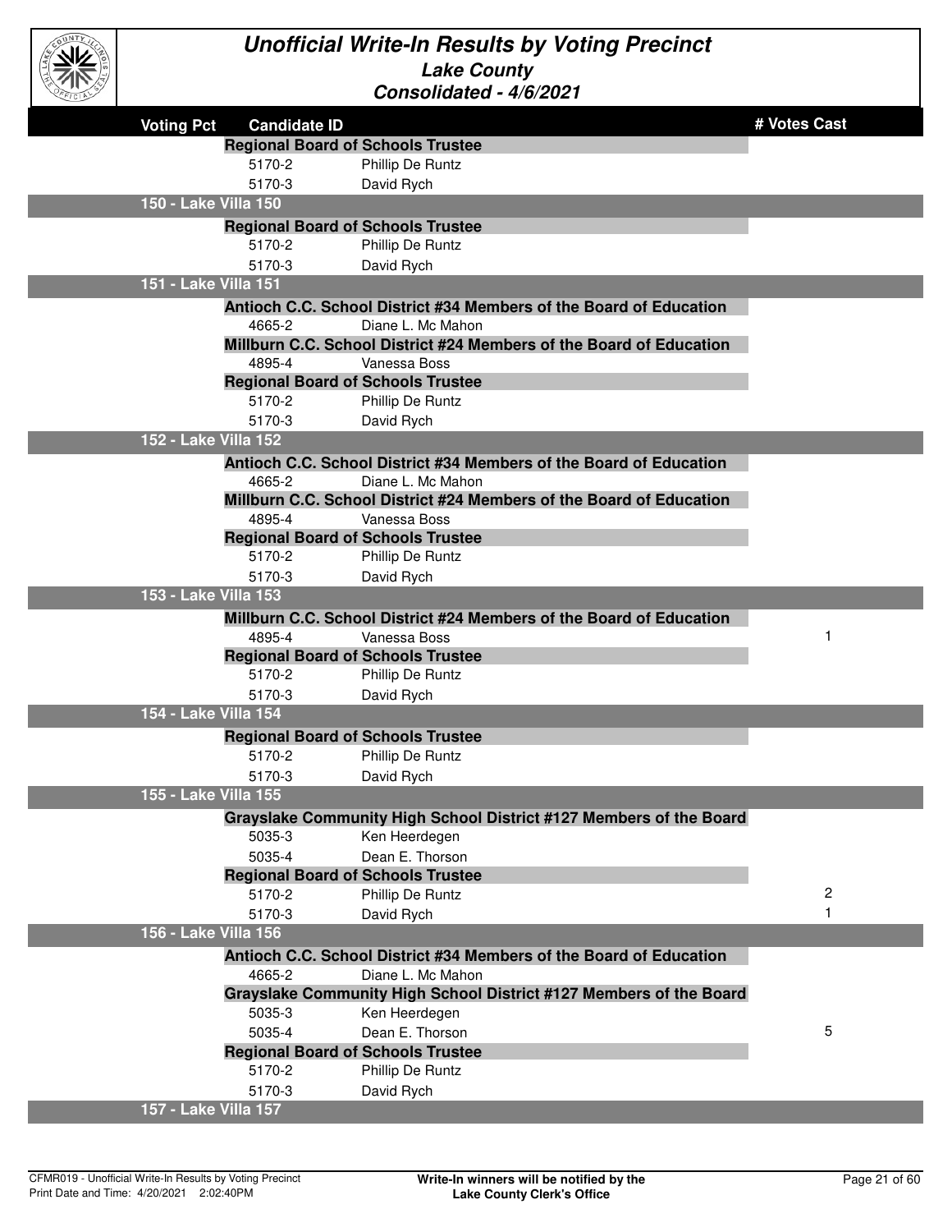# Unofficial Write-In Results by Voting Precinct

## Lake County

### Consolidated - 4/6/2021

| Voting Pct | Candidate ID | | # Votes Cast |
|---|---|---|---|
| | **Regional Board of Schools Trustee** | | |
| | 5170-2 | Phillip De Runtz | |
| | 5170-3 | David Rych | |
| **150 - Lake Villa 150** | | | |
| | **Regional Board of Schools Trustee** | | |
| | 5170-2 | Phillip De Runtz | |
| | 5170-3 | David Rych | |
| **151 - Lake Villa 151** | | | |
| | **Antioch C.C. School District #34 Members of the Board of Education** | | |
| | 4665-2 | Diane L. Mc Mahon | |
| | **Millburn C.C. School District #24 Members of the Board of Education** | | |
| | 4895-4 | Vanessa Boss | |
| | **Regional Board of Schools Trustee** | | |
| | 5170-2 | Phillip De Runtz | |
| | 5170-3 | David Rych | |
| **152 - Lake Villa 152** | | | |
| | **Antioch C.C. School District #34 Members of the Board of Education** | | |
| | 4665-2 | Diane L. Mc Mahon | |
| | **Millburn C.C. School District #24 Members of the Board of Education** | | |
| | 4895-4 | Vanessa Boss | |
| | **Regional Board of Schools Trustee** | | |
| | 5170-2 | Phillip De Runtz | |
| | 5170-3 | David Rych | |
| **153 - Lake Villa 153** | | | |
| | **Millburn C.C. School District #24 Members of the Board of Education** | | |
| | 4895-4 | Vanessa Boss | 1 |
| | **Regional Board of Schools Trustee** | | |
| | 5170-2 | Phillip De Runtz | |
| | 5170-3 | David Rych | |
| **154 - Lake Villa 154** | | | |
| | **Regional Board of Schools Trustee** | | |
| | 5170-2 | Phillip De Runtz | |
| | 5170-3 | David Rych | |
| **155 - Lake Villa 155** | | | |
| | **Grayslake Community High School District #127 Members of the Board** | | |
| | 5035-3 | Ken Heerdegen | |
| | 5035-4 | Dean E. Thorson | |
| | **Regional Board of Schools Trustee** | | |
| | 5170-2 | Phillip De Runtz | 2 |
| | 5170-3 | David Rych | 1 |
| **156 - Lake Villa 156** | | | |
| | **Antioch C.C. School District #34 Members of the Board of Education** | | |
| | 4665-2 | Diane L. Mc Mahon | |
| | **Grayslake Community High School District #127 Members of the Board** | | |
| | 5035-3 | Ken Heerdegen | |
| | 5035-4 | Dean E. Thorson | 5 |
| | **Regional Board of Schools Trustee** | | |
| | 5170-2 | Phillip De Runtz | |
| | 5170-3 | David Rych | |
| **157 - Lake Villa 157** | | | |

CFMR019 - Unofficial Write-In Results by Voting Precinct
Print Date and Time: 4/20/2021 2:02:40PM

**Write-In winners will be notified by the Lake County Clerk's Office**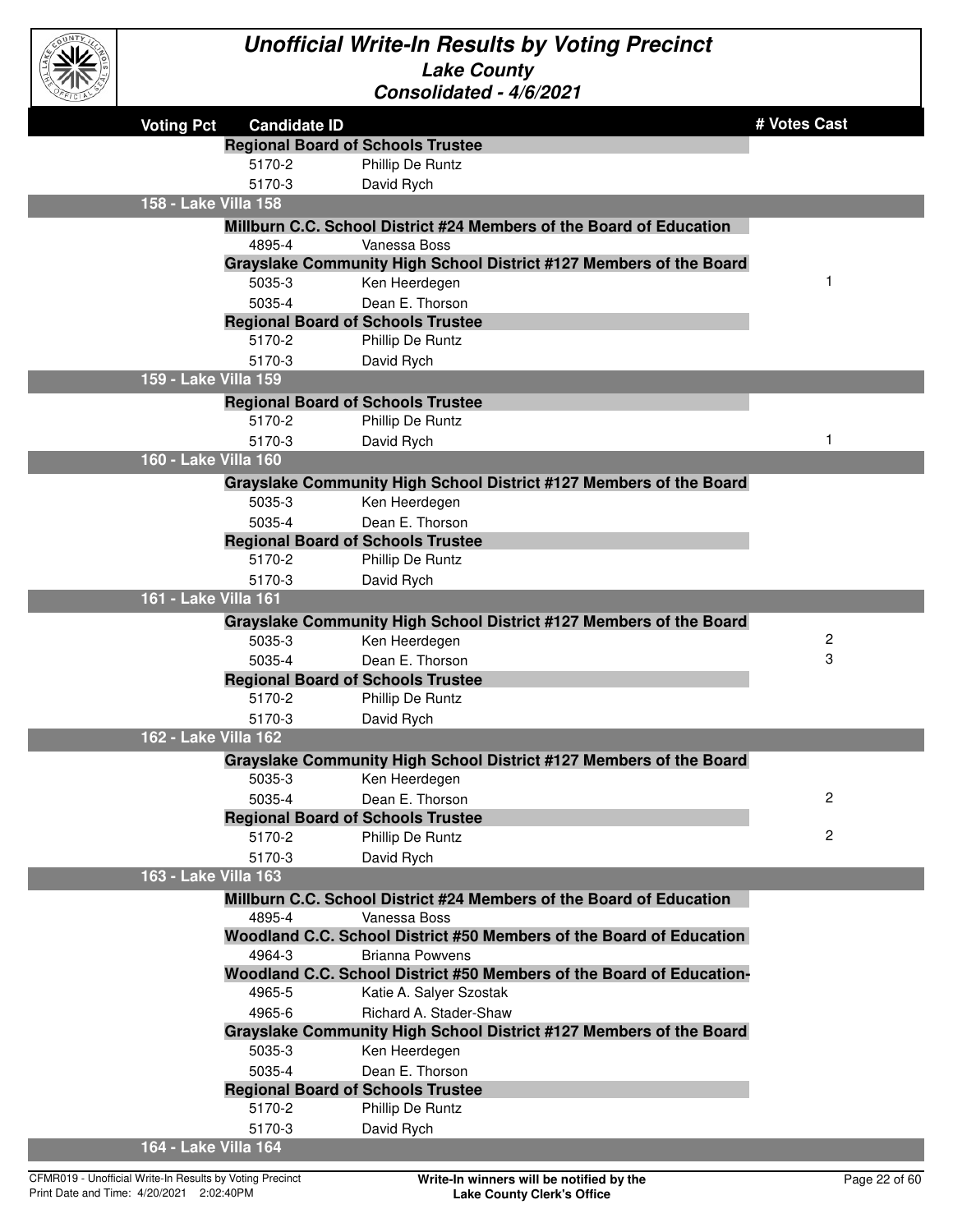# Unofficial Write-In Results by Voting Precinct

## Lake County

### Consolidated - 4/6/2021

| Voting Pct | Candidate ID | | # Votes Cast |
|---|---|---|---|
| | **Regional Board of Schools Trustee** | | |
| | 5170-2 | Phillip De Runtz | |
| | 5170-3 | David Rych | |
| **158 - Lake Villa 158** | | | |
| | **Millburn C.C. School District #24 Members of the Board of Education** | | |
| | 4895-4 | Vanessa Boss | |
| | **Grayslake Community High School District #127 Members of the Board** | | |
| | 5035-3 | Ken Heerdegen | 1 |
| | 5035-4 | Dean E. Thorson | |
| | **Regional Board of Schools Trustee** | | |
| | 5170-2 | Phillip De Runtz | |
| | 5170-3 | David Rych | |
| **159 - Lake Villa 159** | | | |
| | **Regional Board of Schools Trustee** | | |
| | 5170-2 | Phillip De Runtz | |
| | 5170-3 | David Rych | 1 |
| **160 - Lake Villa 160** | | | |
| | **Grayslake Community High School District #127 Members of the Board** | | |
| | 5035-3 | Ken Heerdegen | |
| | 5035-4 | Dean E. Thorson | |
| | **Regional Board of Schools Trustee** | | |
| | 5170-2 | Phillip De Runtz | |
| | 5170-3 | David Rych | |
| **161 - Lake Villa 161** | | | |
| | **Grayslake Community High School District #127 Members of the Board** | | |
| | 5035-3 | Ken Heerdegen | 2 |
| | 5035-4 | Dean E. Thorson | 3 |
| | **Regional Board of Schools Trustee** | | |
| | 5170-2 | Phillip De Runtz | |
| | 5170-3 | David Rych | |
| **162 - Lake Villa 162** | | | |
| | **Grayslake Community High School District #127 Members of the Board** | | |
| | 5035-3 | Ken Heerdegen | |
| | 5035-4 | Dean E. Thorson | 2 |
| | **Regional Board of Schools Trustee** | | |
| | 5170-2 | Phillip De Runtz | 2 |
| | 5170-3 | David Rych | |
| **163 - Lake Villa 163** | | | |
| | **Millburn C.C. School District #24 Members of the Board of Education** | | |
| | 4895-4 | Vanessa Boss | |
| | **Woodland C.C. School District #50 Members of the Board of Education** | | |
| | 4964-3 | Brianna Powvens | |
| | **Woodland C.C. School District #50 Members of the Board of Education-** | | |
| | 4965-5 | Katie A. Salyer Szostak | |
| | 4965-6 | Richard A. Stader-Shaw | |
| | **Grayslake Community High School District #127 Members of the Board** | | |
| | 5035-3 | Ken Heerdegen | |
| | 5035-4 | Dean E. Thorson | |
| | **Regional Board of Schools Trustee** | | |
| | 5170-2 | Phillip De Runtz | |
| | 5170-3 | David Rych | |
| **164 - Lake Villa 164** | | | |

CFMR019 - Unofficial Write-In Results by Voting Precinct
Print Date and Time: 4/20/2021 2:02:40PM

**Write-In winners will be notified by the Lake County Clerk's Office**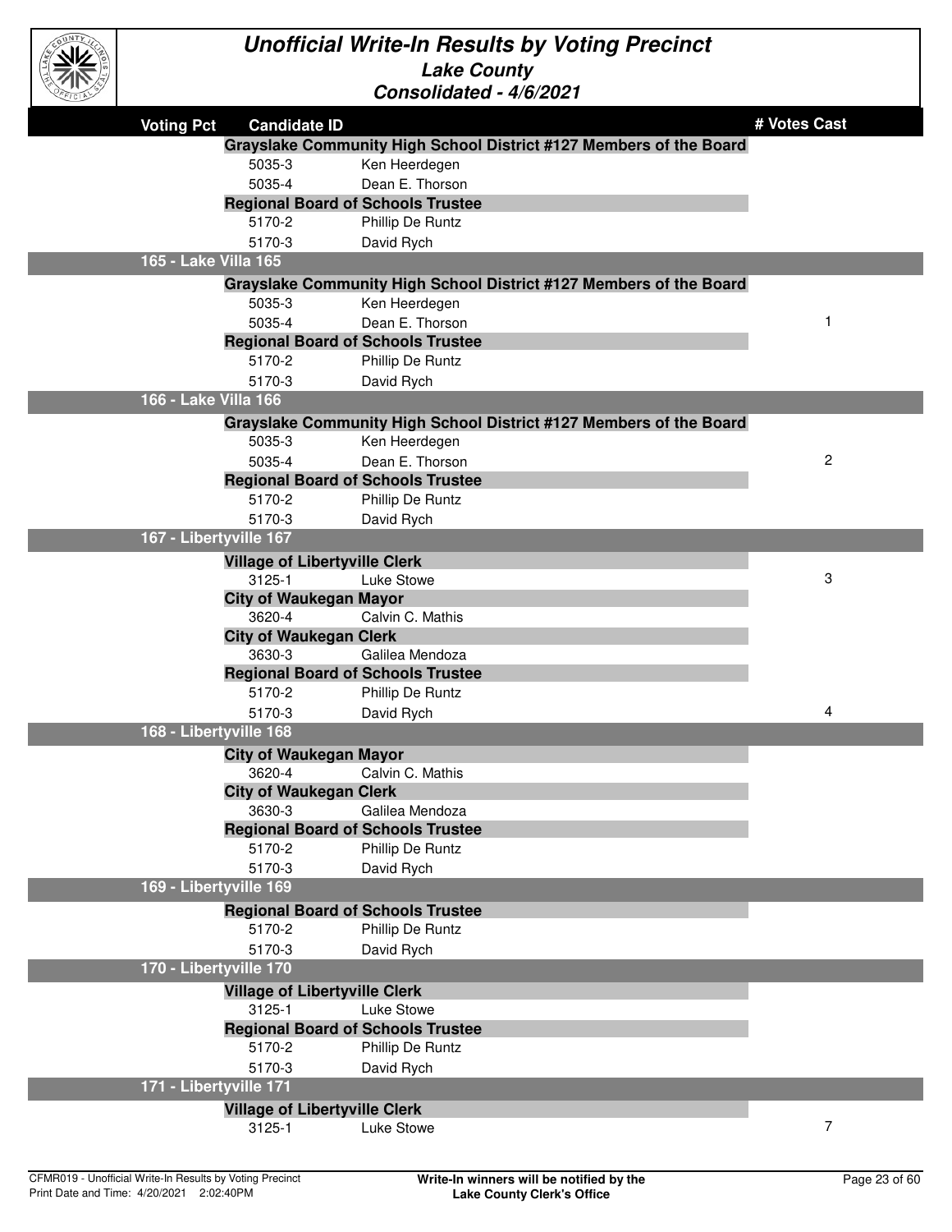# Unofficial Write-In Results by Voting Precinct

## Lake County

### Consolidated - 4/6/2021

| Voting Pct | Candidate ID | | # Votes Cast |
|---|---|---|---|
| | **Grayslake Community High School District #127 Members of the Board** | | |
| | 5035-3 | Ken Heerdegen | |
| | 5035-4 | Dean E. Thorson | |
| | **Regional Board of Schools Trustee** | | |
| | 5170-2 | Phillip De Runtz | |
| | 5170-3 | David Rych | |
| **165 - Lake Villa 165** | | | |
| | **Grayslake Community High School District #127 Members of the Board** | | |
| | 5035-3 | Ken Heerdegen | |
| | 5035-4 | Dean E. Thorson | 1 |
| | **Regional Board of Schools Trustee** | | |
| | 5170-2 | Phillip De Runtz | |
| | 5170-3 | David Rych | |
| **166 - Lake Villa 166** | | | |
| | **Grayslake Community High School District #127 Members of the Board** | | |
| | 5035-3 | Ken Heerdegen | |
| | 5035-4 | Dean E. Thorson | 2 |
| | **Regional Board of Schools Trustee** | | |
| | 5170-2 | Phillip De Runtz | |
| | 5170-3 | David Rych | |
| **167 - Libertyville 167** | | | |
| | **Village of Libertyville Clerk** | | |
| | 3125-1 | Luke Stowe | 3 |
| | **City of Waukegan Mayor** | | |
| | 3620-4 | Calvin C. Mathis | |
| | **City of Waukegan Clerk** | | |
| | 3630-3 | Galilea Mendoza | |
| | **Regional Board of Schools Trustee** | | |
| | 5170-2 | Phillip De Runtz | |
| | 5170-3 | David Rych | 4 |
| **168 - Libertyville 168** | | | |
| | **City of Waukegan Mayor** | | |
| | 3620-4 | Calvin C. Mathis | |
| | **City of Waukegan Clerk** | | |
| | 3630-3 | Galilea Mendoza | |
| | **Regional Board of Schools Trustee** | | |
| | 5170-2 | Phillip De Runtz | |
| | 5170-3 | David Rych | |
| **169 - Libertyville 169** | | | |
| | **Regional Board of Schools Trustee** | | |
| | 5170-2 | Phillip De Runtz | |
| | 5170-3 | David Rych | |
| **170 - Libertyville 170** | | | |
| | **Village of Libertyville Clerk** | | |
| | 3125-1 | Luke Stowe | |
| | **Regional Board of Schools Trustee** | | |
| | 5170-2 | Phillip De Runtz | |
| | 5170-3 | David Rych | |
| **171 - Libertyville 171** | | | |
| | **Village of Libertyville Clerk** | | |
| | 3125-1 | Luke Stowe | 7 |

CFMR019 - Unofficial Write-In Results by Voting Precinct
Print Date and Time: 4/20/2021 2:02:40PM

**Write-In winners will be notified by the Lake County Clerk's Office**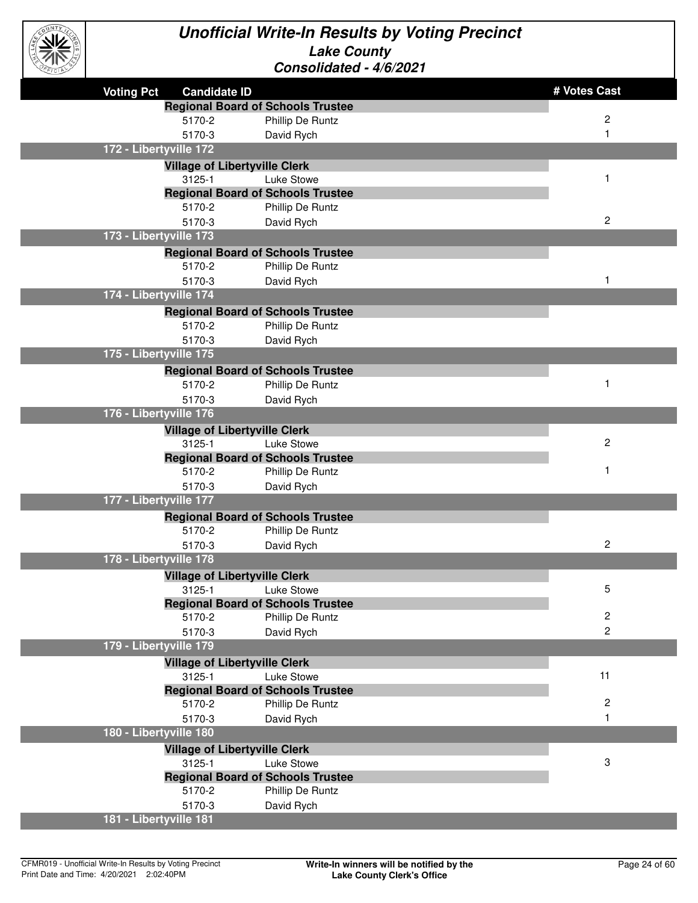# Unofficial Write-In Results by Voting Precinct

## Lake County

### Consolidated - 4/6/2021

| Voting Pct | Candidate ID | | # Votes Cast |
|---|---|---|---|
| | **Regional Board of Schools Trustee** | | |
| | 5170-2 | Phillip De Runtz | 2 |
| | 5170-3 | David Rych | 1 |
| **172 - Libertyville 172** | | | |
| | **Village of Libertyville Clerk** | | |
| | 3125-1 | Luke Stowe | 1 |
| | **Regional Board of Schools Trustee** | | |
| | 5170-2 | Phillip De Runtz | |
| | 5170-3 | David Rych | 2 |
| **173 - Libertyville 173** | | | |
| | **Regional Board of Schools Trustee** | | |
| | 5170-2 | Phillip De Runtz | |
| | 5170-3 | David Rych | 1 |
| **174 - Libertyville 174** | | | |
| | **Regional Board of Schools Trustee** | | |
| | 5170-2 | Phillip De Runtz | |
| | 5170-3 | David Rych | |
| **175 - Libertyville 175** | | | |
| | **Regional Board of Schools Trustee** | | |
| | 5170-2 | Phillip De Runtz | 1 |
| | 5170-3 | David Rych | |
| **176 - Libertyville 176** | | | |
| | **Village of Libertyville Clerk** | | |
| | 3125-1 | Luke Stowe | 2 |
| | **Regional Board of Schools Trustee** | | |
| | 5170-2 | Phillip De Runtz | 1 |
| | 5170-3 | David Rych | |
| **177 - Libertyville 177** | | | |
| | **Regional Board of Schools Trustee** | | |
| | 5170-2 | Phillip De Runtz | |
| | 5170-3 | David Rych | 2 |
| **178 - Libertyville 178** | | | |
| | **Village of Libertyville Clerk** | | |
| | 3125-1 | Luke Stowe | 5 |
| | **Regional Board of Schools Trustee** | | |
| | 5170-2 | Phillip De Runtz | 2 |
| | 5170-3 | David Rych | 2 |
| **179 - Libertyville 179** | | | |
| | **Village of Libertyville Clerk** | | |
| | 3125-1 | Luke Stowe | 11 |
| | **Regional Board of Schools Trustee** | | |
| | 5170-2 | Phillip De Runtz | 2 |
| | 5170-3 | David Rych | 1 |
| **180 - Libertyville 180** | | | |
| | **Village of Libertyville Clerk** | | |
| | 3125-1 | Luke Stowe | 3 |
| | **Regional Board of Schools Trustee** | | |
| | 5170-2 | Phillip De Runtz | |
| | 5170-3 | David Rych | |
| **181 - Libertyville 181** | | | |

CFMR019 - Unofficial Write-In Results by Voting Precinct
Print Date and Time: 4/20/2021 2:02:40PM

**Write-In winners will be notified by the Lake County Clerk's Office**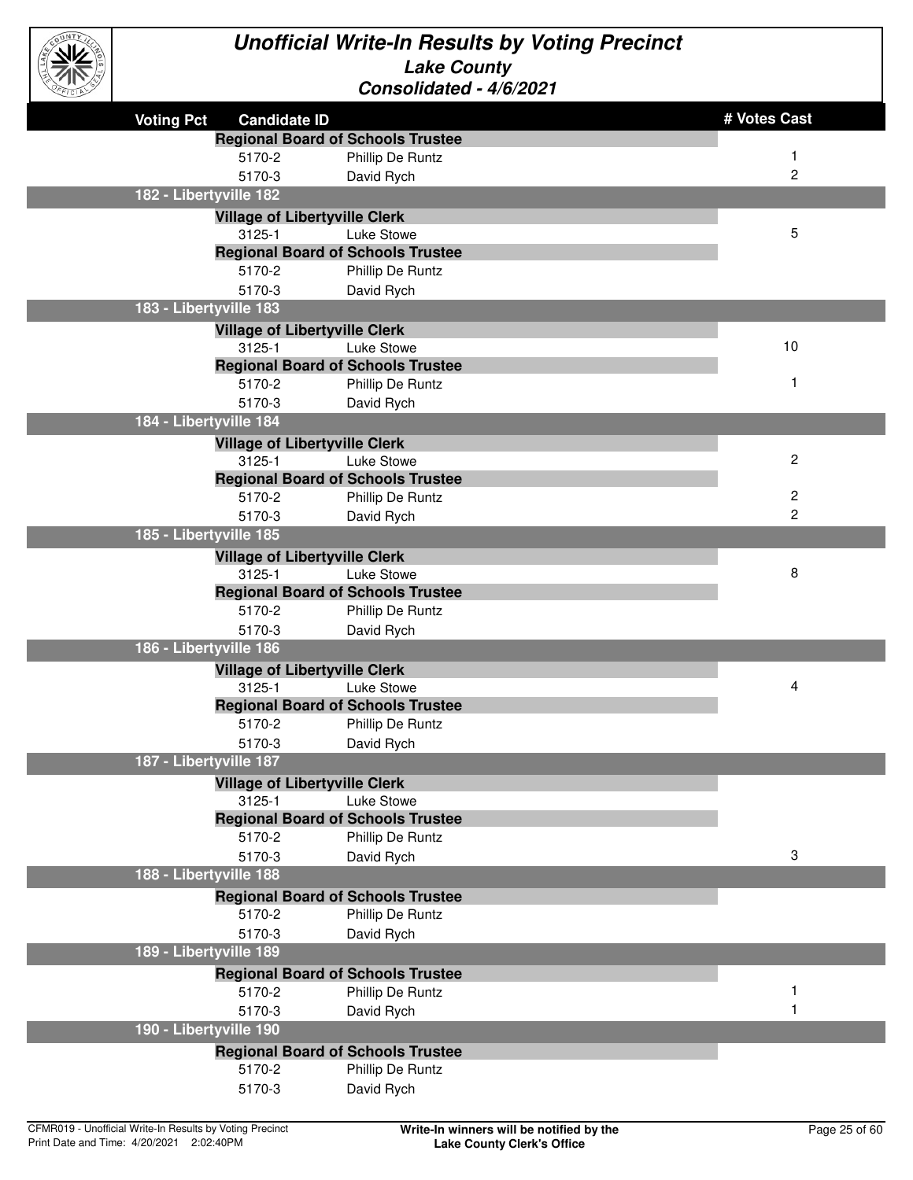# Unofficial Write-In Results by Voting Precinct

## Lake County

### Consolidated - 4/6/2021

| Voting Pct | Candidate ID | | # Votes Cast |
|---|---|---|---|
| | **Regional Board of Schools Trustee** | | |
| | 5170-2 | Phillip De Runtz | 1 |
| | 5170-3 | David Rych | 2 |
| **182 - Libertyville 182** | | | |
| | **Village of Libertyville Clerk** | | |
| | 3125-1 | Luke Stowe | 5 |
| | **Regional Board of Schools Trustee** | | |
| | 5170-2 | Phillip De Runtz | |
| | 5170-3 | David Rych | |
| **183 - Libertyville 183** | | | |
| | **Village of Libertyville Clerk** | | |
| | 3125-1 | Luke Stowe | 10 |
| | **Regional Board of Schools Trustee** | | |
| | 5170-2 | Phillip De Runtz | 1 |
| | 5170-3 | David Rych | |
| **184 - Libertyville 184** | | | |
| | **Village of Libertyville Clerk** | | |
| | 3125-1 | Luke Stowe | 2 |
| | **Regional Board of Schools Trustee** | | |
| | 5170-2 | Phillip De Runtz | 2 |
| | 5170-3 | David Rych | 2 |
| **185 - Libertyville 185** | | | |
| | **Village of Libertyville Clerk** | | |
| | 3125-1 | Luke Stowe | 8 |
| | **Regional Board of Schools Trustee** | | |
| | 5170-2 | Phillip De Runtz | |
| | 5170-3 | David Rych | |
| **186 - Libertyville 186** | | | |
| | **Village of Libertyville Clerk** | | |
| | 3125-1 | Luke Stowe | 4 |
| | **Regional Board of Schools Trustee** | | |
| | 5170-2 | Phillip De Runtz | |
| | 5170-3 | David Rych | |
| **187 - Libertyville 187** | | | |
| | **Village of Libertyville Clerk** | | |
| | 3125-1 | Luke Stowe | |
| | **Regional Board of Schools Trustee** | | |
| | 5170-2 | Phillip De Runtz | |
| | 5170-3 | David Rych | 3 |
| **188 - Libertyville 188** | | | |
| | **Regional Board of Schools Trustee** | | |
| | 5170-2 | Phillip De Runtz | |
| | 5170-3 | David Rych | |
| **189 - Libertyville 189** | | | |
| | **Regional Board of Schools Trustee** | | |
| | 5170-2 | Phillip De Runtz | 1 |
| | 5170-3 | David Rych | 1 |
| **190 - Libertyville 190** | | | |
| | **Regional Board of Schools Trustee** | | |
| | 5170-2 | Phillip De Runtz | |
| | 5170-3 | David Rych | |

CFMR019 - Unofficial Write-In Results by Voting Precinct
Print Date and Time: 4/20/2021 2:02:40PM

**Write-In winners will be notified by the Lake County Clerk's Office**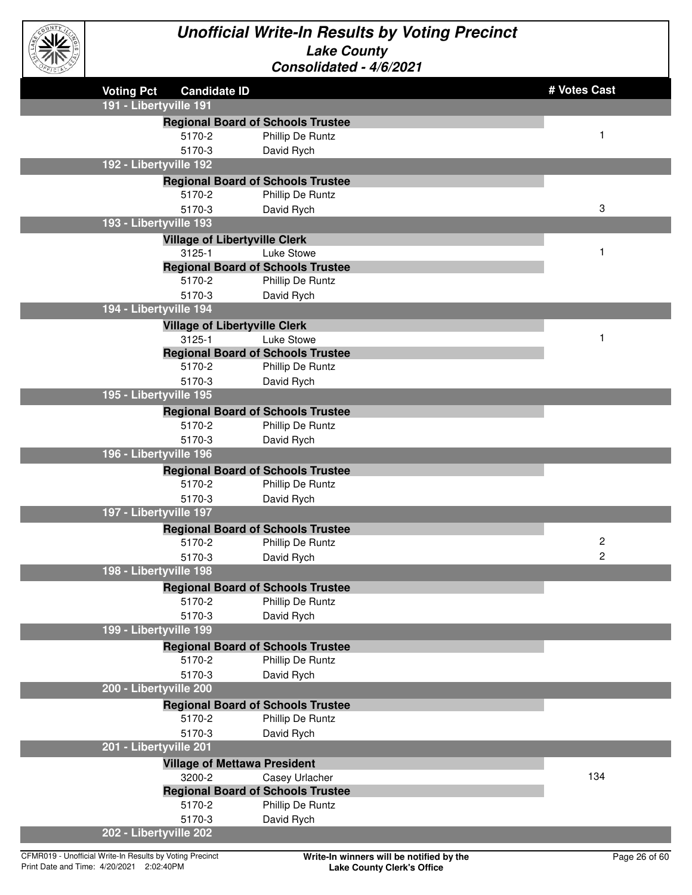# Unofficial Write-In Results by Voting Precinct

## Lake County

### Consolidated - 4/6/2021

| Voting Pct | Candidate ID | | # Votes Cast |
|---|---|---|---|
| **191 - Libertyville 191** | | | |
| | **Regional Board of Schools Trustee** | | |
| | 5170-2 | Phillip De Runtz | 1 |
| | 5170-3 | David Rych | |
| **192 - Libertyville 192** | | | |
| | **Regional Board of Schools Trustee** | | |
| | 5170-2 | Phillip De Runtz | |
| | 5170-3 | David Rych | 3 |
| **193 - Libertyville 193** | | | |
| | **Village of Libertyville Clerk** | | |
| | 3125-1 | Luke Stowe | 1 |
| | **Regional Board of Schools Trustee** | | |
| | 5170-2 | Phillip De Runtz | |
| | 5170-3 | David Rych | |
| **194 - Libertyville 194** | | | |
| | **Village of Libertyville Clerk** | | |
| | 3125-1 | Luke Stowe | 1 |
| | **Regional Board of Schools Trustee** | | |
| | 5170-2 | Phillip De Runtz | |
| | 5170-3 | David Rych | |
| **195 - Libertyville 195** | | | |
| | **Regional Board of Schools Trustee** | | |
| | 5170-2 | Phillip De Runtz | |
| | 5170-3 | David Rych | |
| **196 - Libertyville 196** | | | |
| | **Regional Board of Schools Trustee** | | |
| | 5170-2 | Phillip De Runtz | |
| | 5170-3 | David Rych | |
| **197 - Libertyville 197** | | | |
| | **Regional Board of Schools Trustee** | | |
| | 5170-2 | Phillip De Runtz | 2 |
| | 5170-3 | David Rych | 2 |
| **198 - Libertyville 198** | | | |
| | **Regional Board of Schools Trustee** | | |
| | 5170-2 | Phillip De Runtz | |
| | 5170-3 | David Rych | |
| **199 - Libertyville 199** | | | |
| | **Regional Board of Schools Trustee** | | |
| | 5170-2 | Phillip De Runtz | |
| | 5170-3 | David Rych | |
| **200 - Libertyville 200** | | | |
| | **Regional Board of Schools Trustee** | | |
| | 5170-2 | Phillip De Runtz | |
| | 5170-3 | David Rych | |
| **201 - Libertyville 201** | | | |
| | **Village of Mettawa President** | | |
| | 3200-2 | Casey Urlacher | 134 |
| | **Regional Board of Schools Trustee** | | |
| | 5170-2 | Phillip De Runtz | |
| | 5170-3 | David Rych | |
| **202 - Libertyville 202** | | | |

CFMR019 - Unofficial Write-In Results by Voting Precinct
Print Date and Time: 4/20/2021 2:02:40PM

**Write-In winners will be notified by the Lake County Clerk's Office**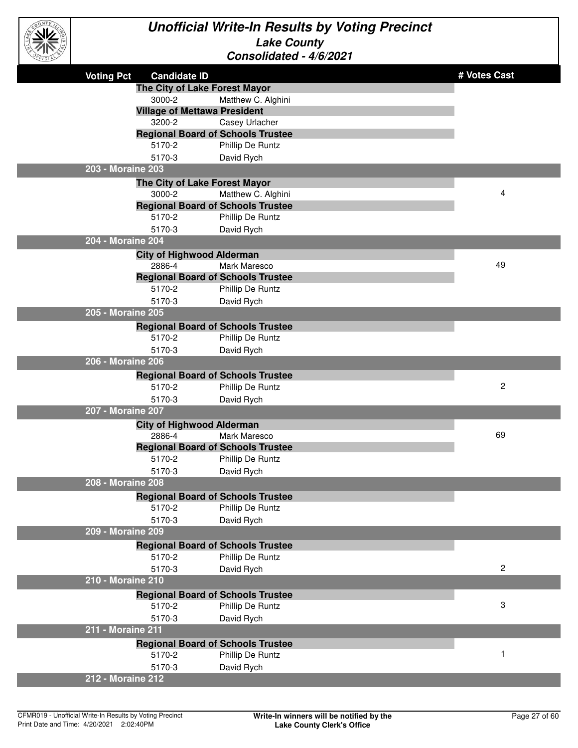# Unofficial Write-In Results by Voting Precinct

## Lake County

### Consolidated - 4/6/2021

| Voting Pct | Candidate ID | | # Votes Cast |
|---|---|---|---|
| | **The City of Lake Forest Mayor** | | |
| | 3000-2 | Matthew C. Alghini | |
| | **Village of Mettawa President** | | |
| | 3200-2 | Casey Urlacher | |
| | **Regional Board of Schools Trustee** | | |
| | 5170-2 | Phillip De Runtz | |
| | 5170-3 | David Rych | |
| **203 - Moraine 203** | | | |
| | **The City of Lake Forest Mayor** | | |
| | 3000-2 | Matthew C. Alghini | 4 |
| | **Regional Board of Schools Trustee** | | |
| | 5170-2 | Phillip De Runtz | |
| | 5170-3 | David Rych | |
| **204 - Moraine 204** | | | |
| | **City of Highwood Alderman** | | |
| | 2886-4 | Mark Maresco | 49 |
| | **Regional Board of Schools Trustee** | | |
| | 5170-2 | Phillip De Runtz | |
| | 5170-3 | David Rych | |
| **205 - Moraine 205** | | | |
| | **Regional Board of Schools Trustee** | | |
| | 5170-2 | Phillip De Runtz | |
| | 5170-3 | David Rych | |
| **206 - Moraine 206** | | | |
| | **Regional Board of Schools Trustee** | | |
| | 5170-2 | Phillip De Runtz | 2 |
| | 5170-3 | David Rych | |
| **207 - Moraine 207** | | | |
| | **City of Highwood Alderman** | | |
| | 2886-4 | Mark Maresco | 69 |
| | **Regional Board of Schools Trustee** | | |
| | 5170-2 | Phillip De Runtz | |
| | 5170-3 | David Rych | |
| **208 - Moraine 208** | | | |
| | **Regional Board of Schools Trustee** | | |
| | 5170-2 | Phillip De Runtz | |
| | 5170-3 | David Rych | |
| **209 - Moraine 209** | | | |
| | **Regional Board of Schools Trustee** | | |
| | 5170-2 | Phillip De Runtz | |
| | 5170-3 | David Rych | 2 |
| **210 - Moraine 210** | | | |
| | **Regional Board of Schools Trustee** | | |
| | 5170-2 | Phillip De Runtz | 3 |
| | 5170-3 | David Rych | |
| **211 - Moraine 211** | | | |
| | **Regional Board of Schools Trustee** | | |
| | 5170-2 | Phillip De Runtz | 1 |
| | 5170-3 | David Rych | |
| **212 - Moraine 212** | | | |

CFMR019 - Unofficial Write-In Results by Voting Precinct
Print Date and Time: 4/20/2021 2:02:40PM

**Write-In winners will be notified by the Lake County Clerk's Office**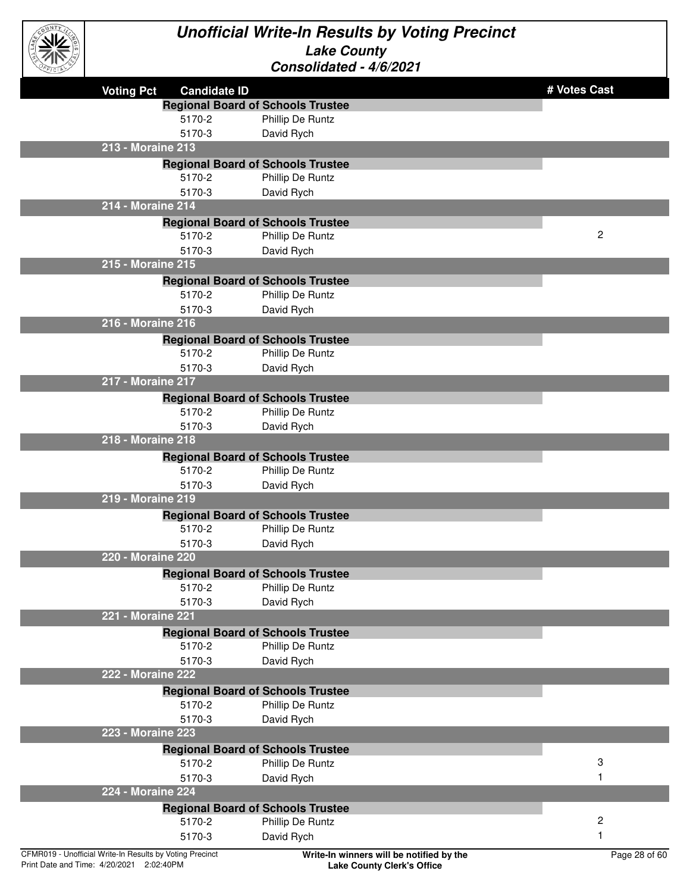# Unofficial Write-In Results by Voting Precinct

## Lake County

### Consolidated - 4/6/2021

| Voting Pct | Candidate ID | | # Votes Cast |
|---|---|---|---|
| | **Regional Board of Schools Trustee** | | |
| | 5170-2 | Phillip De Runtz | |
| | 5170-3 | David Rych | |
| **213 - Moraine 213** | | | |
| | **Regional Board of Schools Trustee** | | |
| | 5170-2 | Phillip De Runtz | |
| | 5170-3 | David Rych | |
| **214 - Moraine 214** | | | |
| | **Regional Board of Schools Trustee** | | |
| | 5170-2 | Phillip De Runtz | 2 |
| | 5170-3 | David Rych | |
| **215 - Moraine 215** | | | |
| | **Regional Board of Schools Trustee** | | |
| | 5170-2 | Phillip De Runtz | |
| | 5170-3 | David Rych | |
| **216 - Moraine 216** | | | |
| | **Regional Board of Schools Trustee** | | |
| | 5170-2 | Phillip De Runtz | |
| | 5170-3 | David Rych | |
| **217 - Moraine 217** | | | |
| | **Regional Board of Schools Trustee** | | |
| | 5170-2 | Phillip De Runtz | |
| | 5170-3 | David Rych | |
| **218 - Moraine 218** | | | |
| | **Regional Board of Schools Trustee** | | |
| | 5170-2 | Phillip De Runtz | |
| | 5170-3 | David Rych | |
| **219 - Moraine 219** | | | |
| | **Regional Board of Schools Trustee** | | |
| | 5170-2 | Phillip De Runtz | |
| | 5170-3 | David Rych | |
| **220 - Moraine 220** | | | |
| | **Regional Board of Schools Trustee** | | |
| | 5170-2 | Phillip De Runtz | |
| | 5170-3 | David Rych | |
| **221 - Moraine 221** | | | |
| | **Regional Board of Schools Trustee** | | |
| | 5170-2 | Phillip De Runtz | |
| | 5170-3 | David Rych | |
| **222 - Moraine 222** | | | |
| | **Regional Board of Schools Trustee** | | |
| | 5170-2 | Phillip De Runtz | |
| | 5170-3 | David Rych | |
| **223 - Moraine 223** | | | |
| | **Regional Board of Schools Trustee** | | |
| | 5170-2 | Phillip De Runtz | 3 |
| | 5170-3 | David Rych | 1 |
| **224 - Moraine 224** | | | |
| | **Regional Board of Schools Trustee** | | |
| | 5170-2 | Phillip De Runtz | 2 |
| | 5170-3 | David Rych | 1 |

CFMR019 - Unofficial Write-In Results by Voting Precinct
Print Date and Time: 4/20/2021 2:02:40PM

**Write-In winners will be notified by the Lake County Clerk's Office**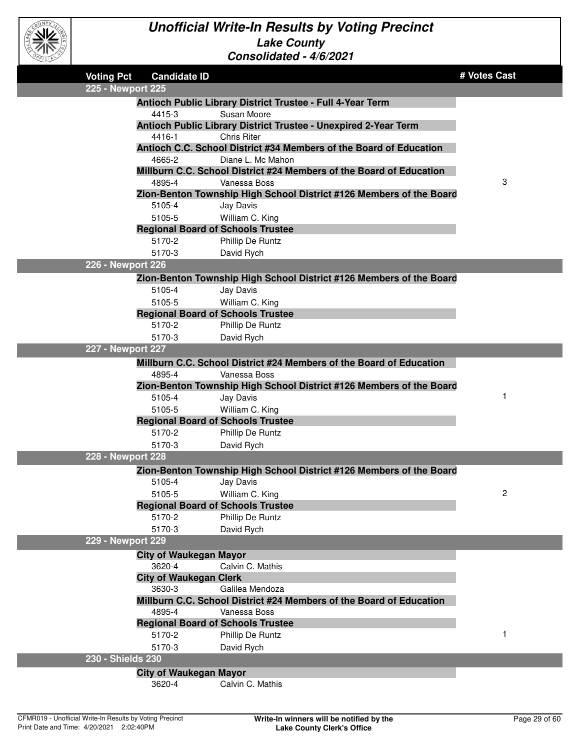# Unofficial Write-In Results by Voting Precinct

## Lake County

### Consolidated - 4/6/2021

| Voting Pct | Candidate ID | | # Votes Cast |
|---|---|---|---|
| **225 - Newport 225** | | | |
| | **Antioch Public Library District Trustee - Full 4-Year Term** | | |
| | 4415-3 | Susan Moore | |
| | **Antioch Public Library District Trustee - Unexpired 2-Year Term** | | |
| | 4416-1 | Chris Riter | |
| | **Antioch C.C. School District #34 Members of the Board of Education** | | |
| | 4665-2 | Diane L. Mc Mahon | |
| | **Millburn C.C. School District #24 Members of the Board of Education** | | |
| | 4895-4 | Vanessa Boss | 3 |
| | **Zion-Benton Township High School District #126 Members of the Board** | | |
| | 5105-4 | Jay Davis | |
| | 5105-5 | William C. King | |
| | **Regional Board of Schools Trustee** | | |
| | 5170-2 | Phillip De Runtz | |
| | 5170-3 | David Rych | |
| **226 - Newport 226** | | | |
| | **Zion-Benton Township High School District #126 Members of the Board** | | |
| | 5105-4 | Jay Davis | |
| | 5105-5 | William C. King | |
| | **Regional Board of Schools Trustee** | | |
| | 5170-2 | Phillip De Runtz | |
| | 5170-3 | David Rych | |
| **227 - Newport 227** | | | |
| | **Millburn C.C. School District #24 Members of the Board of Education** | | |
| | 4895-4 | Vanessa Boss | |
| | **Zion-Benton Township High School District #126 Members of the Board** | | |
| | 5105-4 | Jay Davis | 1 |
| | 5105-5 | William C. King | |
| | **Regional Board of Schools Trustee** | | |
| | 5170-2 | Phillip De Runtz | |
| | 5170-3 | David Rych | |
| **228 - Newport 228** | | | |
| | **Zion-Benton Township High School District #126 Members of the Board** | | |
| | 5105-4 | Jay Davis | |
| | 5105-5 | William C. King | 2 |
| | **Regional Board of Schools Trustee** | | |
| | 5170-2 | Phillip De Runtz | |
| | 5170-3 | David Rych | |
| **229 - Newport 229** | | | |
| | **City of Waukegan Mayor** | | |
| | 3620-4 | Calvin C. Mathis | |
| | **City of Waukegan Clerk** | | |
| | 3630-3 | Galilea Mendoza | |
| | **Millburn C.C. School District #24 Members of the Board of Education** | | |
| | 4895-4 | Vanessa Boss | |
| | **Regional Board of Schools Trustee** | | |
| | 5170-2 | Phillip De Runtz | 1 |
| | 5170-3 | David Rych | |
| **230 - Shields 230** | | | |
| | **City of Waukegan Mayor** | | |
| | 3620-4 | Calvin C. Mathis | |

CFMR019 - Unofficial Write-In Results by Voting Precinct
Print Date and Time: 4/20/2021 2:02:40PM

**Write-In winners will be notified by the Lake County Clerk's Office**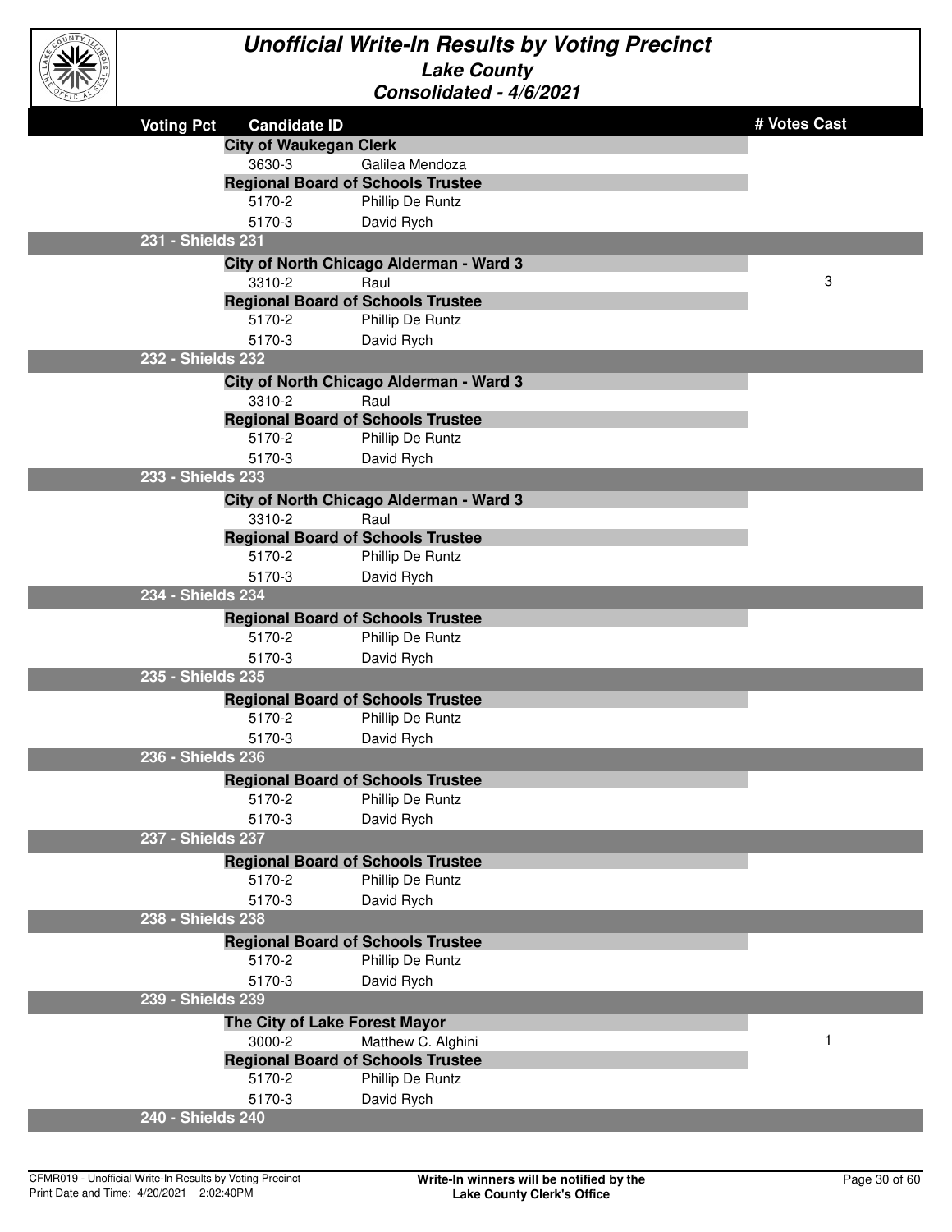# Unofficial Write-In Results by Voting Precinct

## Lake County

### Consolidated - 4/6/2021

| Voting Pct | Candidate ID | | # Votes Cast |
|---|---|---|---|
| | **City of Waukegan Clerk** | | |
| | 3630-3 | Galilea Mendoza | |
| | **Regional Board of Schools Trustee** | | |
| | 5170-2 | Phillip De Runtz | |
| | 5170-3 | David Rych | |
| **231 - Shields 231** | | | |
| | **City of North Chicago Alderman - Ward 3** | | |
| | 3310-2 | Raul | 3 |
| | **Regional Board of Schools Trustee** | | |
| | 5170-2 | Phillip De Runtz | |
| | 5170-3 | David Rych | |
| **232 - Shields 232** | | | |
| | **City of North Chicago Alderman - Ward 3** | | |
| | 3310-2 | Raul | |
| | **Regional Board of Schools Trustee** | | |
| | 5170-2 | Phillip De Runtz | |
| | 5170-3 | David Rych | |
| **233 - Shields 233** | | | |
| | **City of North Chicago Alderman - Ward 3** | | |
| | 3310-2 | Raul | |
| | **Regional Board of Schools Trustee** | | |
| | 5170-2 | Phillip De Runtz | |
| | 5170-3 | David Rych | |
| **234 - Shields 234** | | | |
| | **Regional Board of Schools Trustee** | | |
| | 5170-2 | Phillip De Runtz | |
| | 5170-3 | David Rych | |
| **235 - Shields 235** | | | |
| | **Regional Board of Schools Trustee** | | |
| | 5170-2 | Phillip De Runtz | |
| | 5170-3 | David Rych | |
| **236 - Shields 236** | | | |
| | **Regional Board of Schools Trustee** | | |
| | 5170-2 | Phillip De Runtz | |
| | 5170-3 | David Rych | |
| **237 - Shields 237** | | | |
| | **Regional Board of Schools Trustee** | | |
| | 5170-2 | Phillip De Runtz | |
| | 5170-3 | David Rych | |
| **238 - Shields 238** | | | |
| | **Regional Board of Schools Trustee** | | |
| | 5170-2 | Phillip De Runtz | |
| | 5170-3 | David Rych | |
| **239 - Shields 239** | | | |
| | **The City of Lake Forest Mayor** | | |
| | 3000-2 | Matthew C. Alghini | 1 |
| | **Regional Board of Schools Trustee** | | |
| | 5170-2 | Phillip De Runtz | |
| | 5170-3 | David Rych | |
| **240 - Shields 240** | | | |

CFMR019 - Unofficial Write-In Results by Voting Precinct
Print Date and Time: 4/20/2021 2:02:40PM

**Write-In winners will be notified by the Lake County Clerk's Office**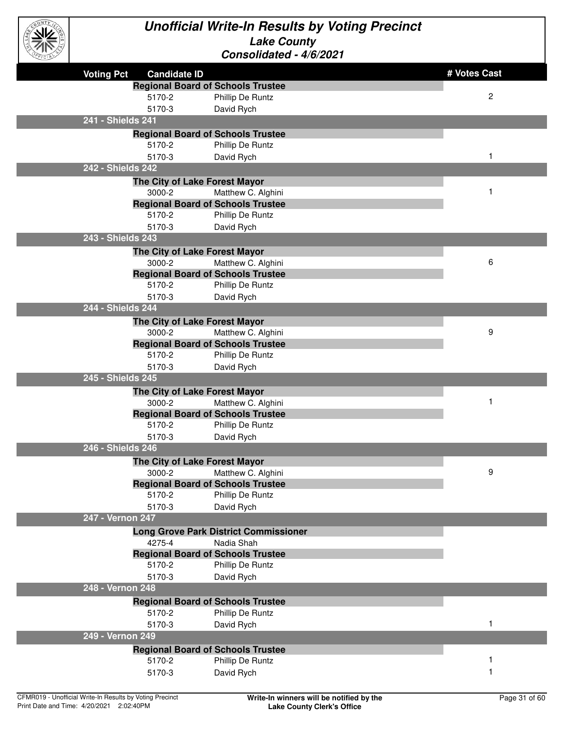# Unofficial Write-In Results by Voting Precinct

## Lake County

### Consolidated - 4/6/2021

| Voting Pct | Candidate ID | | # Votes Cast |
|---|---|---|---|
| | **Regional Board of Schools Trustee** | | |
| | 5170-2 | Phillip De Runtz | 2 |
| | 5170-3 | David Rych | |
| **241 - Shields 241** | | | |
| | **Regional Board of Schools Trustee** | | |
| | 5170-2 | Phillip De Runtz | |
| | 5170-3 | David Rych | 1 |
| **242 - Shields 242** | | | |
| | **The City of Lake Forest Mayor** | | |
| | 3000-2 | Matthew C. Alghini | 1 |
| | **Regional Board of Schools Trustee** | | |
| | 5170-2 | Phillip De Runtz | |
| | 5170-3 | David Rych | |
| **243 - Shields 243** | | | |
| | **The City of Lake Forest Mayor** | | |
| | 3000-2 | Matthew C. Alghini | 6 |
| | **Regional Board of Schools Trustee** | | |
| | 5170-2 | Phillip De Runtz | |
| | 5170-3 | David Rych | |
| **244 - Shields 244** | | | |
| | **The City of Lake Forest Mayor** | | |
| | 3000-2 | Matthew C. Alghini | 9 |
| | **Regional Board of Schools Trustee** | | |
| | 5170-2 | Phillip De Runtz | |
| | 5170-3 | David Rych | |
| **245 - Shields 245** | | | |
| | **The City of Lake Forest Mayor** | | |
| | 3000-2 | Matthew C. Alghini | 1 |
| | **Regional Board of Schools Trustee** | | |
| | 5170-2 | Phillip De Runtz | |
| | 5170-3 | David Rych | |
| **246 - Shields 246** | | | |
| | **The City of Lake Forest Mayor** | | |
| | 3000-2 | Matthew C. Alghini | 9 |
| | **Regional Board of Schools Trustee** | | |
| | 5170-2 | Phillip De Runtz | |
| | 5170-3 | David Rych | |
| **247 - Vernon 247** | | | |
| | **Long Grove Park District Commissioner** | | |
| | 4275-4 | Nadia Shah | |
| | **Regional Board of Schools Trustee** | | |
| | 5170-2 | Phillip De Runtz | |
| | 5170-3 | David Rych | |
| **248 - Vernon 248** | | | |
| | **Regional Board of Schools Trustee** | | |
| | 5170-2 | Phillip De Runtz | |
| | 5170-3 | David Rych | 1 |
| **249 - Vernon 249** | | | |
| | **Regional Board of Schools Trustee** | | |
| | 5170-2 | Phillip De Runtz | 1 |
| | 5170-3 | David Rych | 1 |

CFMR019 - Unofficial Write-In Results by Voting Precinct
Print Date and Time: 4/20/2021 2:02:40PM

**Write-In winners will be notified by the Lake County Clerk's Office**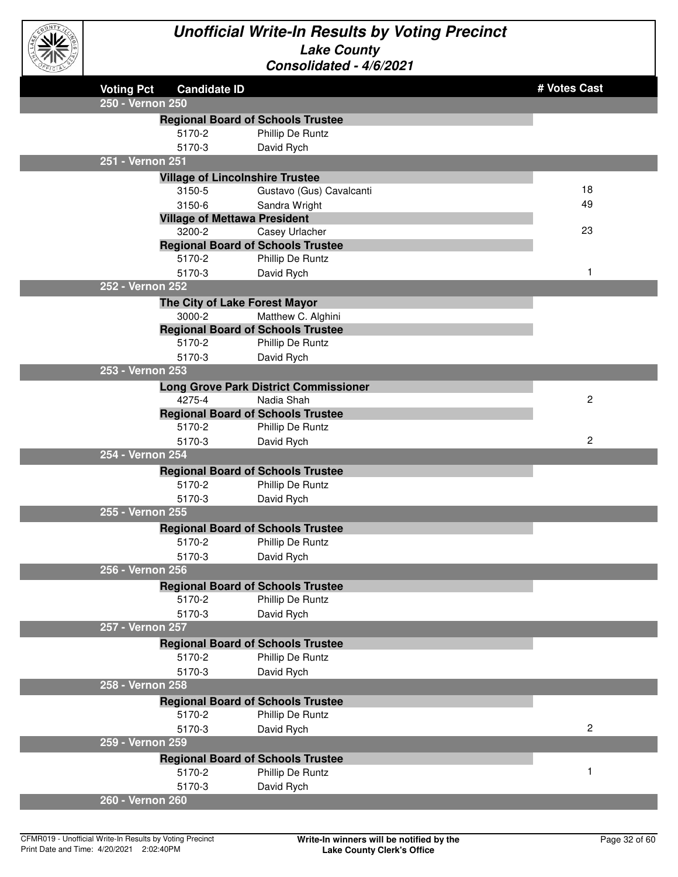# Unofficial Write-In Results by Voting Precinct

## Lake County

### Consolidated - 4/6/2021

| Voting Pct | Candidate ID | | # Votes Cast |
|---|---|---|---|
| **250 - Vernon 250** | | | |
| | **Regional Board of Schools Trustee** | | |
| | 5170-2 | Phillip De Runtz | |
| | 5170-3 | David Rych | |
| **251 - Vernon 251** | | | |
| | **Village of Lincolnshire Trustee** | | |
| | 3150-5 | Gustavo (Gus) Cavalcanti | 18 |
| | 3150-6 | Sandra Wright | 49 |
| | **Village of Mettawa President** | | |
| | 3200-2 | Casey Urlacher | 23 |
| | **Regional Board of Schools Trustee** | | |
| | 5170-2 | Phillip De Runtz | |
| | 5170-3 | David Rych | 1 |
| **252 - Vernon 252** | | | |
| | **The City of Lake Forest Mayor** | | |
| | 3000-2 | Matthew C. Alghini | |
| | **Regional Board of Schools Trustee** | | |
| | 5170-2 | Phillip De Runtz | |
| | 5170-3 | David Rych | |
| **253 - Vernon 253** | | | |
| | **Long Grove Park District Commissioner** | | |
| | 4275-4 | Nadia Shah | 2 |
| | **Regional Board of Schools Trustee** | | |
| | 5170-2 | Phillip De Runtz | |
| | 5170-3 | David Rych | 2 |
| **254 - Vernon 254** | | | |
| | **Regional Board of Schools Trustee** | | |
| | 5170-2 | Phillip De Runtz | |
| | 5170-3 | David Rych | |
| **255 - Vernon 255** | | | |
| | **Regional Board of Schools Trustee** | | |
| | 5170-2 | Phillip De Runtz | |
| | 5170-3 | David Rych | |
| **256 - Vernon 256** | | | |
| | **Regional Board of Schools Trustee** | | |
| | 5170-2 | Phillip De Runtz | |
| | 5170-3 | David Rych | |
| **257 - Vernon 257** | | | |
| | **Regional Board of Schools Trustee** | | |
| | 5170-2 | Phillip De Runtz | |
| | 5170-3 | David Rych | |
| **258 - Vernon 258** | | | |
| | **Regional Board of Schools Trustee** | | |
| | 5170-2 | Phillip De Runtz | |
| | 5170-3 | David Rych | 2 |
| **259 - Vernon 259** | | | |
| | **Regional Board of Schools Trustee** | | |
| | 5170-2 | Phillip De Runtz | 1 |
| | 5170-3 | David Rych | |
| **260 - Vernon 260** | | | |

CFMR019 - Unofficial Write-In Results by Voting Precinct
Print Date and Time: 4/20/2021 2:02:40PM

**Write-In winners will be notified by the Lake County Clerk's Office**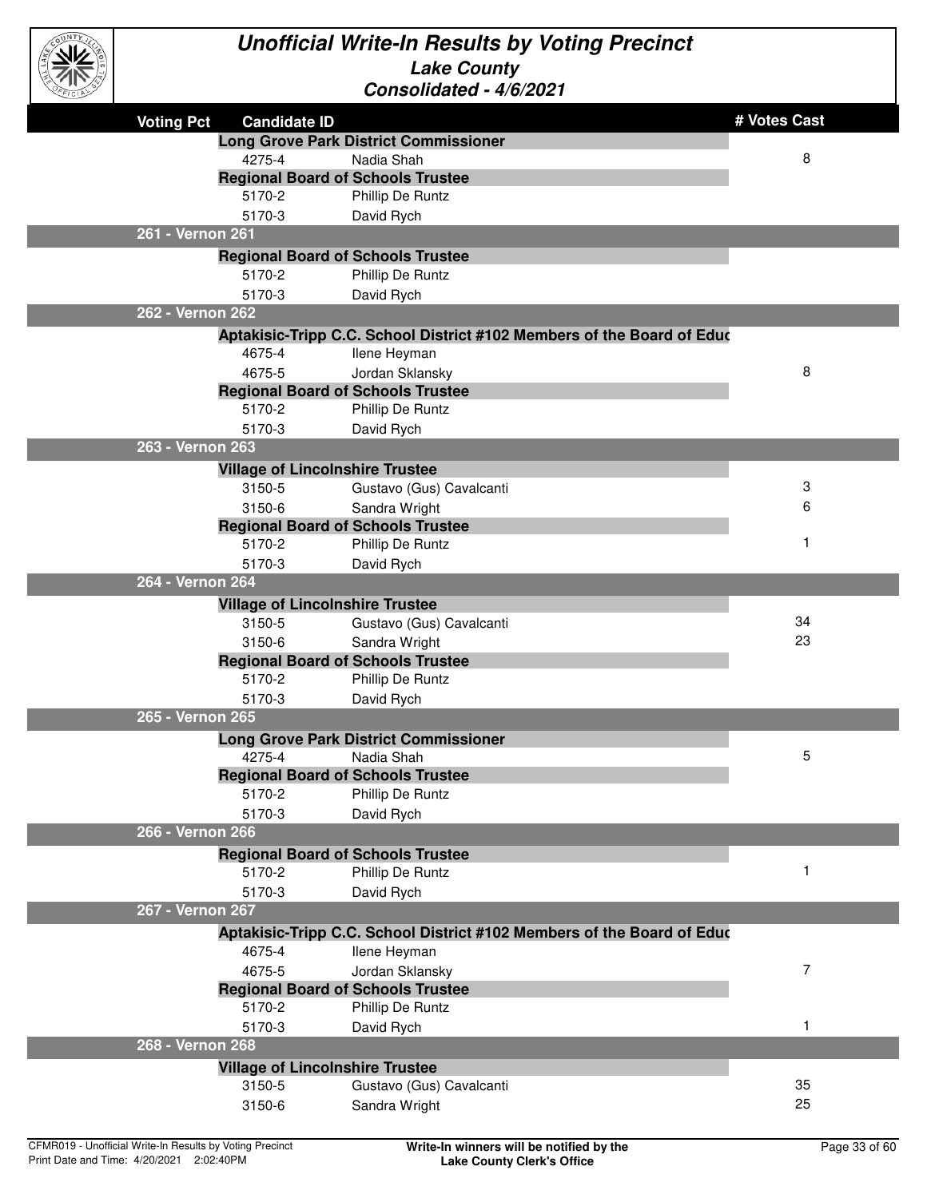# Unofficial Write-In Results by Voting Precinct

## Lake County

### Consolidated - 4/6/2021

| Voting Pct | Candidate ID | | # Votes Cast |
|---|---|---|---|
| | **Long Grove Park District Commissioner** | | |
| | 4275-4 | Nadia Shah | 8 |
| | **Regional Board of Schools Trustee** | | |
| | 5170-2 | Phillip De Runtz | |
| | 5170-3 | David Rych | |
| **261 - Vernon 261** | | | |
| | **Regional Board of Schools Trustee** | | |
| | 5170-2 | Phillip De Runtz | |
| | 5170-3 | David Rych | |
| **262 - Vernon 262** | | | |
| | **Aptakisic-Tripp C.C. School District #102 Members of the Board of Educ** | | |
| | 4675-4 | Ilene Heyman | |
| | 4675-5 | Jordan Sklansky | 8 |
| | **Regional Board of Schools Trustee** | | |
| | 5170-2 | Phillip De Runtz | |
| | 5170-3 | David Rych | |
| **263 - Vernon 263** | | | |
| | **Village of Lincolnshire Trustee** | | |
| | 3150-5 | Gustavo (Gus) Cavalcanti | 3 |
| | 3150-6 | Sandra Wright | 6 |
| | **Regional Board of Schools Trustee** | | |
| | 5170-2 | Phillip De Runtz | 1 |
| | 5170-3 | David Rych | |
| **264 - Vernon 264** | | | |
| | **Village of Lincolnshire Trustee** | | |
| | 3150-5 | Gustavo (Gus) Cavalcanti | 34 |
| | 3150-6 | Sandra Wright | 23 |
| | **Regional Board of Schools Trustee** | | |
| | 5170-2 | Phillip De Runtz | |
| | 5170-3 | David Rych | |
| **265 - Vernon 265** | | | |
| | **Long Grove Park District Commissioner** | | |
| | 4275-4 | Nadia Shah | 5 |
| | **Regional Board of Schools Trustee** | | |
| | 5170-2 | Phillip De Runtz | |
| | 5170-3 | David Rych | |
| **266 - Vernon 266** | | | |
| | **Regional Board of Schools Trustee** | | |
| | 5170-2 | Phillip De Runtz | 1 |
| | 5170-3 | David Rych | |
| **267 - Vernon 267** | | | |
| | **Aptakisic-Tripp C.C. School District #102 Members of the Board of Educ** | | |
| | 4675-4 | Ilene Heyman | |
| | 4675-5 | Jordan Sklansky | 7 |
| | **Regional Board of Schools Trustee** | | |
| | 5170-2 | Phillip De Runtz | |
| | 5170-3 | David Rych | 1 |
| **268 - Vernon 268** | | | |
| | **Village of Lincolnshire Trustee** | | |
| | 3150-5 | Gustavo (Gus) Cavalcanti | 35 |
| | 3150-6 | Sandra Wright | 25 |

CFMR019 - Unofficial Write-In Results by Voting Precinct
Print Date and Time: 4/20/2021 2:02:40PM

**Write-In winners will be notified by the Lake County Clerk's Office**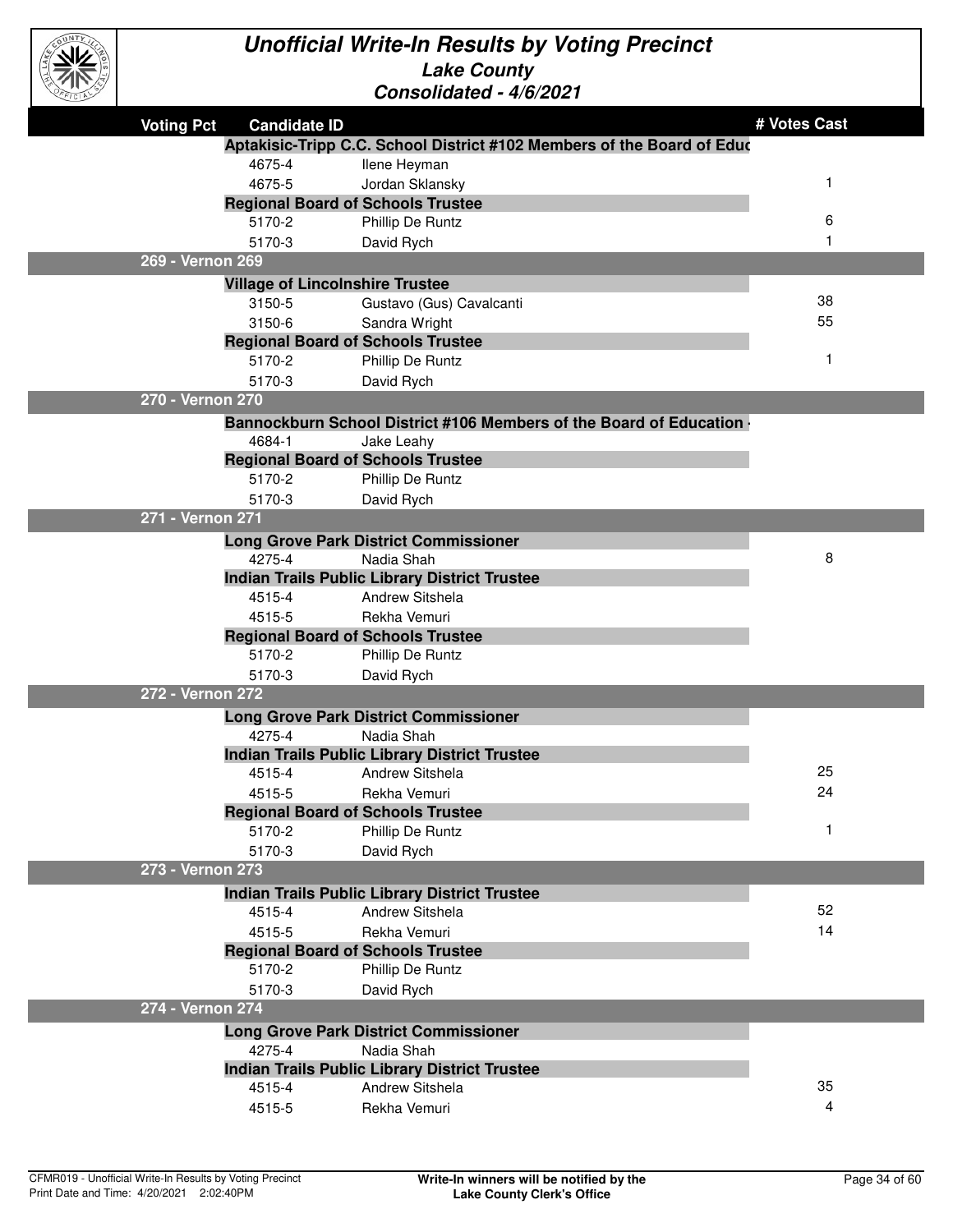# Unofficial Write-In Results by Voting Precinct

## Lake County

### Consolidated - 4/6/2021

| Voting Pct | Candidate ID | | # Votes Cast |
|---|---|---|---|
| | **Aptakisic-Tripp C.C. School District #102 Members of the Board of Educ** | | |
| | 4675-4 | Ilene Heyman | |
| | 4675-5 | Jordan Sklansky | 1 |
| | **Regional Board of Schools Trustee** | | |
| | 5170-2 | Phillip De Runtz | 6 |
| | 5170-3 | David Rych | 1 |
| **269 - Vernon 269** | | | |
| | **Village of Lincolnshire Trustee** | | |
| | 3150-5 | Gustavo (Gus) Cavalcanti | 38 |
| | 3150-6 | Sandra Wright | 55 |
| | **Regional Board of Schools Trustee** | | |
| | 5170-2 | Phillip De Runtz | 1 |
| | 5170-3 | David Rych | |
| **270 - Vernon 270** | | | |
| | **Bannockburn School District #106 Members of the Board of Education -** | | |
| | 4684-1 | Jake Leahy | |
| | **Regional Board of Schools Trustee** | | |
| | 5170-2 | Phillip De Runtz | |
| | 5170-3 | David Rych | |
| **271 - Vernon 271** | | | |
| | **Long Grove Park District Commissioner** | | |
| | 4275-4 | Nadia Shah | 8 |
| | **Indian Trails Public Library District Trustee** | | |
| | 4515-4 | Andrew Sitshela | |
| | 4515-5 | Rekha Vemuri | |
| | **Regional Board of Schools Trustee** | | |
| | 5170-2 | Phillip De Runtz | |
| | 5170-3 | David Rych | |
| **272 - Vernon 272** | | | |
| | **Long Grove Park District Commissioner** | | |
| | 4275-4 | Nadia Shah | |
| | **Indian Trails Public Library District Trustee** | | |
| | 4515-4 | Andrew Sitshela | 25 |
| | 4515-5 | Rekha Vemuri | 24 |
| | **Regional Board of Schools Trustee** | | |
| | 5170-2 | Phillip De Runtz | 1 |
| | 5170-3 | David Rych | |
| **273 - Vernon 273** | | | |
| | **Indian Trails Public Library District Trustee** | | |
| | 4515-4 | Andrew Sitshela | 52 |
| | 4515-5 | Rekha Vemuri | 14 |
| | **Regional Board of Schools Trustee** | | |
| | 5170-2 | Phillip De Runtz | |
| | 5170-3 | David Rych | |
| **274 - Vernon 274** | | | |
| | **Long Grove Park District Commissioner** | | |
| | 4275-4 | Nadia Shah | |
| | **Indian Trails Public Library District Trustee** | | |
| | 4515-4 | Andrew Sitshela | 35 |
| | 4515-5 | Rekha Vemuri | 4 |

Write-In winners will be notified by the Lake County Clerk's Office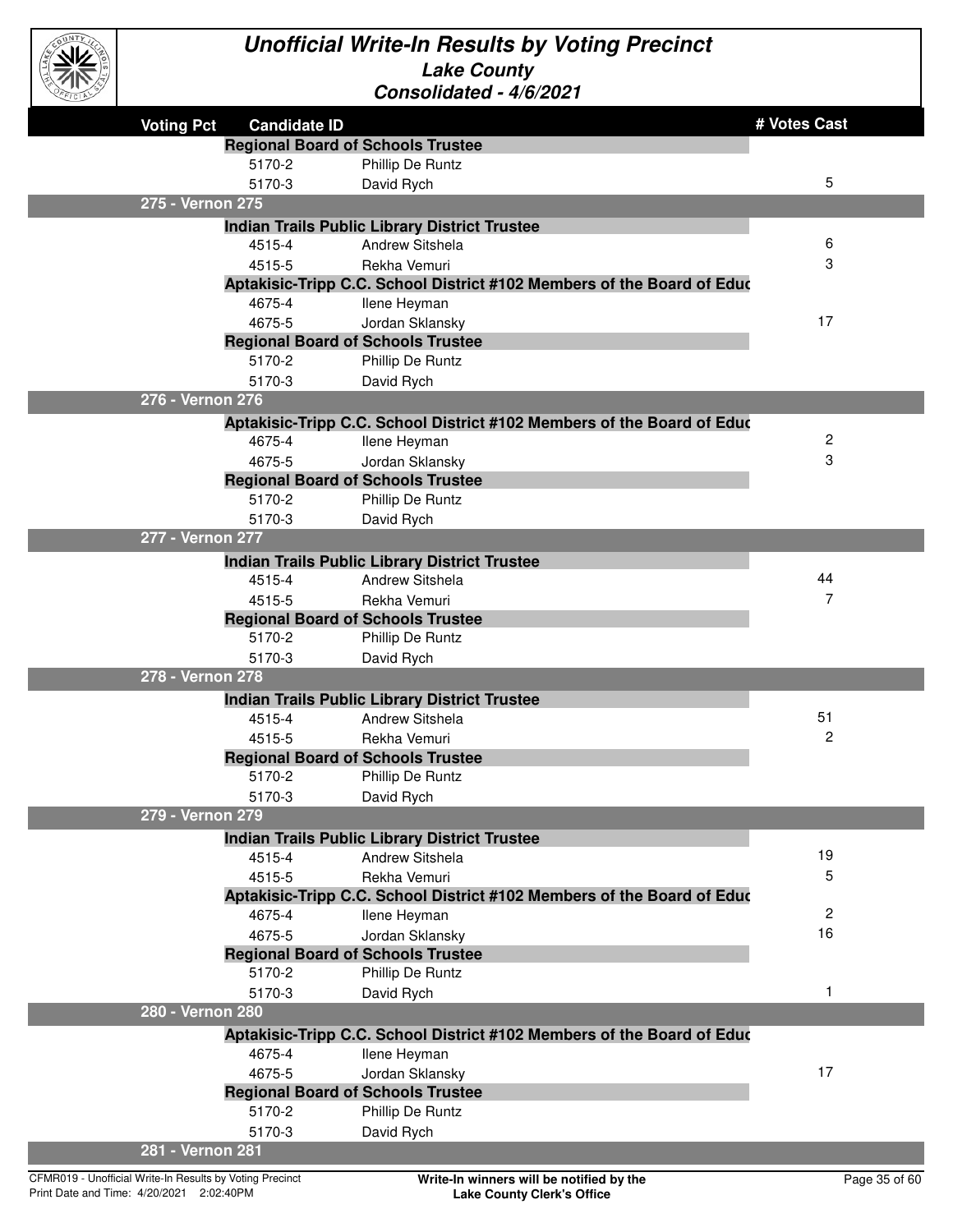# Unofficial Write-In Results by Voting Precinct

## Lake County

### Consolidated - 4/6/2021

| Voting Pct | Candidate ID | | # Votes Cast |
|---|---|---|---|
| | **Regional Board of Schools Trustee** | | |
| | 5170-2 | Phillip De Runtz | |
| | 5170-3 | David Rych | 5 |
| **275 - Vernon 275** | | | |
| | **Indian Trails Public Library District Trustee** | | |
| | 4515-4 | Andrew Sitshela | 6 |
| | 4515-5 | Rekha Vemuri | 3 |
| | **Aptakisic-Tripp C.C. School District #102 Members of the Board of Educ** | | |
| | 4675-4 | Ilene Heyman | |
| | 4675-5 | Jordan Sklansky | 17 |
| | **Regional Board of Schools Trustee** | | |
| | 5170-2 | Phillip De Runtz | |
| | 5170-3 | David Rych | |
| **276 - Vernon 276** | | | |
| | **Aptakisic-Tripp C.C. School District #102 Members of the Board of Educ** | | |
| | 4675-4 | Ilene Heyman | 2 |
| | 4675-5 | Jordan Sklansky | 3 |
| | **Regional Board of Schools Trustee** | | |
| | 5170-2 | Phillip De Runtz | |
| | 5170-3 | David Rych | |
| **277 - Vernon 277** | | | |
| | **Indian Trails Public Library District Trustee** | | |
| | 4515-4 | Andrew Sitshela | 44 |
| | 4515-5 | Rekha Vemuri | 7 |
| | **Regional Board of Schools Trustee** | | |
| | 5170-2 | Phillip De Runtz | |
| | 5170-3 | David Rych | |
| **278 - Vernon 278** | | | |
| | **Indian Trails Public Library District Trustee** | | |
| | 4515-4 | Andrew Sitshela | 51 |
| | 4515-5 | Rekha Vemuri | 2 |
| | **Regional Board of Schools Trustee** | | |
| | 5170-2 | Phillip De Runtz | |
| | 5170-3 | David Rych | |
| **279 - Vernon 279** | | | |
| | **Indian Trails Public Library District Trustee** | | |
| | 4515-4 | Andrew Sitshela | 19 |
| | 4515-5 | Rekha Vemuri | 5 |
| | **Aptakisic-Tripp C.C. School District #102 Members of the Board of Educ** | | |
| | 4675-4 | Ilene Heyman | 2 |
| | 4675-5 | Jordan Sklansky | 16 |
| | **Regional Board of Schools Trustee** | | |
| | 5170-2 | Phillip De Runtz | |
| | 5170-3 | David Rych | 1 |
| **280 - Vernon 280** | | | |
| | **Aptakisic-Tripp C.C. School District #102 Members of the Board of Educ** | | |
| | 4675-4 | Ilene Heyman | |
| | 4675-5 | Jordan Sklansky | 17 |
| | **Regional Board of Schools Trustee** | | |
| | 5170-2 | Phillip De Runtz | |
| | 5170-3 | David Rych | |
| **281 - Vernon 281** | | | |

CFMR019 - Unofficial Write-In Results by Voting Precinct
Print Date and Time: 4/20/2021 2:02:40PM

**Write-In winners will be notified by the Lake County Clerk's Office**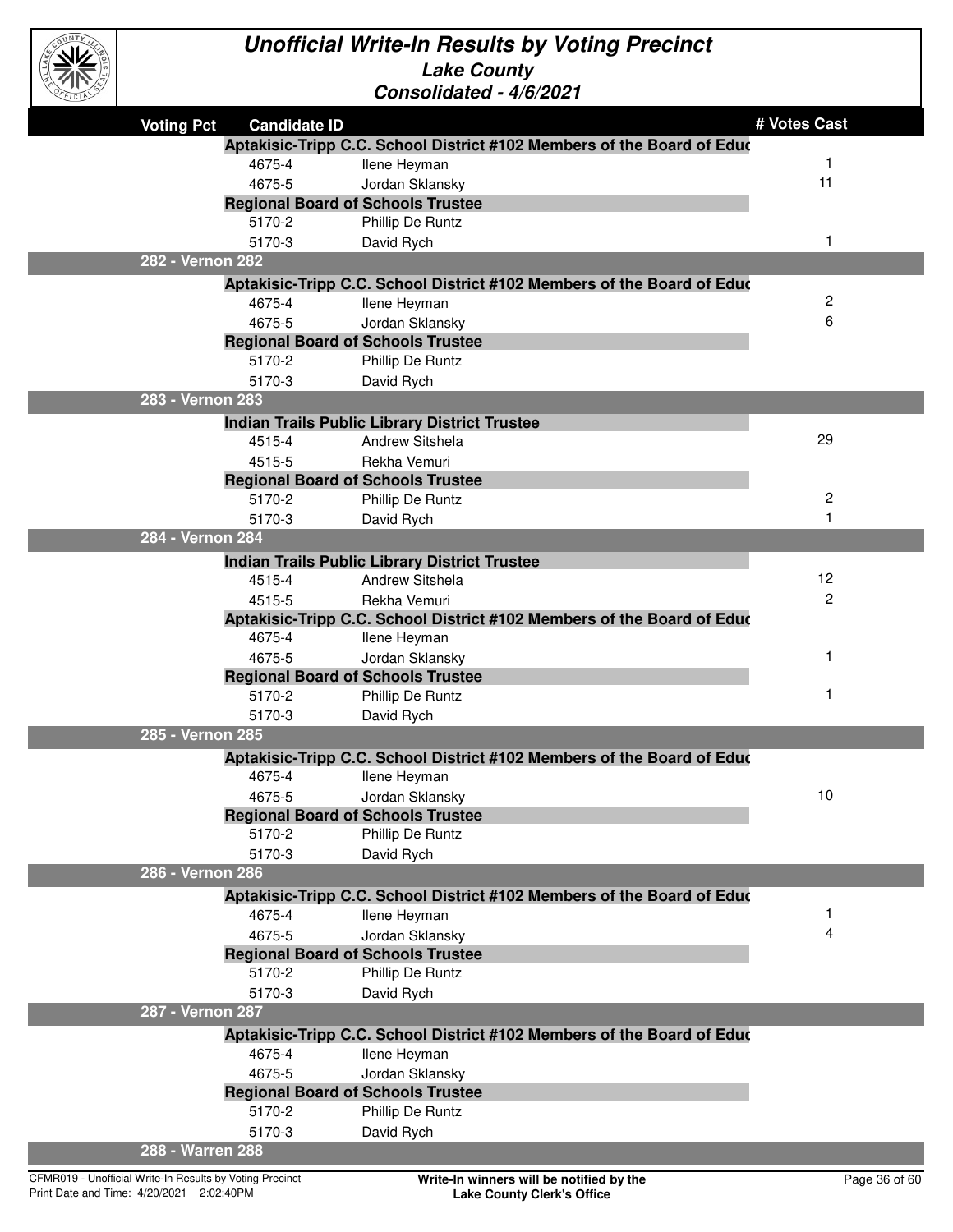# Unofficial Write-In Results by Voting Precinct

## Lake County

### Consolidated - 4/6/2021

| Voting Pct | Candidate ID | | # Votes Cast |
|---|---|---|---|
| | **Aptakisic-Tripp C.C. School District #102 Members of the Board of Educ** | | |
| | 4675-4 | Ilene Heyman | 1 |
| | 4675-5 | Jordan Sklansky | 11 |
| | **Regional Board of Schools Trustee** | | |
| | 5170-2 | Phillip De Runtz | |
| | 5170-3 | David Rych | 1 |
| **282 - Vernon 282** | | | |
| | **Aptakisic-Tripp C.C. School District #102 Members of the Board of Educ** | | |
| | 4675-4 | Ilene Heyman | 2 |
| | 4675-5 | Jordan Sklansky | 6 |
| | **Regional Board of Schools Trustee** | | |
| | 5170-2 | Phillip De Runtz | |
| | 5170-3 | David Rych | |
| **283 - Vernon 283** | | | |
| | **Indian Trails Public Library District Trustee** | | |
| | 4515-4 | Andrew Sitshela | 29 |
| | 4515-5 | Rekha Vemuri | |
| | **Regional Board of Schools Trustee** | | |
| | 5170-2 | Phillip De Runtz | 2 |
| | 5170-3 | David Rych | 1 |
| **284 - Vernon 284** | | | |
| | **Indian Trails Public Library District Trustee** | | |
| | 4515-4 | Andrew Sitshela | 12 |
| | 4515-5 | Rekha Vemuri | 2 |
| | **Aptakisic-Tripp C.C. School District #102 Members of the Board of Educ** | | |
| | 4675-4 | Ilene Heyman | |
| | 4675-5 | Jordan Sklansky | 1 |
| | **Regional Board of Schools Trustee** | | |
| | 5170-2 | Phillip De Runtz | 1 |
| | 5170-3 | David Rych | |
| **285 - Vernon 285** | | | |
| | **Aptakisic-Tripp C.C. School District #102 Members of the Board of Educ** | | |
| | 4675-4 | Ilene Heyman | |
| | 4675-5 | Jordan Sklansky | 10 |
| | **Regional Board of Schools Trustee** | | |
| | 5170-2 | Phillip De Runtz | |
| | 5170-3 | David Rych | |
| **286 - Vernon 286** | | | |
| | **Aptakisic-Tripp C.C. School District #102 Members of the Board of Educ** | | |
| | 4675-4 | Ilene Heyman | 1 |
| | 4675-5 | Jordan Sklansky | 4 |
| | **Regional Board of Schools Trustee** | | |
| | 5170-2 | Phillip De Runtz | |
| | 5170-3 | David Rych | |
| **287 - Vernon 287** | | | |
| | **Aptakisic-Tripp C.C. School District #102 Members of the Board of Educ** | | |
| | 4675-4 | Ilene Heyman | |
| | 4675-5 | Jordan Sklansky | |
| | **Regional Board of Schools Trustee** | | |
| | 5170-2 | Phillip De Runtz | |
| | 5170-3 | David Rych | |
| **288 - Warren 288** | | | |

CFMR019 - Unofficial Write-In Results by Voting Precinct
Print Date and Time: 4/20/2021 2:02:40PM

**Write-In winners will be notified by the Lake County Clerk's Office**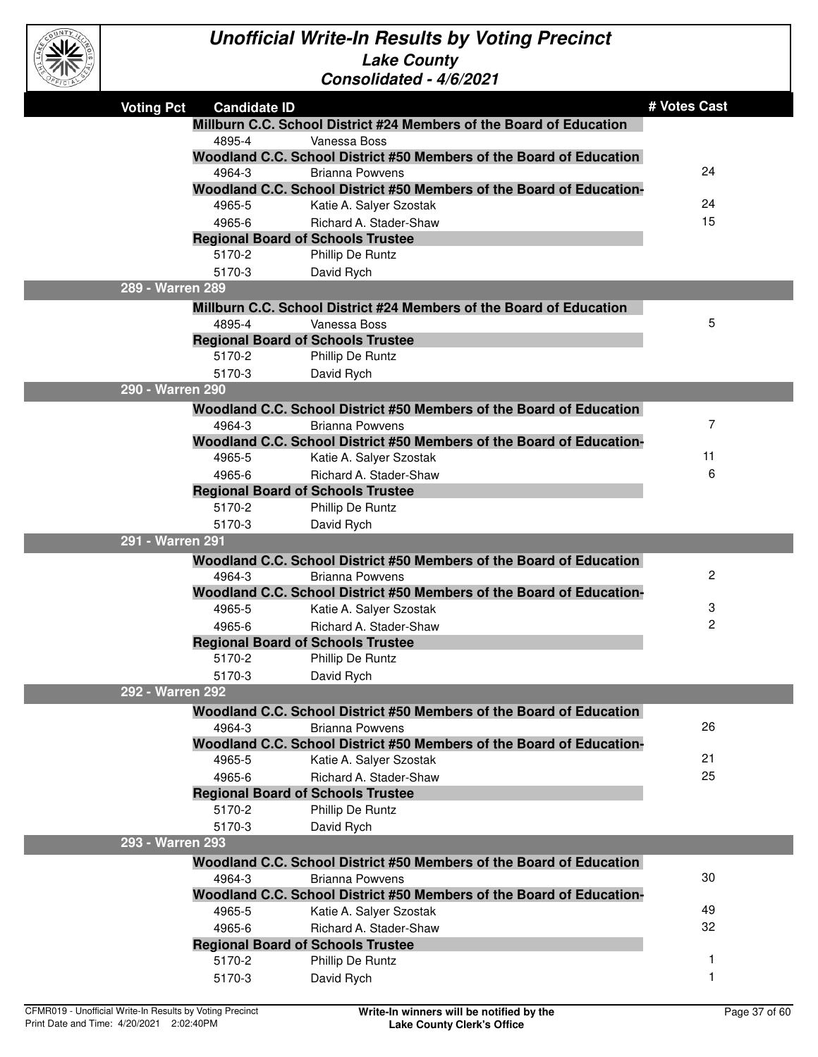# Unofficial Write-In Results by Voting Precinct

## Lake County

### Consolidated - 4/6/2021

| Voting Pct | Candidate ID | | # Votes Cast |
|---|---|---|---|
| | **Millburn C.C. School District #24 Members of the Board of Education** | | |
| | 4895-4 | Vanessa Boss | |
| | **Woodland C.C. School District #50 Members of the Board of Education** | | |
| | 4964-3 | Brianna Powvens | 24 |
| | **Woodland C.C. School District #50 Members of the Board of Education-** | | |
| | 4965-5 | Katie A. Salyer Szostak | 24 |
| | 4965-6 | Richard A. Stader-Shaw | 15 |
| | **Regional Board of Schools Trustee** | | |
| | 5170-2 | Phillip De Runtz | |
| | 5170-3 | David Rych | |
| **289 - Warren 289** | | | |
| | **Millburn C.C. School District #24 Members of the Board of Education** | | |
| | 4895-4 | Vanessa Boss | 5 |
| | **Regional Board of Schools Trustee** | | |
| | 5170-2 | Phillip De Runtz | |
| | 5170-3 | David Rych | |
| **290 - Warren 290** | | | |
| | **Woodland C.C. School District #50 Members of the Board of Education** | | |
| | 4964-3 | Brianna Powvens | 7 |
| | **Woodland C.C. School District #50 Members of the Board of Education-** | | |
| | 4965-5 | Katie A. Salyer Szostak | 11 |
| | 4965-6 | Richard A. Stader-Shaw | 6 |
| | **Regional Board of Schools Trustee** | | |
| | 5170-2 | Phillip De Runtz | |
| | 5170-3 | David Rych | |
| **291 - Warren 291** | | | |
| | **Woodland C.C. School District #50 Members of the Board of Education** | | |
| | 4964-3 | Brianna Powvens | 2 |
| | **Woodland C.C. School District #50 Members of the Board of Education-** | | |
| | 4965-5 | Katie A. Salyer Szostak | 3 |
| | 4965-6 | Richard A. Stader-Shaw | 2 |
| | **Regional Board of Schools Trustee** | | |
| | 5170-2 | Phillip De Runtz | |
| | 5170-3 | David Rych | |
| **292 - Warren 292** | | | |
| | **Woodland C.C. School District #50 Members of the Board of Education** | | |
| | 4964-3 | Brianna Powvens | 26 |
| | **Woodland C.C. School District #50 Members of the Board of Education-** | | |
| | 4965-5 | Katie A. Salyer Szostak | 21 |
| | 4965-6 | Richard A. Stader-Shaw | 25 |
| | **Regional Board of Schools Trustee** | | |
| | 5170-2 | Phillip De Runtz | |
| | 5170-3 | David Rych | |
| **293 - Warren 293** | | | |
| | **Woodland C.C. School District #50 Members of the Board of Education** | | |
| | 4964-3 | Brianna Powvens | 30 |
| | **Woodland C.C. School District #50 Members of the Board of Education-** | | |
| | 4965-5 | Katie A. Salyer Szostak | 49 |
| | 4965-6 | Richard A. Stader-Shaw | 32 |
| | **Regional Board of Schools Trustee** | | |
| | 5170-2 | Phillip De Runtz | 1 |
| | 5170-3 | David Rych | 1 |

CFMR019 - Unofficial Write-In Results by Voting Precinct
Print Date and Time: 4/20/2021 2:02:40PM

**Write-In winners will be notified by the Lake County Clerk's Office**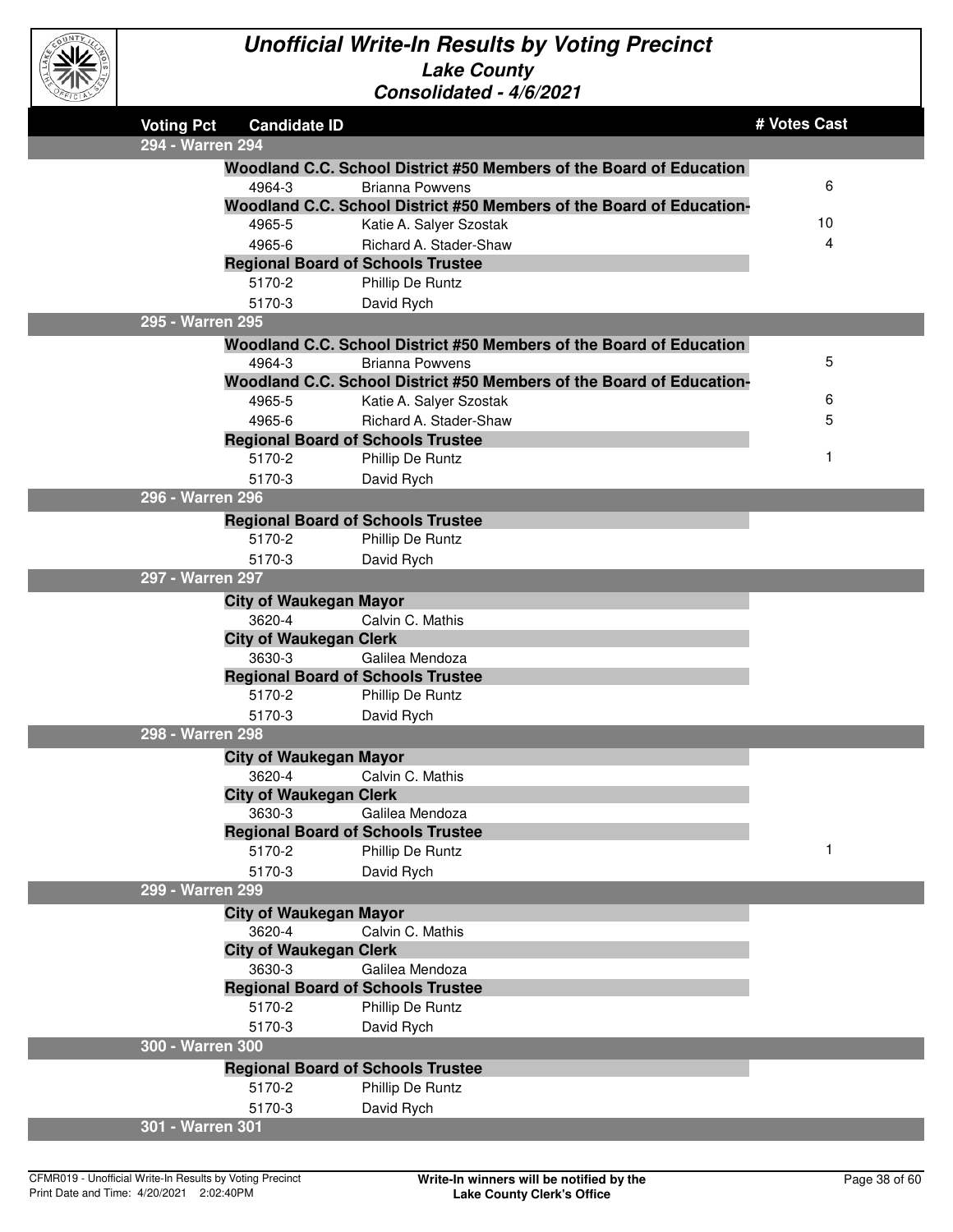# Unofficial Write-In Results by Voting Precinct

## Lake County

### Consolidated - 4/6/2021

| Voting Pct | Candidate ID | | # Votes Cast |
|---|---|---|---|
| **294 - Warren 294** | | | |
| | **Woodland C.C. School District #50 Members of the Board of Education** | | |
| | 4964-3 | Brianna Powvens | 6 |
| | **Woodland C.C. School District #50 Members of the Board of Education-** | | |
| | 4965-5 | Katie A. Salyer Szostak | 10 |
| | 4965-6 | Richard A. Stader-Shaw | 4 |
| | **Regional Board of Schools Trustee** | | |
| | 5170-2 | Phillip De Runtz | |
| | 5170-3 | David Rych | |
| **295 - Warren 295** | | | |
| | **Woodland C.C. School District #50 Members of the Board of Education** | | |
| | 4964-3 | Brianna Powvens | 5 |
| | **Woodland C.C. School District #50 Members of the Board of Education-** | | |
| | 4965-5 | Katie A. Salyer Szostak | 6 |
| | 4965-6 | Richard A. Stader-Shaw | 5 |
| | **Regional Board of Schools Trustee** | | |
| | 5170-2 | Phillip De Runtz | 1 |
| | 5170-3 | David Rych | |
| **296 - Warren 296** | | | |
| | **Regional Board of Schools Trustee** | | |
| | 5170-2 | Phillip De Runtz | |
| | 5170-3 | David Rych | |
| **297 - Warren 297** | | | |
| | **City of Waukegan Mayor** | | |
| | 3620-4 | Calvin C. Mathis | |
| | **City of Waukegan Clerk** | | |
| | 3630-3 | Galilea Mendoza | |
| | **Regional Board of Schools Trustee** | | |
| | 5170-2 | Phillip De Runtz | |
| | 5170-3 | David Rych | |
| **298 - Warren 298** | | | |
| | **City of Waukegan Mayor** | | |
| | 3620-4 | Calvin C. Mathis | |
| | **City of Waukegan Clerk** | | |
| | 3630-3 | Galilea Mendoza | |
| | **Regional Board of Schools Trustee** | | |
| | 5170-2 | Phillip De Runtz | 1 |
| | 5170-3 | David Rych | |
| **299 - Warren 299** | | | |
| | **City of Waukegan Mayor** | | |
| | 3620-4 | Calvin C. Mathis | |
| | **City of Waukegan Clerk** | | |
| | 3630-3 | Galilea Mendoza | |
| | **Regional Board of Schools Trustee** | | |
| | 5170-2 | Phillip De Runtz | |
| | 5170-3 | David Rych | |
| **300 - Warren 300** | | | |
| | **Regional Board of Schools Trustee** | | |
| | 5170-2 | Phillip De Runtz | |
| | 5170-3 | David Rych | |
| **301 - Warren 301** | | | |

CFMR019 - Unofficial Write-In Results by Voting Precinct
Print Date and Time: 4/20/2021 2:02:40PM

**Write-In winners will be notified by the Lake County Clerk's Office**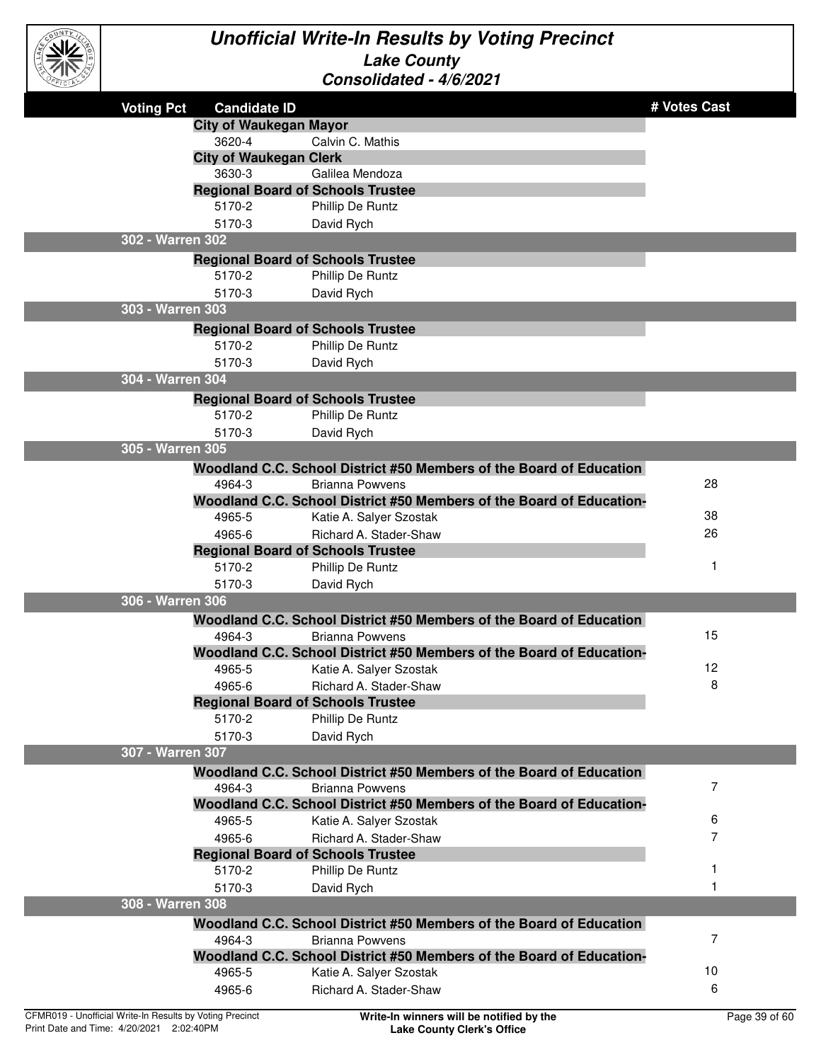# Unofficial Write-In Results by Voting Precinct

## Lake County

### Consolidated - 4/6/2021

| Voting Pct | Candidate ID | | # Votes Cast |
|---|---|---|---|
| | **City of Waukegan Mayor** | | |
| | 3620-4 | Calvin C. Mathis | |
| | **City of Waukegan Clerk** | | |
| | 3630-3 | Galilea Mendoza | |
| | **Regional Board of Schools Trustee** | | |
| | 5170-2 | Phillip De Runtz | |
| | 5170-3 | David Rych | |
| **302 - Warren 302** | | | |
| | **Regional Board of Schools Trustee** | | |
| | 5170-2 | Phillip De Runtz | |
| | 5170-3 | David Rych | |
| **303 - Warren 303** | | | |
| | **Regional Board of Schools Trustee** | | |
| | 5170-2 | Phillip De Runtz | |
| | 5170-3 | David Rych | |
| **304 - Warren 304** | | | |
| | **Regional Board of Schools Trustee** | | |
| | 5170-2 | Phillip De Runtz | |
| | 5170-3 | David Rych | |
| **305 - Warren 305** | | | |
| | **Woodland C.C. School District #50 Members of the Board of Education** | | |
| | 4964-3 | Brianna Powvens | 28 |
| | **Woodland C.C. School District #50 Members of the Board of Education-** | | |
| | 4965-5 | Katie A. Salyer Szostak | 38 |
| | 4965-6 | Richard A. Stader-Shaw | 26 |
| | **Regional Board of Schools Trustee** | | |
| | 5170-2 | Phillip De Runtz | 1 |
| | 5170-3 | David Rych | |
| **306 - Warren 306** | | | |
| | **Woodland C.C. School District #50 Members of the Board of Education** | | |
| | 4964-3 | Brianna Powvens | 15 |
| | **Woodland C.C. School District #50 Members of the Board of Education-** | | |
| | 4965-5 | Katie A. Salyer Szostak | 12 |
| | 4965-6 | Richard A. Stader-Shaw | 8 |
| | **Regional Board of Schools Trustee** | | |
| | 5170-2 | Phillip De Runtz | |
| | 5170-3 | David Rych | |
| **307 - Warren 307** | | | |
| | **Woodland C.C. School District #50 Members of the Board of Education** | | |
| | 4964-3 | Brianna Powvens | 7 |
| | **Woodland C.C. School District #50 Members of the Board of Education-** | | |
| | 4965-5 | Katie A. Salyer Szostak | 6 |
| | 4965-6 | Richard A. Stader-Shaw | 7 |
| | **Regional Board of Schools Trustee** | | |
| | 5170-2 | Phillip De Runtz | 1 |
| | 5170-3 | David Rych | 1 |
| **308 - Warren 308** | | | |
| | **Woodland C.C. School District #50 Members of the Board of Education** | | |
| | 4964-3 | Brianna Powvens | 7 |
| | **Woodland C.C. School District #50 Members of the Board of Education-** | | |
| | 4965-5 | Katie A. Salyer Szostak | 10 |
| | 4965-6 | Richard A. Stader-Shaw | 6 |

CFMR019 - Unofficial Write-In Results by Voting Precinct
Print Date and Time: 4/20/2021 2:02:40PM

**Write-In winners will be notified by the Lake County Clerk's Office**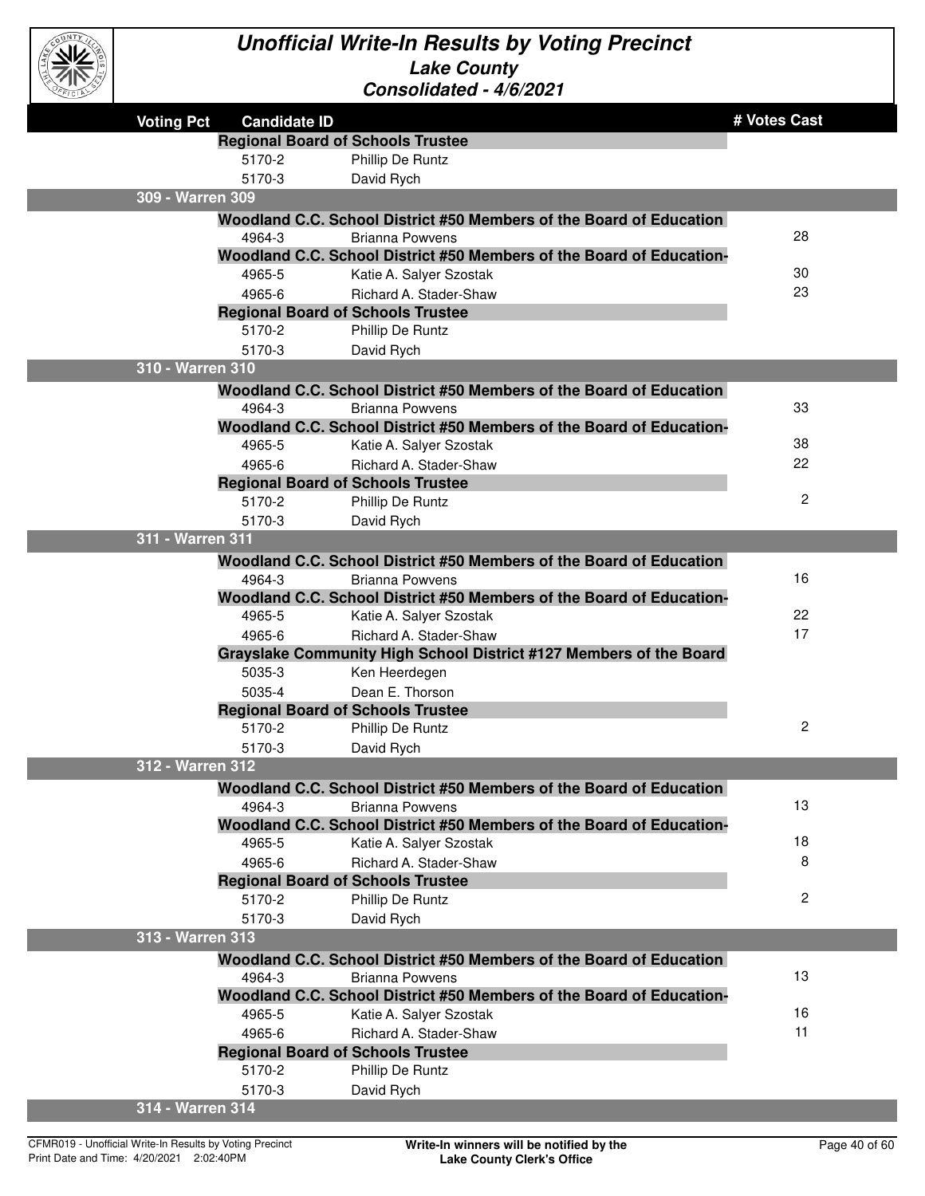# Unofficial Write-In Results by Voting Precinct

## Lake County

### Consolidated - 4/6/2021

| Voting Pct | Candidate ID | | # Votes Cast |
|---|---|---|---|
| | **Regional Board of Schools Trustee** | | |
| | 5170-2 | Phillip De Runtz | |
| | 5170-3 | David Rych | |
| **309 - Warren 309** | | | |
| | **Woodland C.C. School District #50 Members of the Board of Education** | | |
| | 4964-3 | Brianna Powvens | 28 |
| | **Woodland C.C. School District #50 Members of the Board of Education-** | | |
| | 4965-5 | Katie A. Salyer Szostak | 30 |
| | 4965-6 | Richard A. Stader-Shaw | 23 |
| | **Regional Board of Schools Trustee** | | |
| | 5170-2 | Phillip De Runtz | |
| | 5170-3 | David Rych | |
| **310 - Warren 310** | | | |
| | **Woodland C.C. School District #50 Members of the Board of Education** | | |
| | 4964-3 | Brianna Powvens | 33 |
| | **Woodland C.C. School District #50 Members of the Board of Education-** | | |
| | 4965-5 | Katie A. Salyer Szostak | 38 |
| | 4965-6 | Richard A. Stader-Shaw | 22 |
| | **Regional Board of Schools Trustee** | | |
| | 5170-2 | Phillip De Runtz | 2 |
| | 5170-3 | David Rych | |
| **311 - Warren 311** | | | |
| | **Woodland C.C. School District #50 Members of the Board of Education** | | |
| | 4964-3 | Brianna Powvens | 16 |
| | **Woodland C.C. School District #50 Members of the Board of Education-** | | |
| | 4965-5 | Katie A. Salyer Szostak | 22 |
| | 4965-6 | Richard A. Stader-Shaw | 17 |
| | **Grayslake Community High School District #127 Members of the Board** | | |
| | 5035-3 | Ken Heerdegen | |
| | 5035-4 | Dean E. Thorson | |
| | **Regional Board of Schools Trustee** | | |
| | 5170-2 | Phillip De Runtz | 2 |
| | 5170-3 | David Rych | |
| **312 - Warren 312** | | | |
| | **Woodland C.C. School District #50 Members of the Board of Education** | | |
| | 4964-3 | Brianna Powvens | 13 |
| | **Woodland C.C. School District #50 Members of the Board of Education-** | | |
| | 4965-5 | Katie A. Salyer Szostak | 18 |
| | 4965-6 | Richard A. Stader-Shaw | 8 |
| | **Regional Board of Schools Trustee** | | |
| | 5170-2 | Phillip De Runtz | 2 |
| | 5170-3 | David Rych | |
| **313 - Warren 313** | | | |
| | **Woodland C.C. School District #50 Members of the Board of Education** | | |
| | 4964-3 | Brianna Powvens | 13 |
| | **Woodland C.C. School District #50 Members of the Board of Education-** | | |
| | 4965-5 | Katie A. Salyer Szostak | 16 |
| | 4965-6 | Richard A. Stader-Shaw | 11 |
| | **Regional Board of Schools Trustee** | | |
| | 5170-2 | Phillip De Runtz | |
| | 5170-3 | David Rych | |
| **314 - Warren 314** | | | |

CFMR019 - Unofficial Write-In Results by Voting Precinct
Print Date and Time: 4/20/2021 2:02:40PM

**Write-In winners will be notified by the Lake County Clerk's Office**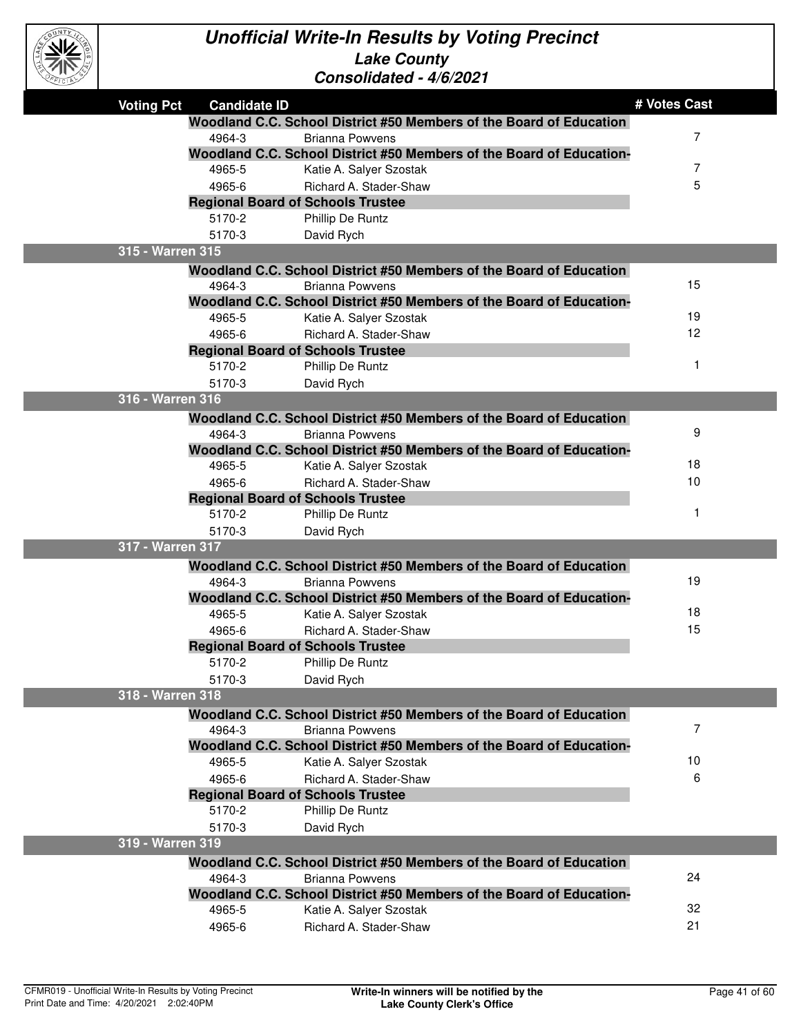# Unofficial Write-In Results by Voting Precinct

## Lake County

### Consolidated - 4/6/2021

| Voting Pct | Candidate ID | | # Votes Cast |
|---|---|---|---|
| | **Woodland C.C. School District #50 Members of the Board of Education** | | |
| | 4964-3 | Brianna Powvens | 7 |
| | **Woodland C.C. School District #50 Members of the Board of Education-** | | |
| | 4965-5 | Katie A. Salyer Szostak | 7 |
| | 4965-6 | Richard A. Stader-Shaw | 5 |
| | **Regional Board of Schools Trustee** | | |
| | 5170-2 | Phillip De Runtz | |
| | 5170-3 | David Rych | |
| **315 - Warren 315** | | | |
| | **Woodland C.C. School District #50 Members of the Board of Education** | | |
| | 4964-3 | Brianna Powvens | 15 |
| | **Woodland C.C. School District #50 Members of the Board of Education-** | | |
| | 4965-5 | Katie A. Salyer Szostak | 19 |
| | 4965-6 | Richard A. Stader-Shaw | 12 |
| | **Regional Board of Schools Trustee** | | |
| | 5170-2 | Phillip De Runtz | 1 |
| | 5170-3 | David Rych | |
| **316 - Warren 316** | | | |
| | **Woodland C.C. School District #50 Members of the Board of Education** | | |
| | 4964-3 | Brianna Powvens | 9 |
| | **Woodland C.C. School District #50 Members of the Board of Education-** | | |
| | 4965-5 | Katie A. Salyer Szostak | 18 |
| | 4965-6 | Richard A. Stader-Shaw | 10 |
| | **Regional Board of Schools Trustee** | | |
| | 5170-2 | Phillip De Runtz | 1 |
| | 5170-3 | David Rych | |
| **317 - Warren 317** | | | |
| | **Woodland C.C. School District #50 Members of the Board of Education** | | |
| | 4964-3 | Brianna Powvens | 19 |
| | **Woodland C.C. School District #50 Members of the Board of Education-** | | |
| | 4965-5 | Katie A. Salyer Szostak | 18 |
| | 4965-6 | Richard A. Stader-Shaw | 15 |
| | **Regional Board of Schools Trustee** | | |
| | 5170-2 | Phillip De Runtz | |
| | 5170-3 | David Rych | |
| **318 - Warren 318** | | | |
| | **Woodland C.C. School District #50 Members of the Board of Education** | | |
| | 4964-3 | Brianna Powvens | 7 |
| | **Woodland C.C. School District #50 Members of the Board of Education-** | | |
| | 4965-5 | Katie A. Salyer Szostak | 10 |
| | 4965-6 | Richard A. Stader-Shaw | 6 |
| | **Regional Board of Schools Trustee** | | |
| | 5170-2 | Phillip De Runtz | |
| | 5170-3 | David Rych | |
| **319 - Warren 319** | | | |
| | **Woodland C.C. School District #50 Members of the Board of Education** | | |
| | 4964-3 | Brianna Powvens | 24 |
| | **Woodland C.C. School District #50 Members of the Board of Education-** | | |
| | 4965-5 | Katie A. Salyer Szostak | 32 |
| | 4965-6 | Richard A. Stader-Shaw | 21 |

CFMR019 - Unofficial Write-In Results by Voting Precinct
Print Date and Time: 4/20/2021 2:02:40PM

**Write-In winners will be notified by the Lake County Clerk's Office**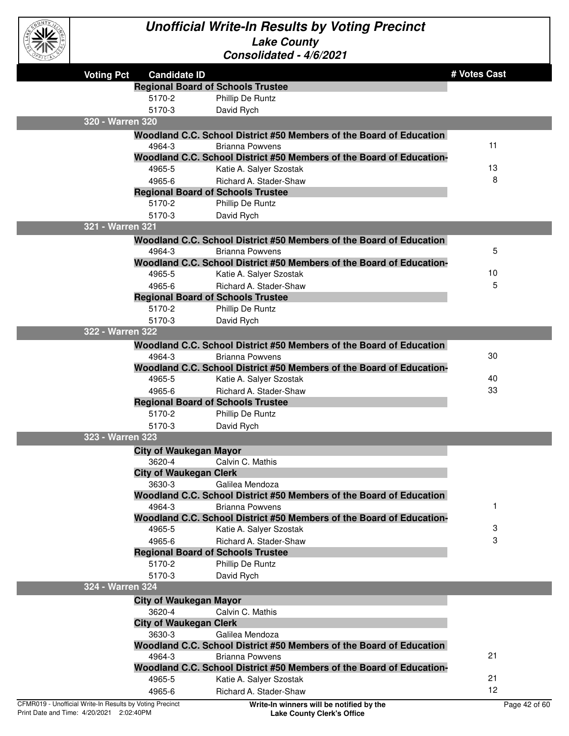# Unofficial Write-In Results by Voting Precinct

## Lake County

### Consolidated - 4/6/2021

| Voting Pct | Candidate ID | | # Votes Cast |
|---|---|---|---|
| | **Regional Board of Schools Trustee** | | |
| | 5170-2 | Phillip De Runtz | |
| | 5170-3 | David Rych | |
| **320 - Warren 320** | | | |
| | **Woodland C.C. School District #50 Members of the Board of Education** | | |
| | 4964-3 | Brianna Powvens | 11 |
| | **Woodland C.C. School District #50 Members of the Board of Education-** | | |
| | 4965-5 | Katie A. Salyer Szostak | 13 |
| | 4965-6 | Richard A. Stader-Shaw | 8 |
| | **Regional Board of Schools Trustee** | | |
| | 5170-2 | Phillip De Runtz | |
| | 5170-3 | David Rych | |
| **321 - Warren 321** | | | |
| | **Woodland C.C. School District #50 Members of the Board of Education** | | |
| | 4964-3 | Brianna Powvens | 5 |
| | **Woodland C.C. School District #50 Members of the Board of Education-** | | |
| | 4965-5 | Katie A. Salyer Szostak | 10 |
| | 4965-6 | Richard A. Stader-Shaw | 5 |
| | **Regional Board of Schools Trustee** | | |
| | 5170-2 | Phillip De Runtz | |
| | 5170-3 | David Rych | |
| **322 - Warren 322** | | | |
| | **Woodland C.C. School District #50 Members of the Board of Education** | | |
| | 4964-3 | Brianna Powvens | 30 |
| | **Woodland C.C. School District #50 Members of the Board of Education-** | | |
| | 4965-5 | Katie A. Salyer Szostak | 40 |
| | 4965-6 | Richard A. Stader-Shaw | 33 |
| | **Regional Board of Schools Trustee** | | |
| | 5170-2 | Phillip De Runtz | |
| | 5170-3 | David Rych | |
| **323 - Warren 323** | | | |
| | **City of Waukegan Mayor** | | |
| | 3620-4 | Calvin C. Mathis | |
| | **City of Waukegan Clerk** | | |
| | 3630-3 | Galilea Mendoza | |
| | **Woodland C.C. School District #50 Members of the Board of Education** | | |
| | 4964-3 | Brianna Powvens | 1 |
| | **Woodland C.C. School District #50 Members of the Board of Education-** | | |
| | 4965-5 | Katie A. Salyer Szostak | 3 |
| | 4965-6 | Richard A. Stader-Shaw | 3 |
| | **Regional Board of Schools Trustee** | | |
| | 5170-2 | Phillip De Runtz | |
| | 5170-3 | David Rych | |
| **324 - Warren 324** | | | |
| | **City of Waukegan Mayor** | | |
| | 3620-4 | Calvin C. Mathis | |
| | **City of Waukegan Clerk** | | |
| | 3630-3 | Galilea Mendoza | |
| | **Woodland C.C. School District #50 Members of the Board of Education** | | |
| | 4964-3 | Brianna Powvens | 21 |
| | **Woodland C.C. School District #50 Members of the Board of Education-** | | |
| | 4965-5 | Katie A. Salyer Szostak | 21 |
| | 4965-6 | Richard A. Stader-Shaw | 12 |

Write-In winners will be notified by the Lake County Clerk's Office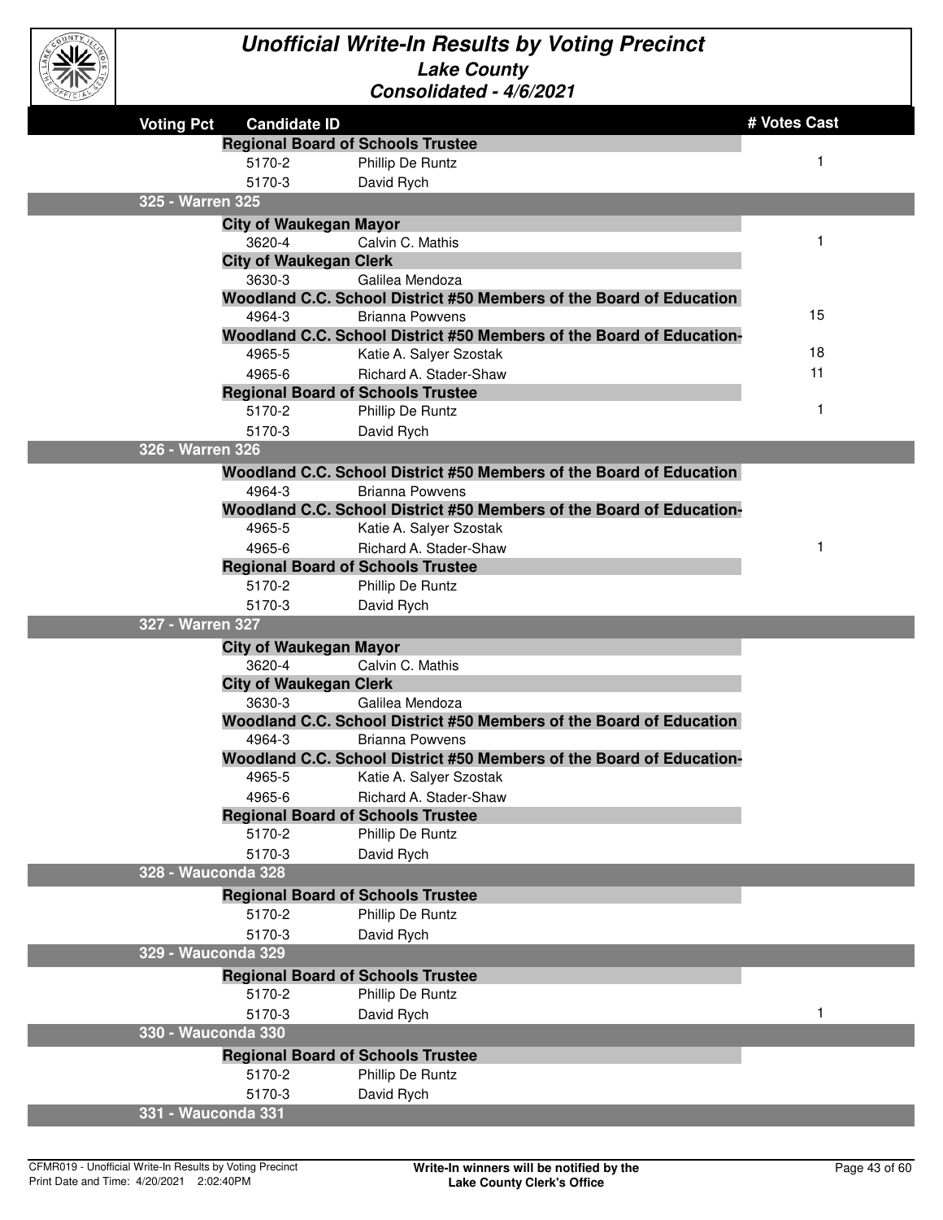# Unofficial Write-In Results by Voting Precinct

## Lake County

### Consolidated - 4/6/2021

| Voting Pct | Candidate ID | | # Votes Cast |
|---|---|---|---|
| | **Regional Board of Schools Trustee** | | |
| | 5170-2 | Phillip De Runtz | 1 |
| | 5170-3 | David Rych | |
| **325 - Warren 325** | | | |
| | **City of Waukegan Mayor** | | |
| | 3620-4 | Calvin C. Mathis | 1 |
| | **City of Waukegan Clerk** | | |
| | 3630-3 | Galilea Mendoza | |
| | **Woodland C.C. School District #50 Members of the Board of Education** | | |
| | 4964-3 | Brianna Powvens | 15 |
| | **Woodland C.C. School District #50 Members of the Board of Education-** | | |
| | 4965-5 | Katie A. Salyer Szostak | 18 |
| | 4965-6 | Richard A. Stader-Shaw | 11 |
| | **Regional Board of Schools Trustee** | | |
| | 5170-2 | Phillip De Runtz | 1 |
| | 5170-3 | David Rych | |
| **326 - Warren 326** | | | |
| | **Woodland C.C. School District #50 Members of the Board of Education** | | |
| | 4964-3 | Brianna Powvens | |
| | **Woodland C.C. School District #50 Members of the Board of Education-** | | |
| | 4965-5 | Katie A. Salyer Szostak | |
| | 4965-6 | Richard A. Stader-Shaw | 1 |
| | **Regional Board of Schools Trustee** | | |
| | 5170-2 | Phillip De Runtz | |
| | 5170-3 | David Rych | |
| **327 - Warren 327** | | | |
| | **City of Waukegan Mayor** | | |
| | 3620-4 | Calvin C. Mathis | |
| | **City of Waukegan Clerk** | | |
| | 3630-3 | Galilea Mendoza | |
| | **Woodland C.C. School District #50 Members of the Board of Education** | | |
| | 4964-3 | Brianna Powvens | |
| | **Woodland C.C. School District #50 Members of the Board of Education-** | | |
| | 4965-5 | Katie A. Salyer Szostak | |
| | 4965-6 | Richard A. Stader-Shaw | |
| | **Regional Board of Schools Trustee** | | |
| | 5170-2 | Phillip De Runtz | |
| | 5170-3 | David Rych | |
| **328 - Wauconda 328** | | | |
| | **Regional Board of Schools Trustee** | | |
| | 5170-2 | Phillip De Runtz | |
| | 5170-3 | David Rych | |
| **329 - Wauconda 329** | | | |
| | **Regional Board of Schools Trustee** | | |
| | 5170-2 | Phillip De Runtz | |
| | 5170-3 | David Rych | 1 |
| **330 - Wauconda 330** | | | |
| | **Regional Board of Schools Trustee** | | |
| | 5170-2 | Phillip De Runtz | |
| | 5170-3 | David Rych | |
| **331 - Wauconda 331** | | | |

CFMR019 - Unofficial Write-In Results by Voting Precinct
Print Date and Time: 4/20/2021 2:02:40PM

**Write-In winners will be notified by the Lake County Clerk's Office**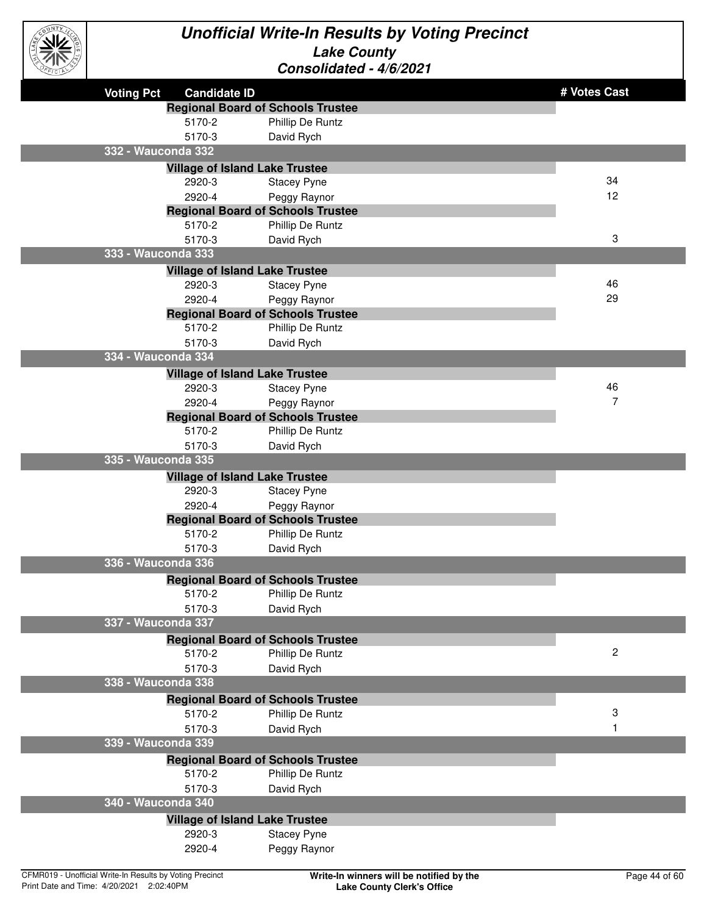# Unofficial Write-In Results by Voting Precinct

## Lake County

### Consolidated - 4/6/2021

| Voting Pct | Candidate ID | | # Votes Cast |
|---|---|---|---|
| | **Regional Board of Schools Trustee** | | |
| | 5170-2 | Phillip De Runtz | |
| | 5170-3 | David Rych | |
| **332 - Wauconda 332** | | | |
| | **Village of Island Lake Trustee** | | |
| | 2920-3 | Stacey Pyne | 34 |
| | 2920-4 | Peggy Raynor | 12 |
| | **Regional Board of Schools Trustee** | | |
| | 5170-2 | Phillip De Runtz | |
| | 5170-3 | David Rych | 3 |
| **333 - Wauconda 333** | | | |
| | **Village of Island Lake Trustee** | | |
| | 2920-3 | Stacey Pyne | 46 |
| | 2920-4 | Peggy Raynor | 29 |
| | **Regional Board of Schools Trustee** | | |
| | 5170-2 | Phillip De Runtz | |
| | 5170-3 | David Rych | |
| **334 - Wauconda 334** | | | |
| | **Village of Island Lake Trustee** | | |
| | 2920-3 | Stacey Pyne | 46 |
| | 2920-4 | Peggy Raynor | 7 |
| | **Regional Board of Schools Trustee** | | |
| | 5170-2 | Phillip De Runtz | |
| | 5170-3 | David Rych | |
| **335 - Wauconda 335** | | | |
| | **Village of Island Lake Trustee** | | |
| | 2920-3 | Stacey Pyne | |
| | 2920-4 | Peggy Raynor | |
| | **Regional Board of Schools Trustee** | | |
| | 5170-2 | Phillip De Runtz | |
| | 5170-3 | David Rych | |
| **336 - Wauconda 336** | | | |
| | **Regional Board of Schools Trustee** | | |
| | 5170-2 | Phillip De Runtz | |
| | 5170-3 | David Rych | |
| **337 - Wauconda 337** | | | |
| | **Regional Board of Schools Trustee** | | |
| | 5170-2 | Phillip De Runtz | 2 |
| | 5170-3 | David Rych | |
| **338 - Wauconda 338** | | | |
| | **Regional Board of Schools Trustee** | | |
| | 5170-2 | Phillip De Runtz | 3 |
| | 5170-3 | David Rych | 1 |
| **339 - Wauconda 339** | | | |
| | **Regional Board of Schools Trustee** | | |
| | 5170-2 | Phillip De Runtz | |
| | 5170-3 | David Rych | |
| **340 - Wauconda 340** | | | |
| | **Village of Island Lake Trustee** | | |
| | 2920-3 | Stacey Pyne | |
| | 2920-4 | Peggy Raynor | |

Write-In winners will be notified by the Lake County Clerk's Office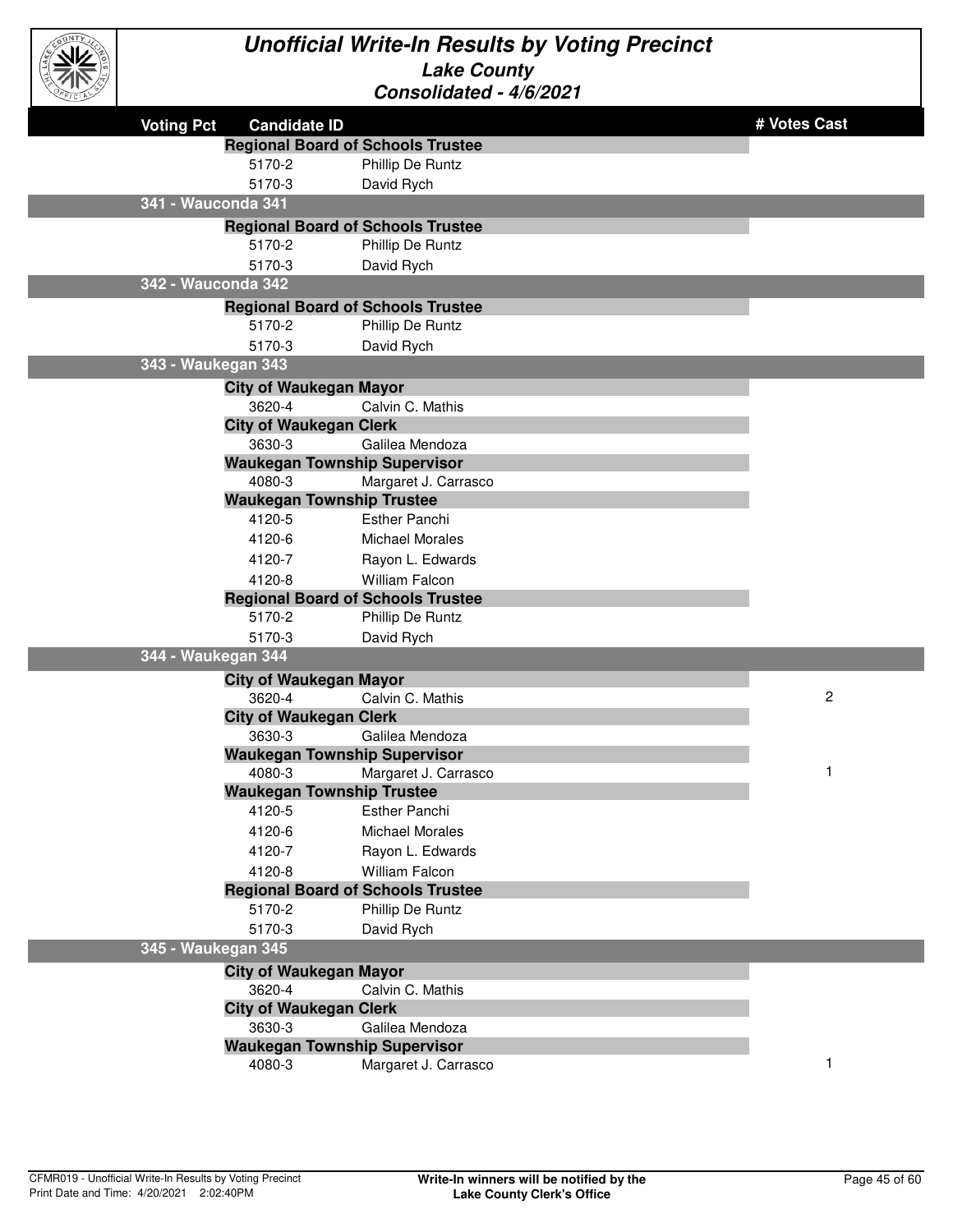# Unofficial Write-In Results by Voting Precinct

## Lake County

### Consolidated - 4/6/2021

| Voting Pct | Candidate ID | | # Votes Cast |
|---|---|---|---|
| | **Regional Board of Schools Trustee** | | |
| | 5170-2 | Phillip De Runtz | |
| | 5170-3 | David Rych | |
| **341 - Wauconda 341** | | | |
| | **Regional Board of Schools Trustee** | | |
| | 5170-2 | Phillip De Runtz | |
| | 5170-3 | David Rych | |
| **342 - Wauconda 342** | | | |
| | **Regional Board of Schools Trustee** | | |
| | 5170-2 | Phillip De Runtz | |
| | 5170-3 | David Rych | |
| **343 - Waukegan 343** | | | |
| | **City of Waukegan Mayor** | | |
| | 3620-4 | Calvin C. Mathis | |
| | **City of Waukegan Clerk** | | |
| | 3630-3 | Galilea Mendoza | |
| | **Waukegan Township Supervisor** | | |
| | 4080-3 | Margaret J. Carrasco | |
| | **Waukegan Township Trustee** | | |
| | 4120-5 | Esther Panchi | |
| | 4120-6 | Michael Morales | |
| | 4120-7 | Rayon L. Edwards | |
| | 4120-8 | William Falcon | |
| | **Regional Board of Schools Trustee** | | |
| | 5170-2 | Phillip De Runtz | |
| | 5170-3 | David Rych | |
| **344 - Waukegan 344** | | | |
| | **City of Waukegan Mayor** | | |
| | 3620-4 | Calvin C. Mathis | 2 |
| | **City of Waukegan Clerk** | | |
| | 3630-3 | Galilea Mendoza | |
| | **Waukegan Township Supervisor** | | |
| | 4080-3 | Margaret J. Carrasco | 1 |
| | **Waukegan Township Trustee** | | |
| | 4120-5 | Esther Panchi | |
| | 4120-6 | Michael Morales | |
| | 4120-7 | Rayon L. Edwards | |
| | 4120-8 | William Falcon | |
| | **Regional Board of Schools Trustee** | | |
| | 5170-2 | Phillip De Runtz | |
| | 5170-3 | David Rych | |
| **345 - Waukegan 345** | | | |
| | **City of Waukegan Mayor** | | |
| | 3620-4 | Calvin C. Mathis | |
| | **City of Waukegan Clerk** | | |
| | 3630-3 | Galilea Mendoza | |
| | **Waukegan Township Supervisor** | | |
| | 4080-3 | Margaret J. Carrasco | 1 |

CFMR019 - Unofficial Write-In Results by Voting Precinct
Print Date and Time: 4/20/2021 2:02:40PM

**Write-In winners will be notified by the Lake County Clerk's Office**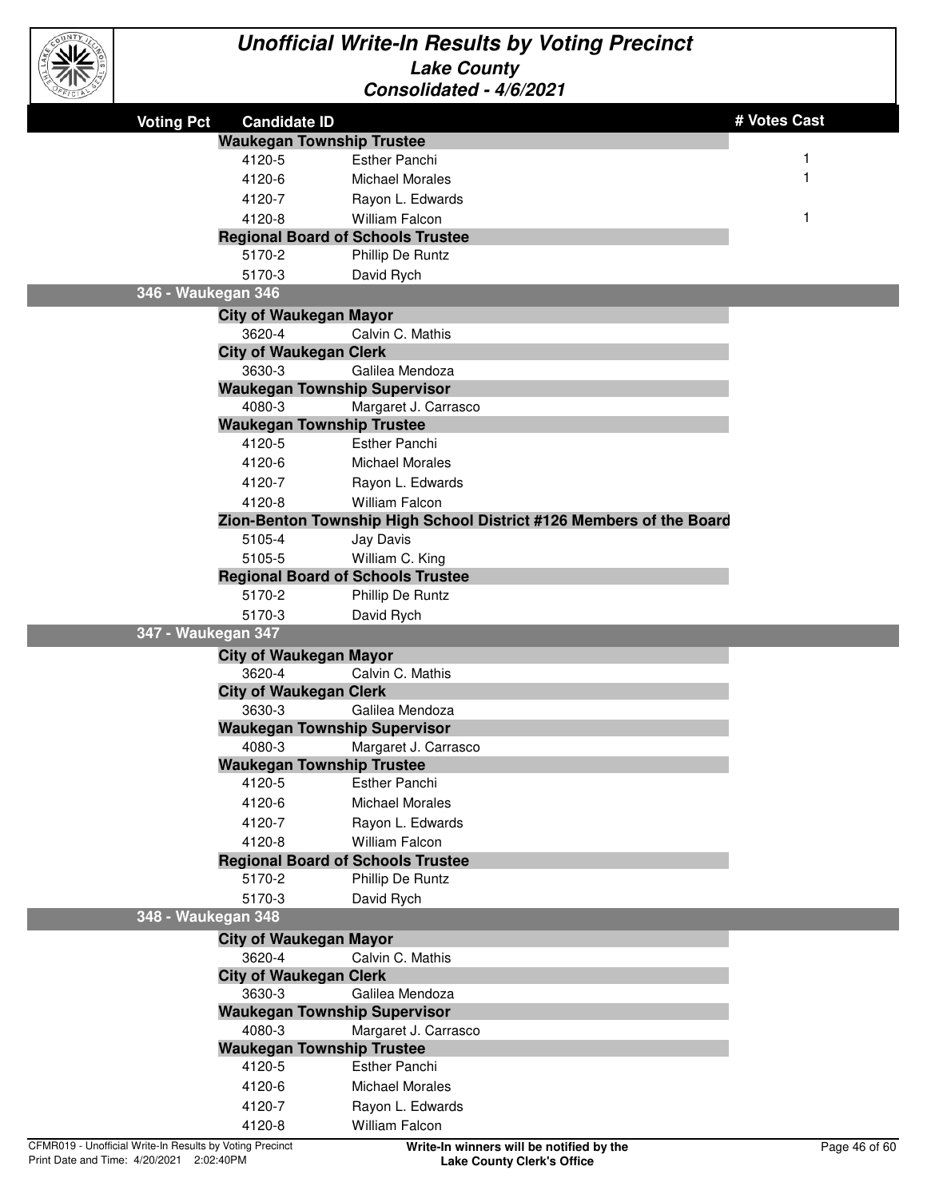# Unofficial Write-In Results by Voting Precinct

## Lake County

### Consolidated - 4/6/2021

| Voting Pct | Candidate ID | | # Votes Cast |
|---|---|---|---|
| | **Waukegan Township Trustee** | | |
| | 4120-5 | Esther Panchi | 1 |
| | 4120-6 | Michael Morales | 1 |
| | 4120-7 | Rayon L. Edwards | |
| | 4120-8 | William Falcon | 1 |
| | **Regional Board of Schools Trustee** | | |
| | 5170-2 | Phillip De Runtz | |
| | 5170-3 | David Rych | |
| **346 - Waukegan 346** | | | |
| | **City of Waukegan Mayor** | | |
| | 3620-4 | Calvin C. Mathis | |
| | **City of Waukegan Clerk** | | |
| | 3630-3 | Galilea Mendoza | |
| | **Waukegan Township Supervisor** | | |
| | 4080-3 | Margaret J. Carrasco | |
| | **Waukegan Township Trustee** | | |
| | 4120-5 | Esther Panchi | |
| | 4120-6 | Michael Morales | |
| | 4120-7 | Rayon L. Edwards | |
| | 4120-8 | William Falcon | |
| | **Zion-Benton Township High School District #126 Members of the Board** | | |
| | 5105-4 | Jay Davis | |
| | 5105-5 | William C. King | |
| | **Regional Board of Schools Trustee** | | |
| | 5170-2 | Phillip De Runtz | |
| | 5170-3 | David Rych | |
| **347 - Waukegan 347** | | | |
| | **City of Waukegan Mayor** | | |
| | 3620-4 | Calvin C. Mathis | |
| | **City of Waukegan Clerk** | | |
| | 3630-3 | Galilea Mendoza | |
| | **Waukegan Township Supervisor** | | |
| | 4080-3 | Margaret J. Carrasco | |
| | **Waukegan Township Trustee** | | |
| | 4120-5 | Esther Panchi | |
| | 4120-6 | Michael Morales | |
| | 4120-7 | Rayon L. Edwards | |
| | 4120-8 | William Falcon | |
| | **Regional Board of Schools Trustee** | | |
| | 5170-2 | Phillip De Runtz | |
| | 5170-3 | David Rych | |
| **348 - Waukegan 348** | | | |
| | **City of Waukegan Mayor** | | |
| | 3620-4 | Calvin C. Mathis | |
| | **City of Waukegan Clerk** | | |
| | 3630-3 | Galilea Mendoza | |
| | **Waukegan Township Supervisor** | | |
| | 4080-3 | Margaret J. Carrasco | |
| | **Waukegan Township Trustee** | | |
| | 4120-5 | Esther Panchi | |
| | 4120-6 | Michael Morales | |
| | 4120-7 | Rayon L. Edwards | |
| | 4120-8 | William Falcon | |

CFMR019 - Unofficial Write-In Results by Voting Precinct
Print Date and Time: 4/20/2021 2:02:40PM

**Write-In winners will be notified by the Lake County Clerk's Office**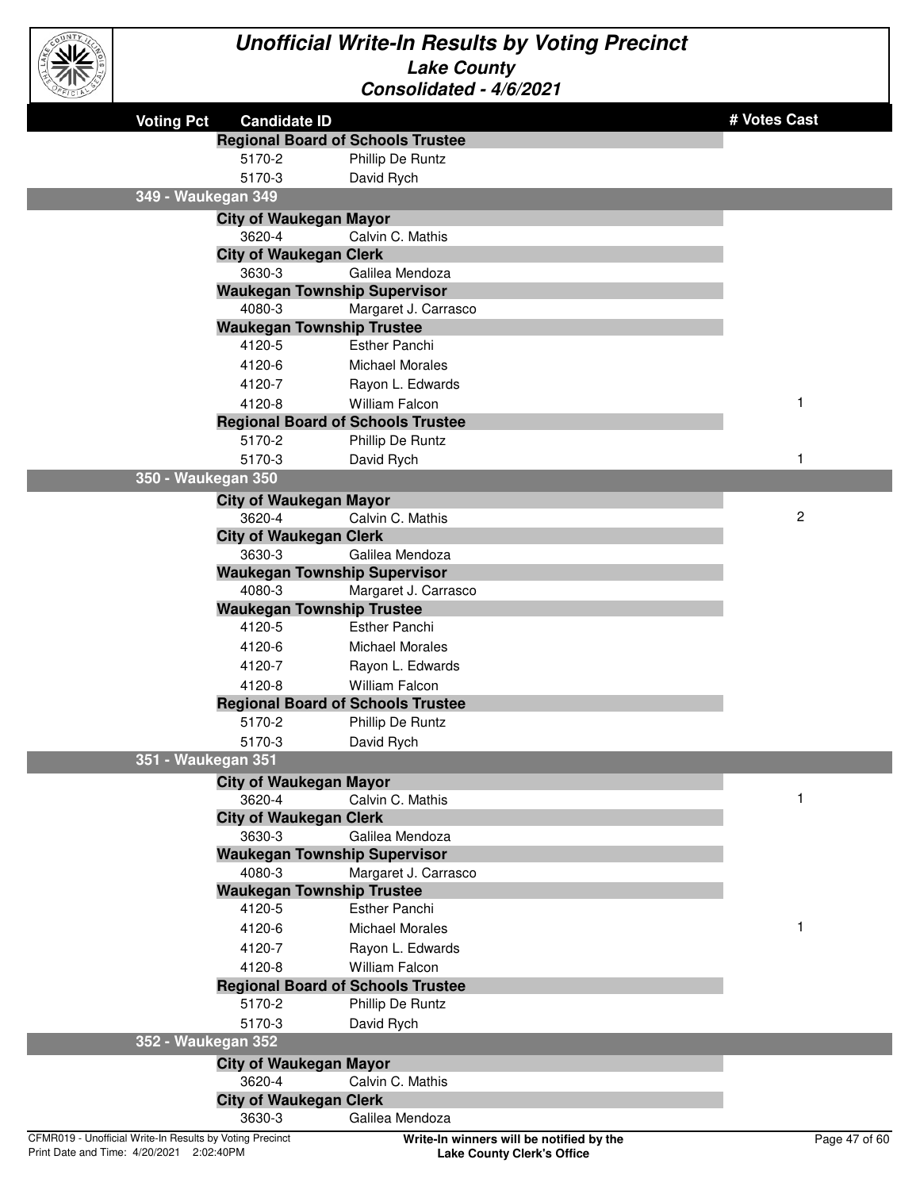# Unofficial Write-In Results by Voting Precinct

## Lake County

### Consolidated - 4/6/2021

| Voting Pct | Candidate ID | | # Votes Cast |
|---|---|---|---|
| | **Regional Board of Schools Trustee** | | |
| | 5170-2 | Phillip De Runtz | |
| | 5170-3 | David Rych | |
| **349 - Waukegan 349** | | | |
| | **City of Waukegan Mayor** | | |
| | 3620-4 | Calvin C. Mathis | |
| | **City of Waukegan Clerk** | | |
| | 3630-3 | Galilea Mendoza | |
| | **Waukegan Township Supervisor** | | |
| | 4080-3 | Margaret J. Carrasco | |
| | **Waukegan Township Trustee** | | |
| | 4120-5 | Esther Panchi | |
| | 4120-6 | Michael Morales | |
| | 4120-7 | Rayon L. Edwards | |
| | 4120-8 | William Falcon | 1 |
| | **Regional Board of Schools Trustee** | | |
| | 5170-2 | Phillip De Runtz | |
| | 5170-3 | David Rych | 1 |
| **350 - Waukegan 350** | | | |
| | **City of Waukegan Mayor** | | |
| | 3620-4 | Calvin C. Mathis | 2 |
| | **City of Waukegan Clerk** | | |
| | 3630-3 | Galilea Mendoza | |
| | **Waukegan Township Supervisor** | | |
| | 4080-3 | Margaret J. Carrasco | |
| | **Waukegan Township Trustee** | | |
| | 4120-5 | Esther Panchi | |
| | 4120-6 | Michael Morales | |
| | 4120-7 | Rayon L. Edwards | |
| | 4120-8 | William Falcon | |
| | **Regional Board of Schools Trustee** | | |
| | 5170-2 | Phillip De Runtz | |
| | 5170-3 | David Rych | |
| **351 - Waukegan 351** | | | |
| | **City of Waukegan Mayor** | | |
| | 3620-4 | Calvin C. Mathis | 1 |
| | **City of Waukegan Clerk** | | |
| | 3630-3 | Galilea Mendoza | |
| | **Waukegan Township Supervisor** | | |
| | 4080-3 | Margaret J. Carrasco | |
| | **Waukegan Township Trustee** | | |
| | 4120-5 | Esther Panchi | |
| | 4120-6 | Michael Morales | 1 |
| | 4120-7 | Rayon L. Edwards | |
| | 4120-8 | William Falcon | |
| | **Regional Board of Schools Trustee** | | |
| | 5170-2 | Phillip De Runtz | |
| | 5170-3 | David Rych | |
| **352 - Waukegan 352** | | | |
| | **City of Waukegan Mayor** | | |
| | 3620-4 | Calvin C. Mathis | |
| | **City of Waukegan Clerk** | | |
| | 3630-3 | Galilea Mendoza | |

CFMR019 - Unofficial Write-In Results by Voting Precinct
Print Date and Time: 4/20/2021 2:02:40PM

**Write-In winners will be notified by the Lake County Clerk's Office**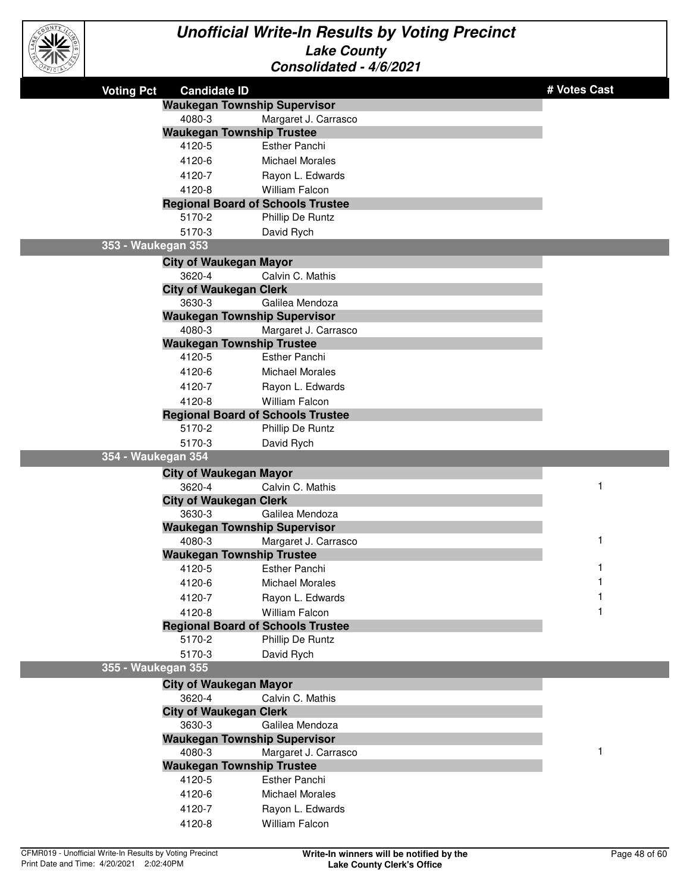# Unofficial Write-In Results by Voting Precinct

## Lake County

### Consolidated - 4/6/2021

| Voting Pct | Candidate ID | | # Votes Cast |
|---|---|---|---|
| | **Waukegan Township Supervisor** | | |
| | 4080-3 | Margaret J. Carrasco | |
| | **Waukegan Township Trustee** | | |
| | 4120-5 | Esther Panchi | |
| | 4120-6 | Michael Morales | |
| | 4120-7 | Rayon L. Edwards | |
| | 4120-8 | William Falcon | |
| | **Regional Board of Schools Trustee** | | |
| | 5170-2 | Phillip De Runtz | |
| | 5170-3 | David Rych | |
| **353 - Waukegan 353** | | | |
| | **City of Waukegan Mayor** | | |
| | 3620-4 | Calvin C. Mathis | |
| | **City of Waukegan Clerk** | | |
| | 3630-3 | Galilea Mendoza | |
| | **Waukegan Township Supervisor** | | |
| | 4080-3 | Margaret J. Carrasco | |
| | **Waukegan Township Trustee** | | |
| | 4120-5 | Esther Panchi | |
| | 4120-6 | Michael Morales | |
| | 4120-7 | Rayon L. Edwards | |
| | 4120-8 | William Falcon | |
| | **Regional Board of Schools Trustee** | | |
| | 5170-2 | Phillip De Runtz | |
| | 5170-3 | David Rych | |
| **354 - Waukegan 354** | | | |
| | **City of Waukegan Mayor** | | |
| | 3620-4 | Calvin C. Mathis | 1 |
| | **City of Waukegan Clerk** | | |
| | 3630-3 | Galilea Mendoza | |
| | **Waukegan Township Supervisor** | | |
| | 4080-3 | Margaret J. Carrasco | 1 |
| | **Waukegan Township Trustee** | | |
| | 4120-5 | Esther Panchi | 1 |
| | 4120-6 | Michael Morales | 1 |
| | 4120-7 | Rayon L. Edwards | 1 |
| | 4120-8 | William Falcon | 1 |
| | **Regional Board of Schools Trustee** | | |
| | 5170-2 | Phillip De Runtz | |
| | 5170-3 | David Rych | |
| **355 - Waukegan 355** | | | |
| | **City of Waukegan Mayor** | | |
| | 3620-4 | Calvin C. Mathis | |
| | **City of Waukegan Clerk** | | |
| | 3630-3 | Galilea Mendoza | |
| | **Waukegan Township Supervisor** | | |
| | 4080-3 | Margaret J. Carrasco | 1 |
| | **Waukegan Township Trustee** | | |
| | 4120-5 | Esther Panchi | |
| | 4120-6 | Michael Morales | |
| | 4120-7 | Rayon L. Edwards | |
| | 4120-8 | William Falcon | |

CFMR019 - Unofficial Write-In Results by Voting Precinct
Print Date and Time: 4/20/2021 2:02:40PM

**Write-In winners will be notified by the Lake County Clerk's Office**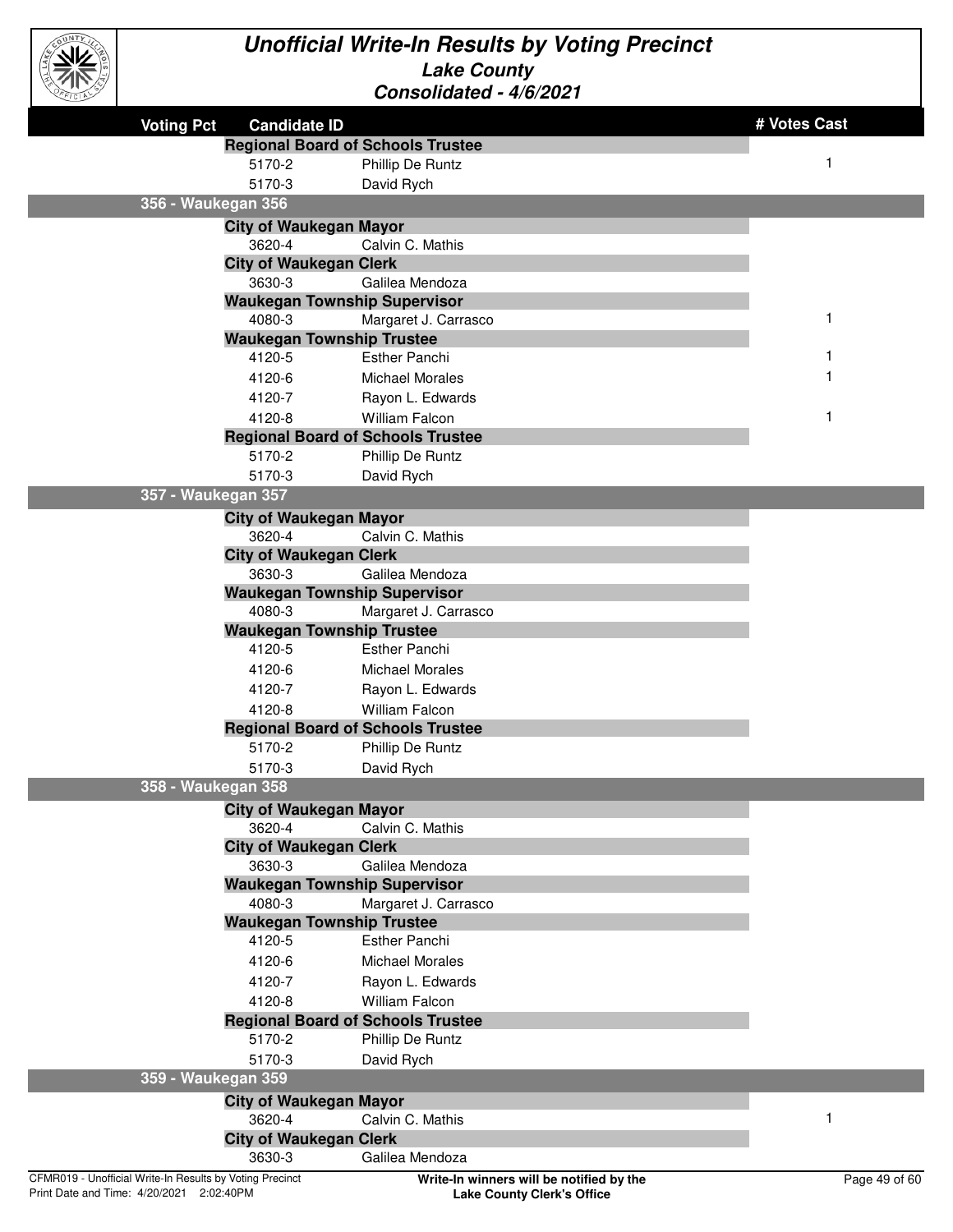# Unofficial Write-In Results by Voting Precinct

## Lake County

### Consolidated - 4/6/2021

| Voting Pct | Candidate ID | | # Votes Cast |
|---|---|---|---|
| | **Regional Board of Schools Trustee** | | |
| | 5170-2 | Phillip De Runtz | 1 |
| | 5170-3 | David Rych | |
| **356 - Waukegan 356** | | | |
| | **City of Waukegan Mayor** | | |
| | 3620-4 | Calvin C. Mathis | |
| | **City of Waukegan Clerk** | | |
| | 3630-3 | Galilea Mendoza | |
| | **Waukegan Township Supervisor** | | |
| | 4080-3 | Margaret J. Carrasco | 1 |
| | **Waukegan Township Trustee** | | |
| | 4120-5 | Esther Panchi | 1 |
| | 4120-6 | Michael Morales | 1 |
| | 4120-7 | Rayon L. Edwards | |
| | 4120-8 | William Falcon | 1 |
| | **Regional Board of Schools Trustee** | | |
| | 5170-2 | Phillip De Runtz | |
| | 5170-3 | David Rych | |
| **357 - Waukegan 357** | | | |
| | **City of Waukegan Mayor** | | |
| | 3620-4 | Calvin C. Mathis | |
| | **City of Waukegan Clerk** | | |
| | 3630-3 | Galilea Mendoza | |
| | **Waukegan Township Supervisor** | | |
| | 4080-3 | Margaret J. Carrasco | |
| | **Waukegan Township Trustee** | | |
| | 4120-5 | Esther Panchi | |
| | 4120-6 | Michael Morales | |
| | 4120-7 | Rayon L. Edwards | |
| | 4120-8 | William Falcon | |
| | **Regional Board of Schools Trustee** | | |
| | 5170-2 | Phillip De Runtz | |
| | 5170-3 | David Rych | |
| **358 - Waukegan 358** | | | |
| | **City of Waukegan Mayor** | | |
| | 3620-4 | Calvin C. Mathis | |
| | **City of Waukegan Clerk** | | |
| | 3630-3 | Galilea Mendoza | |
| | **Waukegan Township Supervisor** | | |
| | 4080-3 | Margaret J. Carrasco | |
| | **Waukegan Township Trustee** | | |
| | 4120-5 | Esther Panchi | |
| | 4120-6 | Michael Morales | |
| | 4120-7 | Rayon L. Edwards | |
| | 4120-8 | William Falcon | |
| | **Regional Board of Schools Trustee** | | |
| | 5170-2 | Phillip De Runtz | |
| | 5170-3 | David Rych | |
| **359 - Waukegan 359** | | | |
| | **City of Waukegan Mayor** | | |
| | 3620-4 | Calvin C. Mathis | 1 |
| | **City of Waukegan Clerk** | | |
| | 3630-3 | Galilea Mendoza | |

CFMR019 - Unofficial Write-In Results by Voting Precinct
Print Date and Time: 4/20/2021 2:02:40PM

**Write-In winners will be notified by the Lake County Clerk's Office**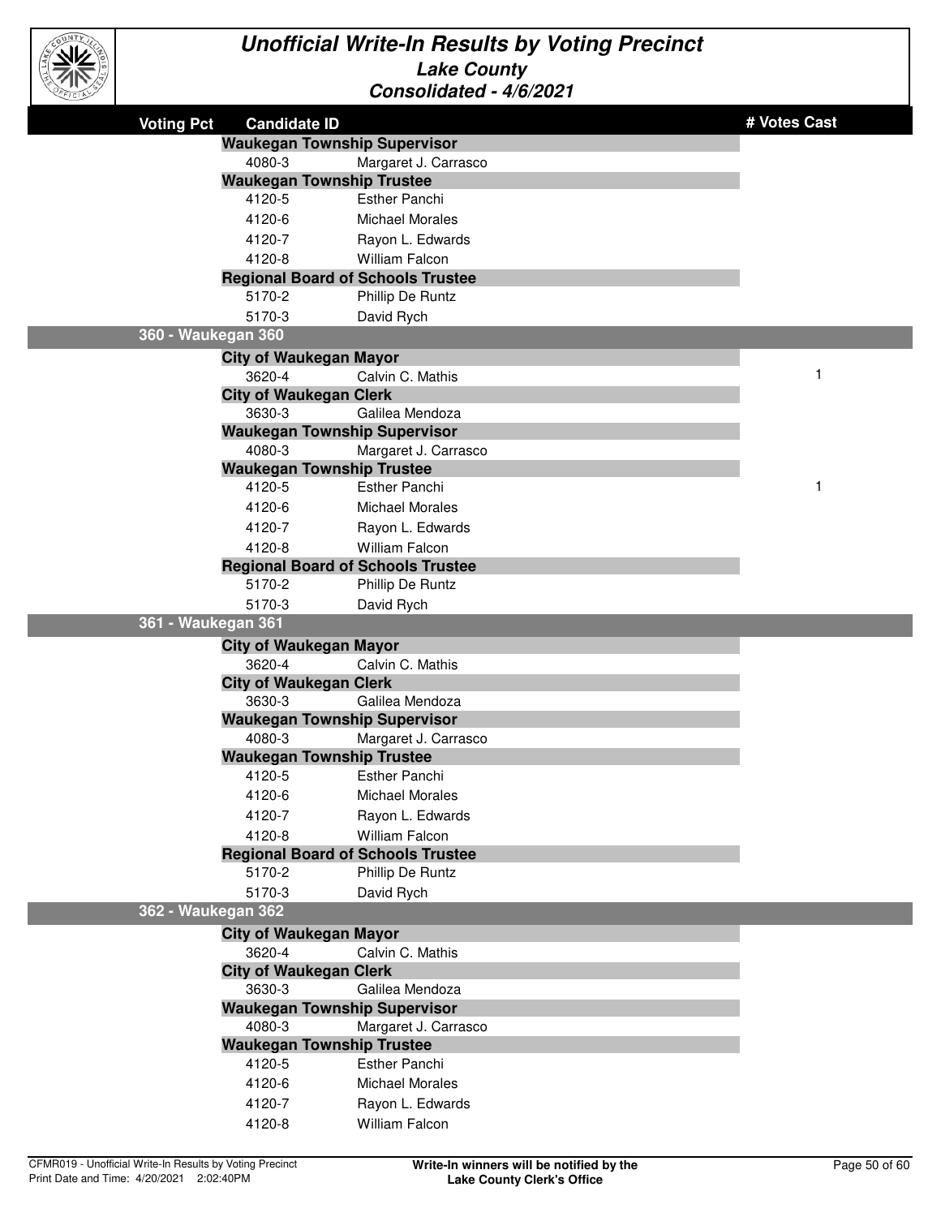# Unofficial Write-In Results by Voting Precinct

## Lake County

### Consolidated - 4/6/2021

| Voting Pct | Candidate ID | | # Votes Cast |
|---|---|---|---|
| | **Waukegan Township Supervisor** | | |
| | 4080-3 | Margaret J. Carrasco | |
| | **Waukegan Township Trustee** | | |
| | 4120-5 | Esther Panchi | |
| | 4120-6 | Michael Morales | |
| | 4120-7 | Rayon L. Edwards | |
| | 4120-8 | William Falcon | |
| | **Regional Board of Schools Trustee** | | |
| | 5170-2 | Phillip De Runtz | |
| | 5170-3 | David Rych | |
| **360 - Waukegan 360** | | | |
| | **City of Waukegan Mayor** | | |
| | 3620-4 | Calvin C. Mathis | 1 |
| | **City of Waukegan Clerk** | | |
| | 3630-3 | Galilea Mendoza | |
| | **Waukegan Township Supervisor** | | |
| | 4080-3 | Margaret J. Carrasco | |
| | **Waukegan Township Trustee** | | |
| | 4120-5 | Esther Panchi | 1 |
| | 4120-6 | Michael Morales | |
| | 4120-7 | Rayon L. Edwards | |
| | 4120-8 | William Falcon | |
| | **Regional Board of Schools Trustee** | | |
| | 5170-2 | Phillip De Runtz | |
| | 5170-3 | David Rych | |
| **361 - Waukegan 361** | | | |
| | **City of Waukegan Mayor** | | |
| | 3620-4 | Calvin C. Mathis | |
| | **City of Waukegan Clerk** | | |
| | 3630-3 | Galilea Mendoza | |
| | **Waukegan Township Supervisor** | | |
| | 4080-3 | Margaret J. Carrasco | |
| | **Waukegan Township Trustee** | | |
| | 4120-5 | Esther Panchi | |
| | 4120-6 | Michael Morales | |
| | 4120-7 | Rayon L. Edwards | |
| | 4120-8 | William Falcon | |
| | **Regional Board of Schools Trustee** | | |
| | 5170-2 | Phillip De Runtz | |
| | 5170-3 | David Rych | |
| **362 - Waukegan 362** | | | |
| | **City of Waukegan Mayor** | | |
| | 3620-4 | Calvin C. Mathis | |
| | **City of Waukegan Clerk** | | |
| | 3630-3 | Galilea Mendoza | |
| | **Waukegan Township Supervisor** | | |
| | 4080-3 | Margaret J. Carrasco | |
| | **Waukegan Township Trustee** | | |
| | 4120-5 | Esther Panchi | |
| | 4120-6 | Michael Morales | |
| | 4120-7 | Rayon L. Edwards | |
| | 4120-8 | William Falcon | |

CFMR019 - Unofficial Write-In Results by Voting Precinct
Print Date and Time: 4/20/2021 2:02:40PM

**Write-In winners will be notified by the Lake County Clerk's Office**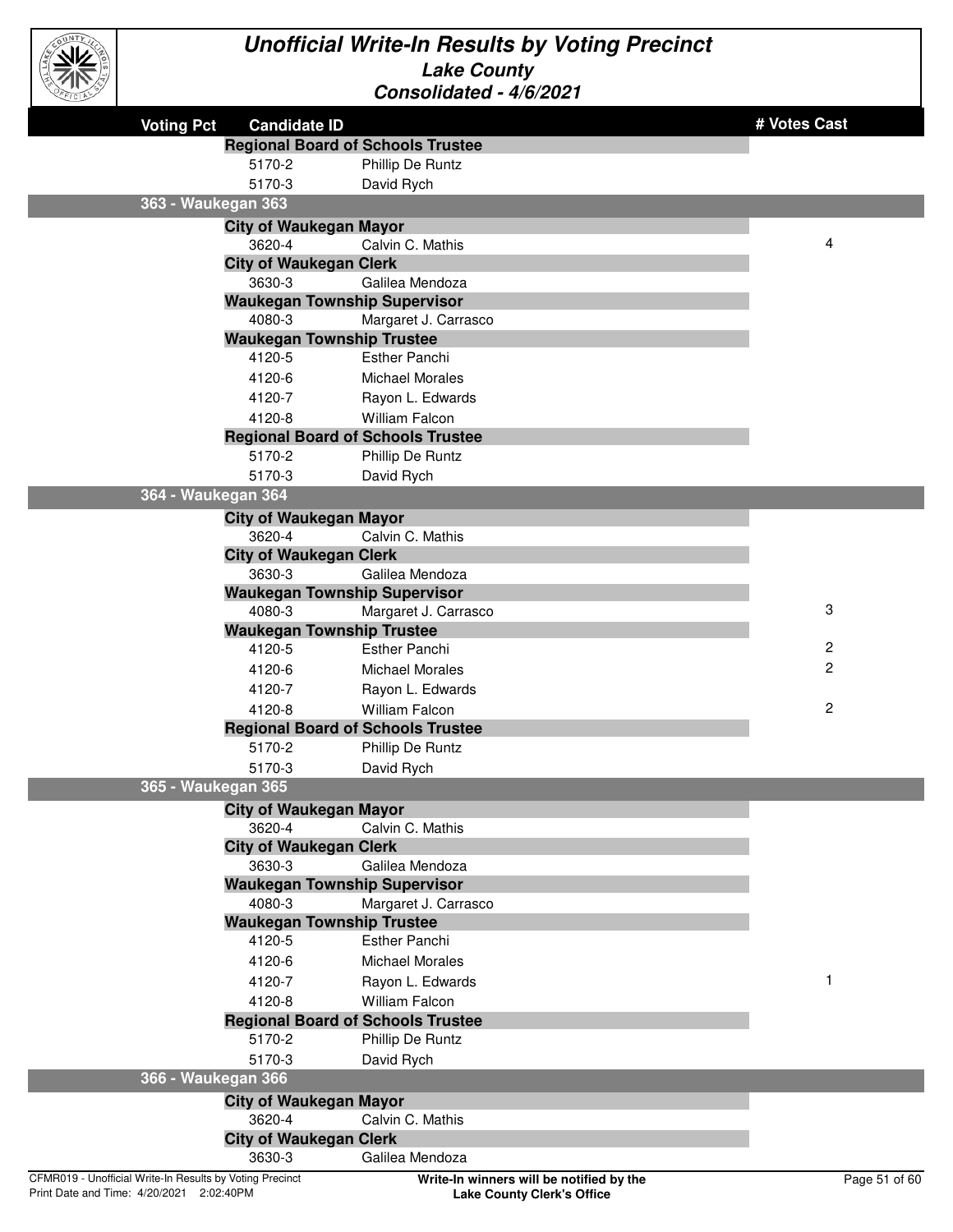# Unofficial Write-In Results by Voting Precinct

## Lake County

### Consolidated - 4/6/2021

| Voting Pct | Candidate ID | | # Votes Cast |
|---|---|---|---|
| | **Regional Board of Schools Trustee** | | |
| | 5170-2 | Phillip De Runtz | |
| | 5170-3 | David Rych | |
| **363 - Waukegan 363** | | | |
| | **City of Waukegan Mayor** | | |
| | 3620-4 | Calvin C. Mathis | 4 |
| | **City of Waukegan Clerk** | | |
| | 3630-3 | Galilea Mendoza | |
| | **Waukegan Township Supervisor** | | |
| | 4080-3 | Margaret J. Carrasco | |
| | **Waukegan Township Trustee** | | |
| | 4120-5 | Esther Panchi | |
| | 4120-6 | Michael Morales | |
| | 4120-7 | Rayon L. Edwards | |
| | 4120-8 | William Falcon | |
| | **Regional Board of Schools Trustee** | | |
| | 5170-2 | Phillip De Runtz | |
| | 5170-3 | David Rych | |
| **364 - Waukegan 364** | | | |
| | **City of Waukegan Mayor** | | |
| | 3620-4 | Calvin C. Mathis | |
| | **City of Waukegan Clerk** | | |
| | 3630-3 | Galilea Mendoza | |
| | **Waukegan Township Supervisor** | | |
| | 4080-3 | Margaret J. Carrasco | 3 |
| | **Waukegan Township Trustee** | | |
| | 4120-5 | Esther Panchi | 2 |
| | 4120-6 | Michael Morales | 2 |
| | 4120-7 | Rayon L. Edwards | |
| | 4120-8 | William Falcon | 2 |
| | **Regional Board of Schools Trustee** | | |
| | 5170-2 | Phillip De Runtz | |
| | 5170-3 | David Rych | |
| **365 - Waukegan 365** | | | |
| | **City of Waukegan Mayor** | | |
| | 3620-4 | Calvin C. Mathis | |
| | **City of Waukegan Clerk** | | |
| | 3630-3 | Galilea Mendoza | |
| | **Waukegan Township Supervisor** | | |
| | 4080-3 | Margaret J. Carrasco | |
| | **Waukegan Township Trustee** | | |
| | 4120-5 | Esther Panchi | |
| | 4120-6 | Michael Morales | |
| | 4120-7 | Rayon L. Edwards | 1 |
| | 4120-8 | William Falcon | |
| | **Regional Board of Schools Trustee** | | |
| | 5170-2 | Phillip De Runtz | |
| | 5170-3 | David Rych | |
| **366 - Waukegan 366** | | | |
| | **City of Waukegan Mayor** | | |
| | 3620-4 | Calvin C. Mathis | |
| | **City of Waukegan Clerk** | | |
| | 3630-3 | Galilea Mendoza | |

CFMR019 - Unofficial Write-In Results by Voting Precinct
Print Date and Time: 4/20/2021 2:02:40PM

**Write-In winners will be notified by the Lake County Clerk's Office**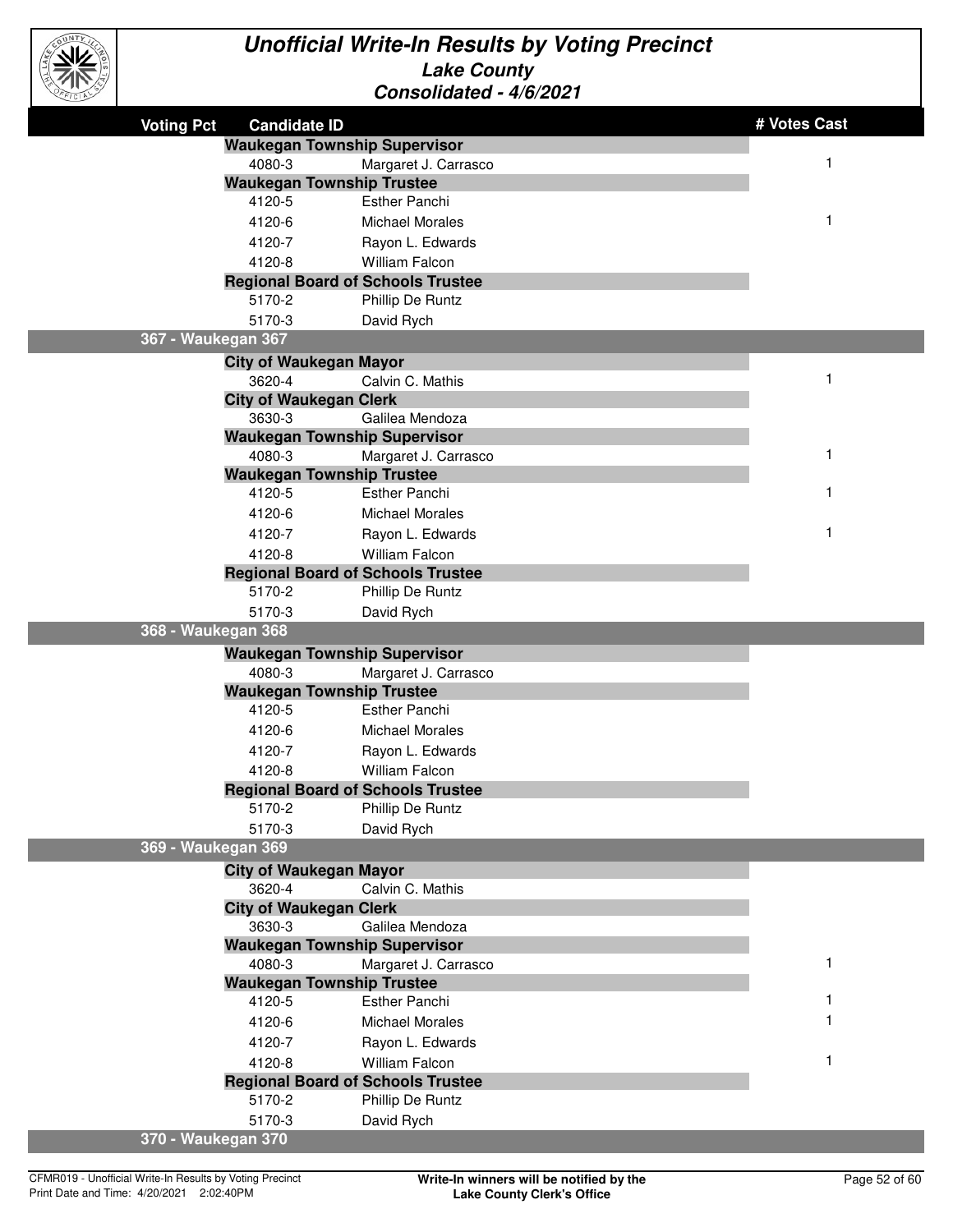# Unofficial Write-In Results by Voting Precinct

## Lake County

### Consolidated - 4/6/2021

| Voting Pct | Candidate ID | | # Votes Cast |
|---|---|---|---|
| | **Waukegan Township Supervisor** | | |
| | 4080-3 | Margaret J. Carrasco | 1 |
| | **Waukegan Township Trustee** | | |
| | 4120-5 | Esther Panchi | |
| | 4120-6 | Michael Morales | 1 |
| | 4120-7 | Rayon L. Edwards | |
| | 4120-8 | William Falcon | |
| | **Regional Board of Schools Trustee** | | |
| | 5170-2 | Phillip De Runtz | |
| | 5170-3 | David Rych | |
| **367 - Waukegan 367** | | | |
| | **City of Waukegan Mayor** | | |
| | 3620-4 | Calvin C. Mathis | 1 |
| | **City of Waukegan Clerk** | | |
| | 3630-3 | Galilea Mendoza | |
| | **Waukegan Township Supervisor** | | |
| | 4080-3 | Margaret J. Carrasco | 1 |
| | **Waukegan Township Trustee** | | |
| | 4120-5 | Esther Panchi | 1 |
| | 4120-6 | Michael Morales | |
| | 4120-7 | Rayon L. Edwards | 1 |
| | 4120-8 | William Falcon | |
| | **Regional Board of Schools Trustee** | | |
| | 5170-2 | Phillip De Runtz | |
| | 5170-3 | David Rych | |
| **368 - Waukegan 368** | | | |
| | **Waukegan Township Supervisor** | | |
| | 4080-3 | Margaret J. Carrasco | |
| | **Waukegan Township Trustee** | | |
| | 4120-5 | Esther Panchi | |
| | 4120-6 | Michael Morales | |
| | 4120-7 | Rayon L. Edwards | |
| | 4120-8 | William Falcon | |
| | **Regional Board of Schools Trustee** | | |
| | 5170-2 | Phillip De Runtz | |
| | 5170-3 | David Rych | |
| **369 - Waukegan 369** | | | |
| | **City of Waukegan Mayor** | | |
| | 3620-4 | Calvin C. Mathis | |
| | **City of Waukegan Clerk** | | |
| | 3630-3 | Galilea Mendoza | |
| | **Waukegan Township Supervisor** | | |
| | 4080-3 | Margaret J. Carrasco | 1 |
| | **Waukegan Township Trustee** | | |
| | 4120-5 | Esther Panchi | 1 |
| | 4120-6 | Michael Morales | 1 |
| | 4120-7 | Rayon L. Edwards | |
| | 4120-8 | William Falcon | 1 |
| | **Regional Board of Schools Trustee** | | |
| | 5170-2 | Phillip De Runtz | |
| | 5170-3 | David Rych | |
| **370 - Waukegan 370** | | | |

CFMR019 - Unofficial Write-In Results by Voting Precinct
Print Date and Time: 4/20/2021 2:02:40PM

**Write-In winners will be notified by the Lake County Clerk's Office**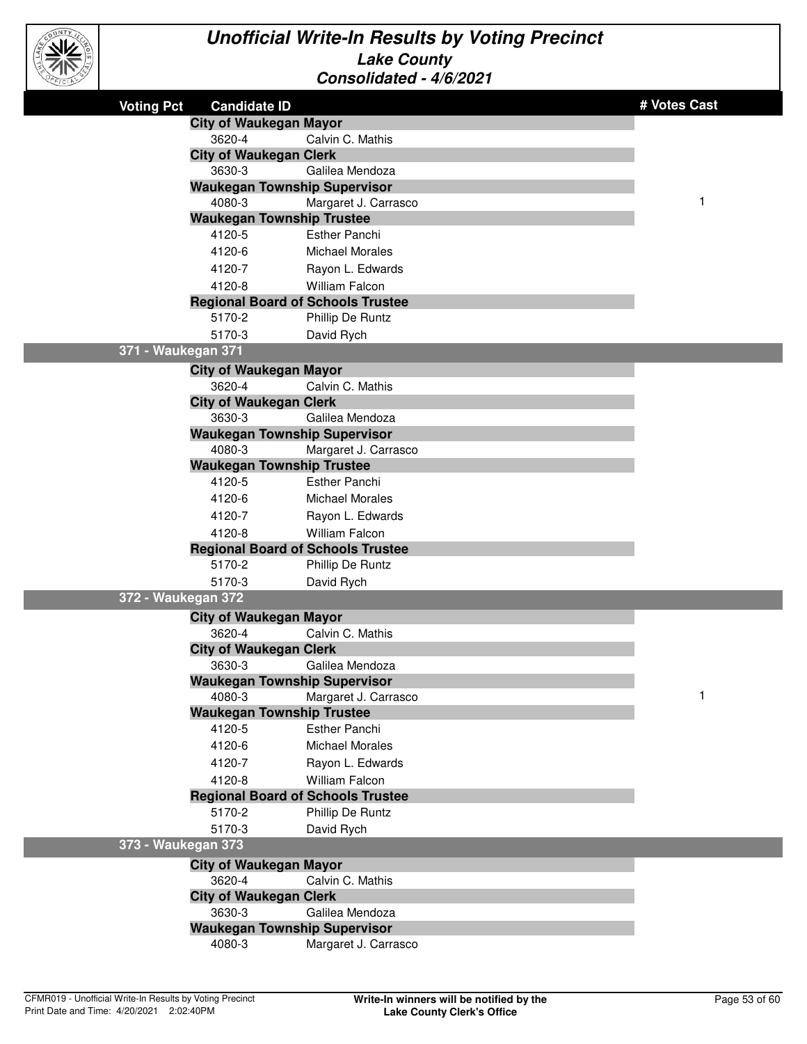# Unofficial Write-In Results by Voting Precinct

## Lake County

### Consolidated - 4/6/2021

| Voting Pct | Candidate ID | | # Votes Cast |
|---|---|---|---|
| | **City of Waukegan Mayor** | | |
| | 3620-4 | Calvin C. Mathis | |
| | **City of Waukegan Clerk** | | |
| | 3630-3 | Galilea Mendoza | |
| | **Waukegan Township Supervisor** | | |
| | 4080-3 | Margaret J. Carrasco | 1 |
| | **Waukegan Township Trustee** | | |
| | 4120-5 | Esther Panchi | |
| | 4120-6 | Michael Morales | |
| | 4120-7 | Rayon L. Edwards | |
| | 4120-8 | William Falcon | |
| | **Regional Board of Schools Trustee** | | |
| | 5170-2 | Phillip De Runtz | |
| | 5170-3 | David Rych | |
| **371 - Waukegan 371** | | | |
| | **City of Waukegan Mayor** | | |
| | 3620-4 | Calvin C. Mathis | |
| | **City of Waukegan Clerk** | | |
| | 3630-3 | Galilea Mendoza | |
| | **Waukegan Township Supervisor** | | |
| | 4080-3 | Margaret J. Carrasco | |
| | **Waukegan Township Trustee** | | |
| | 4120-5 | Esther Panchi | |
| | 4120-6 | Michael Morales | |
| | 4120-7 | Rayon L. Edwards | |
| | 4120-8 | William Falcon | |
| | **Regional Board of Schools Trustee** | | |
| | 5170-2 | Phillip De Runtz | |
| | 5170-3 | David Rych | |
| **372 - Waukegan 372** | | | |
| | **City of Waukegan Mayor** | | |
| | 3620-4 | Calvin C. Mathis | |
| | **City of Waukegan Clerk** | | |
| | 3630-3 | Galilea Mendoza | |
| | **Waukegan Township Supervisor** | | |
| | 4080-3 | Margaret J. Carrasco | 1 |
| | **Waukegan Township Trustee** | | |
| | 4120-5 | Esther Panchi | |
| | 4120-6 | Michael Morales | |
| | 4120-7 | Rayon L. Edwards | |
| | 4120-8 | William Falcon | |
| | **Regional Board of Schools Trustee** | | |
| | 5170-2 | Phillip De Runtz | |
| | 5170-3 | David Rych | |
| **373 - Waukegan 373** | | | |
| | **City of Waukegan Mayor** | | |
| | 3620-4 | Calvin C. Mathis | |
| | **City of Waukegan Clerk** | | |
| | 3630-3 | Galilea Mendoza | |
| | **Waukegan Township Supervisor** | | |
| | 4080-3 | Margaret J. Carrasco | |

CFMR019 - Unofficial Write-In Results by Voting Precinct
Print Date and Time: 4/20/2021 2:02:40PM

**Write-In winners will be notified by the Lake County Clerk's Office**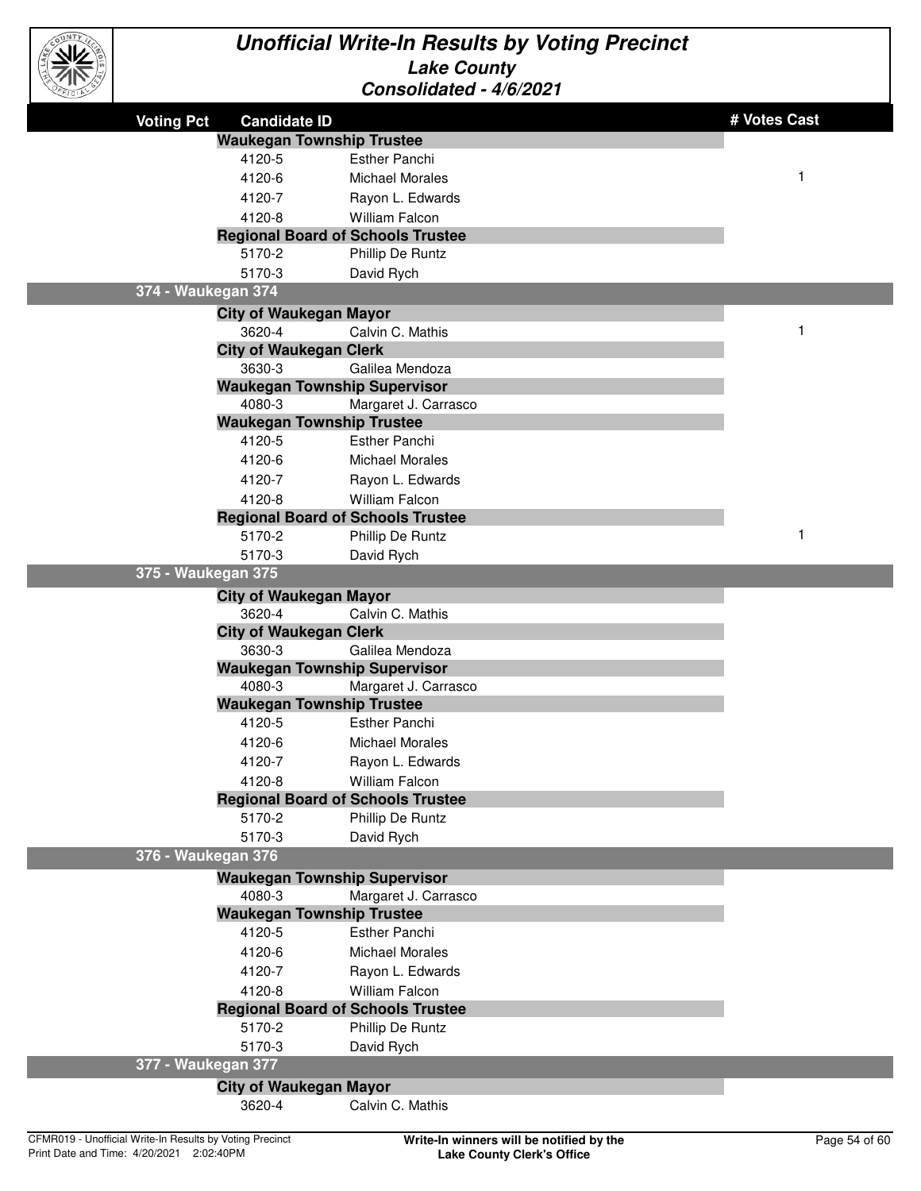# Unofficial Write-In Results by Voting Precinct

## Lake County

### Consolidated - 4/6/2021

| Voting Pct | Candidate ID | | # Votes Cast |
|---|---|---|---|
| | **Waukegan Township Trustee** | | |
| | 4120-5 | Esther Panchi | |
| | 4120-6 | Michael Morales | 1 |
| | 4120-7 | Rayon L. Edwards | |
| | 4120-8 | William Falcon | |
| | **Regional Board of Schools Trustee** | | |
| | 5170-2 | Phillip De Runtz | |
| | 5170-3 | David Rych | |
| **374 - Waukegan 374** | | | |
| | **City of Waukegan Mayor** | | |
| | 3620-4 | Calvin C. Mathis | 1 |
| | **City of Waukegan Clerk** | | |
| | 3630-3 | Galilea Mendoza | |
| | **Waukegan Township Supervisor** | | |
| | 4080-3 | Margaret J. Carrasco | |
| | **Waukegan Township Trustee** | | |
| | 4120-5 | Esther Panchi | |
| | 4120-6 | Michael Morales | |
| | 4120-7 | Rayon L. Edwards | |
| | 4120-8 | William Falcon | |
| | **Regional Board of Schools Trustee** | | |
| | 5170-2 | Phillip De Runtz | 1 |
| | 5170-3 | David Rych | |
| **375 - Waukegan 375** | | | |
| | **City of Waukegan Mayor** | | |
| | 3620-4 | Calvin C. Mathis | |
| | **City of Waukegan Clerk** | | |
| | 3630-3 | Galilea Mendoza | |
| | **Waukegan Township Supervisor** | | |
| | 4080-3 | Margaret J. Carrasco | |
| | **Waukegan Township Trustee** | | |
| | 4120-5 | Esther Panchi | |
| | 4120-6 | Michael Morales | |
| | 4120-7 | Rayon L. Edwards | |
| | 4120-8 | William Falcon | |
| | **Regional Board of Schools Trustee** | | |
| | 5170-2 | Phillip De Runtz | |
| | 5170-3 | David Rych | |
| **376 - Waukegan 376** | | | |
| | **Waukegan Township Supervisor** | | |
| | 4080-3 | Margaret J. Carrasco | |
| | **Waukegan Township Trustee** | | |
| | 4120-5 | Esther Panchi | |
| | 4120-6 | Michael Morales | |
| | 4120-7 | Rayon L. Edwards | |
| | 4120-8 | William Falcon | |
| | **Regional Board of Schools Trustee** | | |
| | 5170-2 | Phillip De Runtz | |
| | 5170-3 | David Rych | |
| **377 - Waukegan 377** | | | |
| | **City of Waukegan Mayor** | | |
| | 3620-4 | Calvin C. Mathis | |

CFMR019 - Unofficial Write-In Results by Voting Precinct
Print Date and Time: 4/20/2021 2:02:40PM

**Write-In winners will be notified by the Lake County Clerk's Office**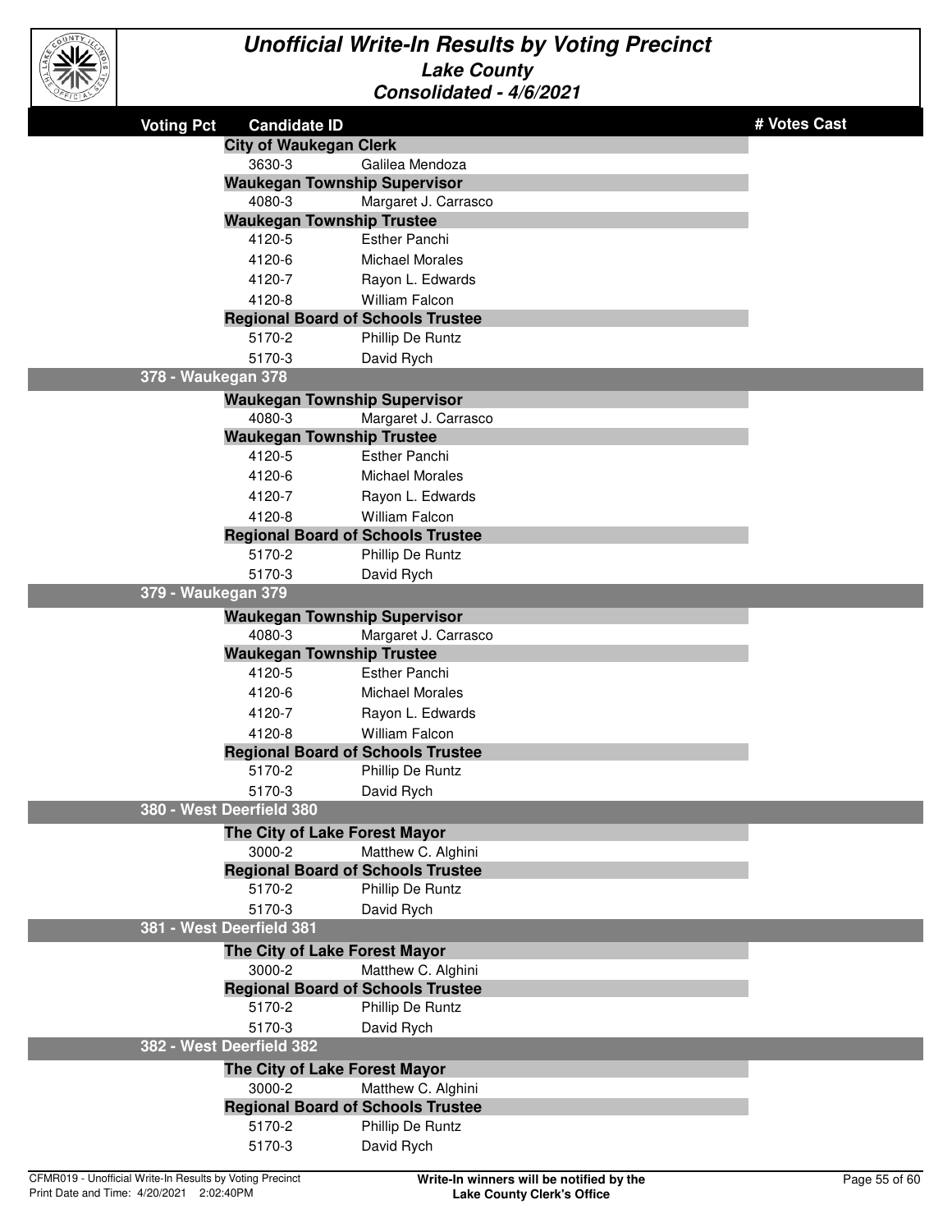# Unofficial Write-In Results by Voting Precinct

## Lake County

### Consolidated - 4/6/2021

| Voting Pct | Candidate ID | | # Votes Cast |
|---|---|---|---|
| | **City of Waukegan Clerk** | | |
| | 3630-3 | Galilea Mendoza | |
| | **Waukegan Township Supervisor** | | |
| | 4080-3 | Margaret J. Carrasco | |
| | **Waukegan Township Trustee** | | |
| | 4120-5 | Esther Panchi | |
| | 4120-6 | Michael Morales | |
| | 4120-7 | Rayon L. Edwards | |
| | 4120-8 | William Falcon | |
| | **Regional Board of Schools Trustee** | | |
| | 5170-2 | Phillip De Runtz | |
| | 5170-3 | David Rych | |
| **378 - Waukegan 378** | | | |
| | **Waukegan Township Supervisor** | | |
| | 4080-3 | Margaret J. Carrasco | |
| | **Waukegan Township Trustee** | | |
| | 4120-5 | Esther Panchi | |
| | 4120-6 | Michael Morales | |
| | 4120-7 | Rayon L. Edwards | |
| | 4120-8 | William Falcon | |
| | **Regional Board of Schools Trustee** | | |
| | 5170-2 | Phillip De Runtz | |
| | 5170-3 | David Rych | |
| **379 - Waukegan 379** | | | |
| | **Waukegan Township Supervisor** | | |
| | 4080-3 | Margaret J. Carrasco | |
| | **Waukegan Township Trustee** | | |
| | 4120-5 | Esther Panchi | |
| | 4120-6 | Michael Morales | |
| | 4120-7 | Rayon L. Edwards | |
| | 4120-8 | William Falcon | |
| | **Regional Board of Schools Trustee** | | |
| | 5170-2 | Phillip De Runtz | |
| | 5170-3 | David Rych | |
| **380 - West Deerfield 380** | | | |
| | **The City of Lake Forest Mayor** | | |
| | 3000-2 | Matthew C. Alghini | |
| | **Regional Board of Schools Trustee** | | |
| | 5170-2 | Phillip De Runtz | |
| | 5170-3 | David Rych | |
| **381 - West Deerfield 381** | | | |
| | **The City of Lake Forest Mayor** | | |
| | 3000-2 | Matthew C. Alghini | |
| | **Regional Board of Schools Trustee** | | |
| | 5170-2 | Phillip De Runtz | |
| | 5170-3 | David Rych | |
| **382 - West Deerfield 382** | | | |
| | **The City of Lake Forest Mayor** | | |
| | 3000-2 | Matthew C. Alghini | |
| | **Regional Board of Schools Trustee** | | |
| | 5170-2 | Phillip De Runtz | |
| | 5170-3 | David Rych | |

CFMR019 - Unofficial Write-In Results by Voting Precinct
Print Date and Time: 4/20/2021 2:02:40PM

**Write-In winners will be notified by the Lake County Clerk's Office**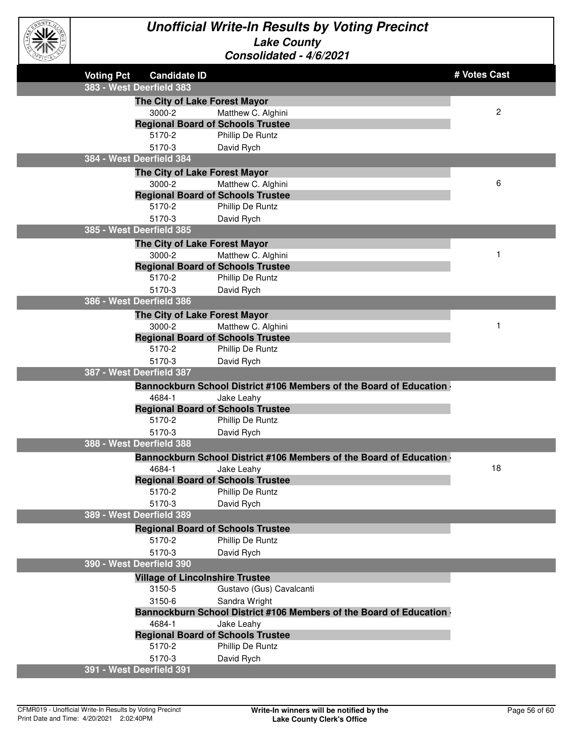# Unofficial Write-In Results by Voting Precinct

## Lake County

### Consolidated - 4/6/2021

| Voting Pct | Candidate ID | | # Votes Cast |
|---|---|---|---|
| **383 - West Deerfield 383** | | | |
| | **The City of Lake Forest Mayor** | | |
| | 3000-2 | Matthew C. Alghini | 2 |
| | **Regional Board of Schools Trustee** | | |
| | 5170-2 | Phillip De Runtz | |
| | 5170-3 | David Rych | |
| **384 - West Deerfield 384** | | | |
| | **The City of Lake Forest Mayor** | | |
| | 3000-2 | Matthew C. Alghini | 6 |
| | **Regional Board of Schools Trustee** | | |
| | 5170-2 | Phillip De Runtz | |
| | 5170-3 | David Rych | |
| **385 - West Deerfield 385** | | | |
| | **The City of Lake Forest Mayor** | | |
| | 3000-2 | Matthew C. Alghini | 1 |
| | **Regional Board of Schools Trustee** | | |
| | 5170-2 | Phillip De Runtz | |
| | 5170-3 | David Rych | |
| **386 - West Deerfield 386** | | | |
| | **The City of Lake Forest Mayor** | | |
| | 3000-2 | Matthew C. Alghini | 1 |
| | **Regional Board of Schools Trustee** | | |
| | 5170-2 | Phillip De Runtz | |
| | 5170-3 | David Rych | |
| **387 - West Deerfield 387** | | | |
| | **Bannockburn School District #106 Members of the Board of Education -** | | |
| | 4684-1 | Jake Leahy | |
| | **Regional Board of Schools Trustee** | | |
| | 5170-2 | Phillip De Runtz | |
| | 5170-3 | David Rych | |
| **388 - West Deerfield 388** | | | |
| | **Bannockburn School District #106 Members of the Board of Education -** | | |
| | 4684-1 | Jake Leahy | 18 |
| | **Regional Board of Schools Trustee** | | |
| | 5170-2 | Phillip De Runtz | |
| | 5170-3 | David Rych | |
| **389 - West Deerfield 389** | | | |
| | **Regional Board of Schools Trustee** | | |
| | 5170-2 | Phillip De Runtz | |
| | 5170-3 | David Rych | |
| **390 - West Deerfield 390** | | | |
| | **Village of Lincolnshire Trustee** | | |
| | 3150-5 | Gustavo (Gus) Cavalcanti | |
| | 3150-6 | Sandra Wright | |
| | **Bannockburn School District #106 Members of the Board of Education -** | | |
| | 4684-1 | Jake Leahy | |
| | **Regional Board of Schools Trustee** | | |
| | 5170-2 | Phillip De Runtz | |
| | 5170-3 | David Rych | |
| **391 - West Deerfield 391** | | | |

CFMR019 - Unofficial Write-In Results by Voting Precinct
Print Date and Time: 4/20/2021 2:02:40PM

**Write-In winners will be notified by the Lake County Clerk's Office**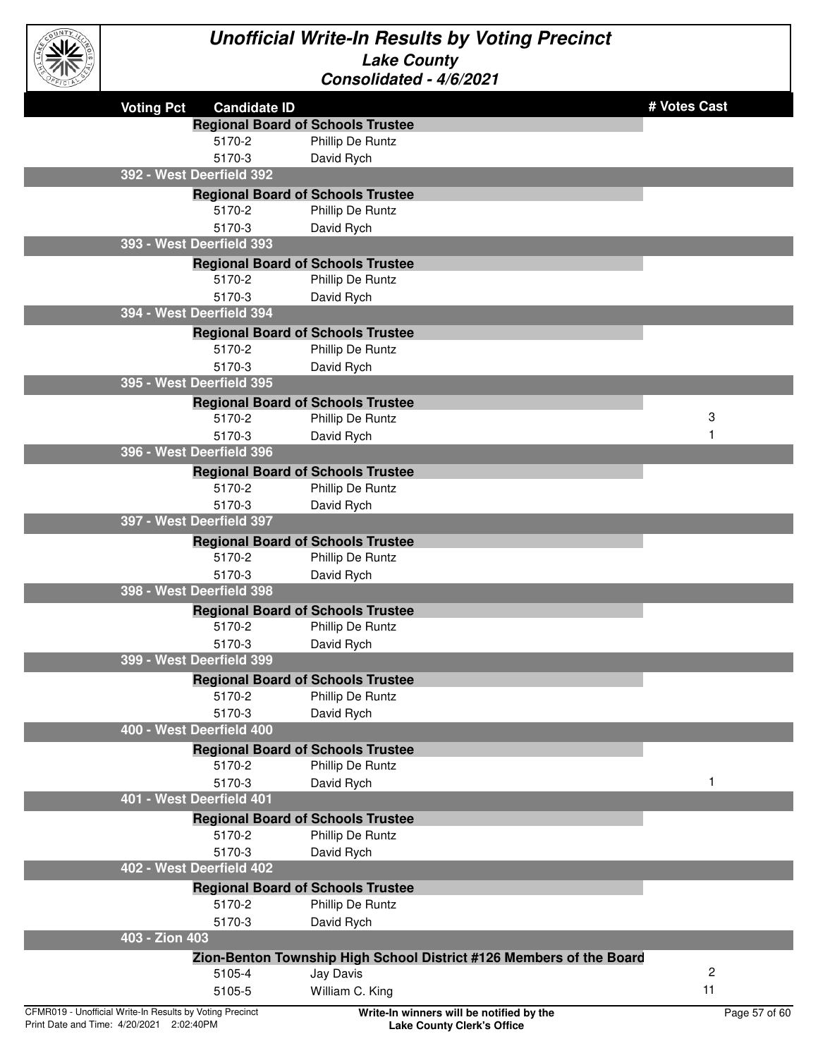# Unofficial Write-In Results by Voting Precinct

## Lake County

### Consolidated - 4/6/2021

| Voting Pct | Candidate ID | | # Votes Cast |
|---|---|---|---|
| | **Regional Board of Schools Trustee** | | |
| | 5170-2 | Phillip De Runtz | |
| | 5170-3 | David Rych | |
| **392 - West Deerfield 392** | | | |
| | **Regional Board of Schools Trustee** | | |
| | 5170-2 | Phillip De Runtz | |
| | 5170-3 | David Rych | |
| **393 - West Deerfield 393** | | | |
| | **Regional Board of Schools Trustee** | | |
| | 5170-2 | Phillip De Runtz | |
| | 5170-3 | David Rych | |
| **394 - West Deerfield 394** | | | |
| | **Regional Board of Schools Trustee** | | |
| | 5170-2 | Phillip De Runtz | |
| | 5170-3 | David Rych | |
| **395 - West Deerfield 395** | | | |
| | **Regional Board of Schools Trustee** | | |
| | 5170-2 | Phillip De Runtz | 3 |
| | 5170-3 | David Rych | 1 |
| **396 - West Deerfield 396** | | | |
| | **Regional Board of Schools Trustee** | | |
| | 5170-2 | Phillip De Runtz | |
| | 5170-3 | David Rych | |
| **397 - West Deerfield 397** | | | |
| | **Regional Board of Schools Trustee** | | |
| | 5170-2 | Phillip De Runtz | |
| | 5170-3 | David Rych | |
| **398 - West Deerfield 398** | | | |
| | **Regional Board of Schools Trustee** | | |
| | 5170-2 | Phillip De Runtz | |
| | 5170-3 | David Rych | |
| **399 - West Deerfield 399** | | | |
| | **Regional Board of Schools Trustee** | | |
| | 5170-2 | Phillip De Runtz | |
| | 5170-3 | David Rych | |
| **400 - West Deerfield 400** | | | |
| | **Regional Board of Schools Trustee** | | |
| | 5170-2 | Phillip De Runtz | |
| | 5170-3 | David Rych | 1 |
| **401 - West Deerfield 401** | | | |
| | **Regional Board of Schools Trustee** | | |
| | 5170-2 | Phillip De Runtz | |
| | 5170-3 | David Rych | |
| **402 - West Deerfield 402** | | | |
| | **Regional Board of Schools Trustee** | | |
| | 5170-2 | Phillip De Runtz | |
| | 5170-3 | David Rych | |
| **403 - Zion 403** | | | |
| | **Zion-Benton Township High School District #126 Members of the Board** | | |
| | 5105-4 | Jay Davis | 2 |
| | 5105-5 | William C. King | 11 |

CFMR019 - Unofficial Write-In Results by Voting Precinct
Print Date and Time: 4/20/2021 2:02:40PM

**Write-In winners will be notified by the Lake County Clerk's Office**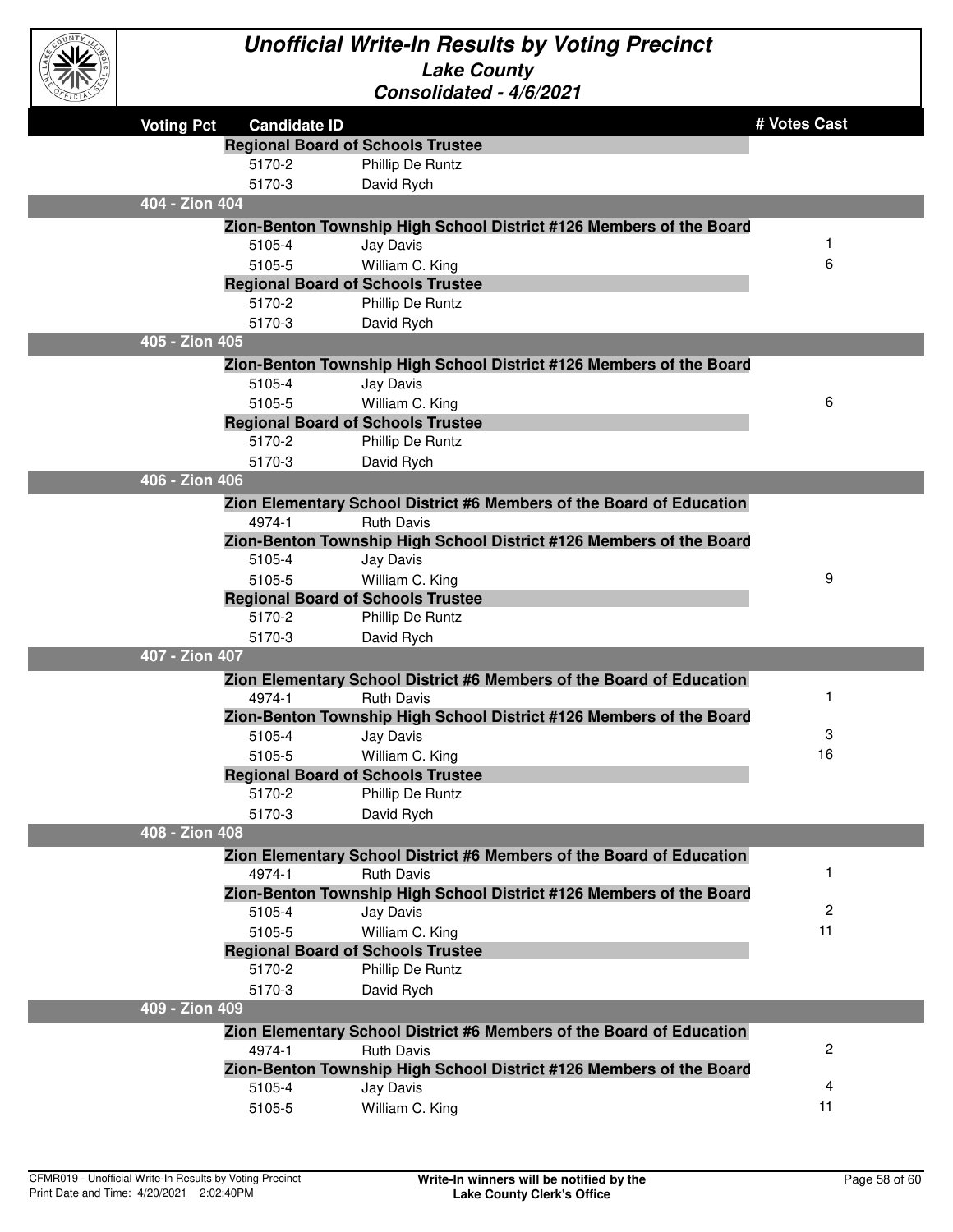# Unofficial Write-In Results by Voting Precinct
## Lake County
### Consolidated - 4/6/2021

| Voting Pct | Candidate ID | | # Votes Cast |
|---|---|---|---|
| | **Regional Board of Schools Trustee** | | |
| | 5170-2 | Phillip De Runtz | |
| | 5170-3 | David Rych | |
| **404 - Zion 404** | | | |
| | **Zion-Benton Township High School District #126 Members of the Board** | | |
| | 5105-4 | Jay Davis | 1 |
| | 5105-5 | William C. King | 6 |
| | **Regional Board of Schools Trustee** | | |
| | 5170-2 | Phillip De Runtz | |
| | 5170-3 | David Rych | |
| **405 - Zion 405** | | | |
| | **Zion-Benton Township High School District #126 Members of the Board** | | |
| | 5105-4 | Jay Davis | |
| | 5105-5 | William C. King | 6 |
| | **Regional Board of Schools Trustee** | | |
| | 5170-2 | Phillip De Runtz | |
| | 5170-3 | David Rych | |
| **406 - Zion 406** | | | |
| | **Zion Elementary School District #6 Members of the Board of Education** | | |
| | 4974-1 | Ruth Davis | |
| | **Zion-Benton Township High School District #126 Members of the Board** | | |
| | 5105-4 | Jay Davis | |
| | 5105-5 | William C. King | 9 |
| | **Regional Board of Schools Trustee** | | |
| | 5170-2 | Phillip De Runtz | |
| | 5170-3 | David Rych | |
| **407 - Zion 407** | | | |
| | **Zion Elementary School District #6 Members of the Board of Education** | | |
| | 4974-1 | Ruth Davis | 1 |
| | **Zion-Benton Township High School District #126 Members of the Board** | | |
| | 5105-4 | Jay Davis | 3 |
| | 5105-5 | William C. King | 16 |
| | **Regional Board of Schools Trustee** | | |
| | 5170-2 | Phillip De Runtz | |
| | 5170-3 | David Rych | |
| **408 - Zion 408** | | | |
| | **Zion Elementary School District #6 Members of the Board of Education** | | |
| | 4974-1 | Ruth Davis | 1 |
| | **Zion-Benton Township High School District #126 Members of the Board** | | |
| | 5105-4 | Jay Davis | 2 |
| | 5105-5 | William C. King | 11 |
| | **Regional Board of Schools Trustee** | | |
| | 5170-2 | Phillip De Runtz | |
| | 5170-3 | David Rych | |
| **409 - Zion 409** | | | |
| | **Zion Elementary School District #6 Members of the Board of Education** | | |
| | 4974-1 | Ruth Davis | 2 |
| | **Zion-Benton Township High School District #126 Members of the Board** | | |
| | 5105-4 | Jay Davis | 4 |
| | 5105-5 | William C. King | 11 |

CFMR019 - Unofficial Write-In Results by Voting Precinct
Print Date and Time: 4/20/2021 2:02:40PM

**Write-In winners will be notified by the Lake County Clerk's Office**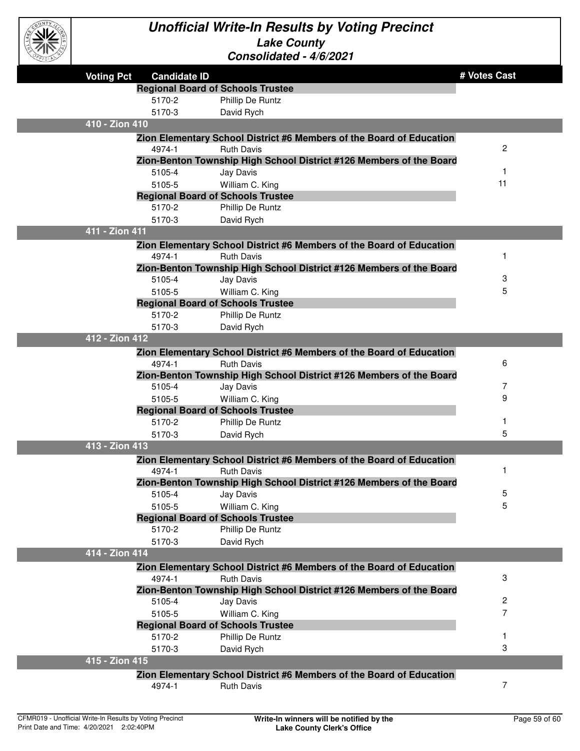# Unofficial Write-In Results by Voting Precinct

## Lake County

### Consolidated - 4/6/2021

| Voting Pct | Candidate ID | | # Votes Cast |
|---|---|---|---|
| | **Regional Board of Schools Trustee** | | |
| | 5170-2 | Phillip De Runtz | |
| | 5170-3 | David Rych | |
| **410 - Zion 410** | | | |
| | **Zion Elementary School District #6 Members of the Board of Education** | | |
| | 4974-1 | Ruth Davis | 2 |
| | **Zion-Benton Township High School District #126 Members of the Board** | | |
| | 5105-4 | Jay Davis | 1 |
| | 5105-5 | William C. King | 11 |
| | **Regional Board of Schools Trustee** | | |
| | 5170-2 | Phillip De Runtz | |
| | 5170-3 | David Rych | |
| **411 - Zion 411** | | | |
| | **Zion Elementary School District #6 Members of the Board of Education** | | |
| | 4974-1 | Ruth Davis | 1 |
| | **Zion-Benton Township High School District #126 Members of the Board** | | |
| | 5105-4 | Jay Davis | 3 |
| | 5105-5 | William C. King | 5 |
| | **Regional Board of Schools Trustee** | | |
| | 5170-2 | Phillip De Runtz | |
| | 5170-3 | David Rych | |
| **412 - Zion 412** | | | |
| | **Zion Elementary School District #6 Members of the Board of Education** | | |
| | 4974-1 | Ruth Davis | 6 |
| | **Zion-Benton Township High School District #126 Members of the Board** | | |
| | 5105-4 | Jay Davis | 7 |
| | 5105-5 | William C. King | 9 |
| | **Regional Board of Schools Trustee** | | |
| | 5170-2 | Phillip De Runtz | 1 |
| | 5170-3 | David Rych | 5 |
| **413 - Zion 413** | | | |
| | **Zion Elementary School District #6 Members of the Board of Education** | | |
| | 4974-1 | Ruth Davis | 1 |
| | **Zion-Benton Township High School District #126 Members of the Board** | | |
| | 5105-4 | Jay Davis | 5 |
| | 5105-5 | William C. King | 5 |
| | **Regional Board of Schools Trustee** | | |
| | 5170-2 | Phillip De Runtz | |
| | 5170-3 | David Rych | |
| **414 - Zion 414** | | | |
| | **Zion Elementary School District #6 Members of the Board of Education** | | |
| | 4974-1 | Ruth Davis | 3 |
| | **Zion-Benton Township High School District #126 Members of the Board** | | |
| | 5105-4 | Jay Davis | 2 |
| | 5105-5 | William C. King | 7 |
| | **Regional Board of Schools Trustee** | | |
| | 5170-2 | Phillip De Runtz | 1 |
| | 5170-3 | David Rych | 3 |
| **415 - Zion 415** | | | |
| | **Zion Elementary School District #6 Members of the Board of Education** | | |
| | 4974-1 | Ruth Davis | 7 |

CFMR019 - Unofficial Write-In Results by Voting Precinct
Print Date and Time: 4/20/2021 2:02:40PM

**Write-In winners will be notified by the Lake County Clerk's Office**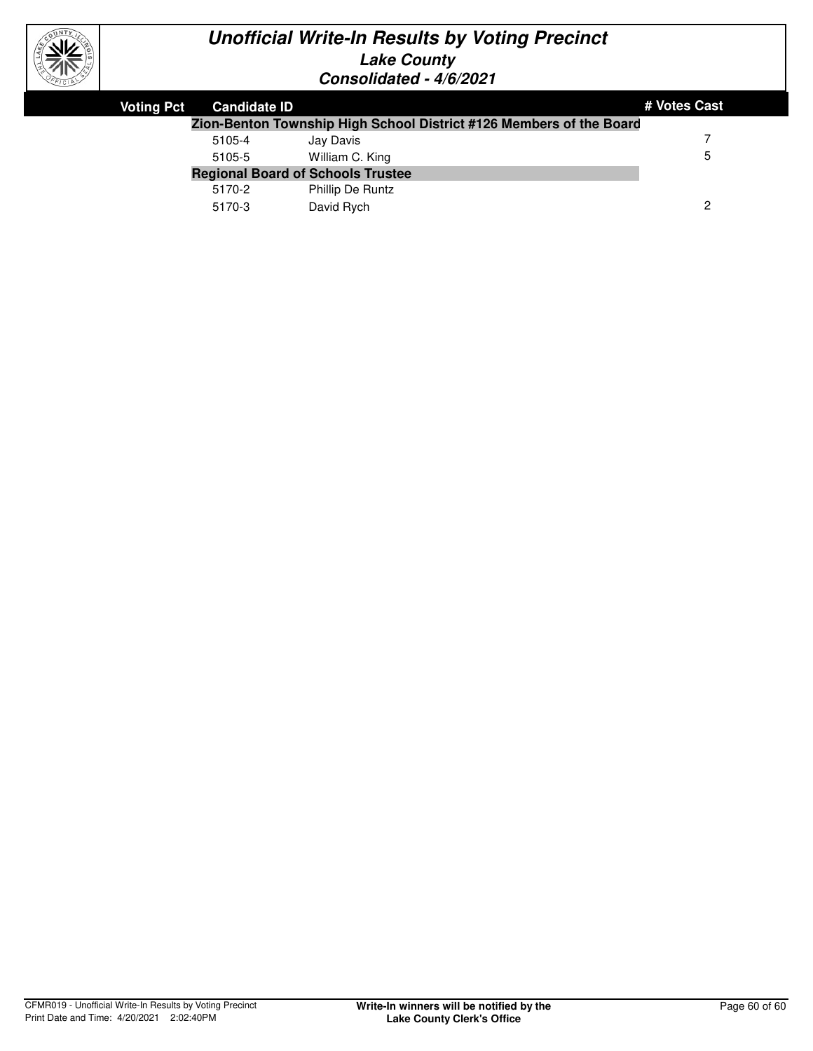# Unofficial Write-In Results by Voting Precinct

## Lake County

### Consolidated - 4/6/2021

| Voting Pct | Candidate ID | | # Votes Cast |
|---|---|---|---|
| | **Zion-Benton Township High School District #126 Members of the Board** | | |
| | 5105-4 | Jay Davis | 7 |
| | 5105-5 | William C. King | 5 |
| | **Regional Board of Schools Trustee** | | |
| | 5170-2 | Phillip De Runtz | |
| | 5170-3 | David Rych | 2 |

CFMR019 - Unofficial Write-In Results by Voting Precinct
Print Date and Time: 4/20/2021 2:02:40PM

**Write-In winners will be notified by the Lake County Clerk's Office**